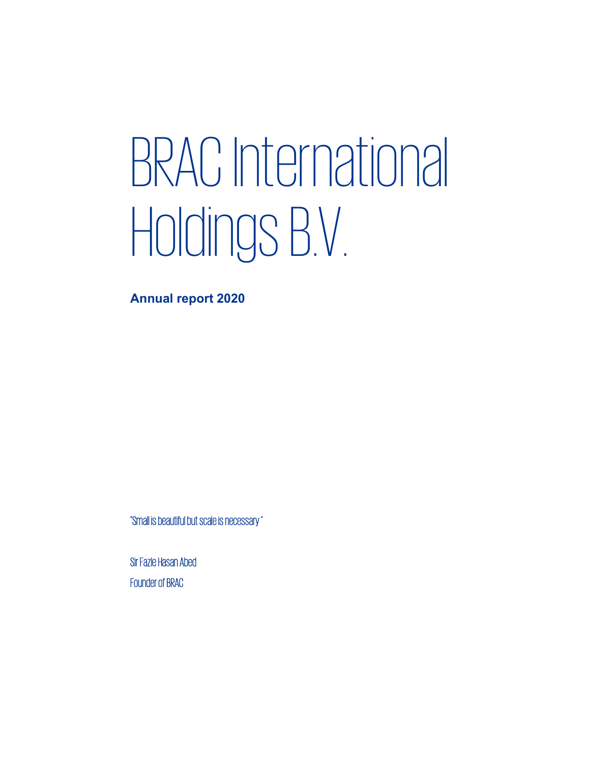# BRAC International Holdings B.V.

**Annual report 2020**

"Small is beautiful but scale is necessary"

Sir Fazle Hasan Abed

Founder of BRAC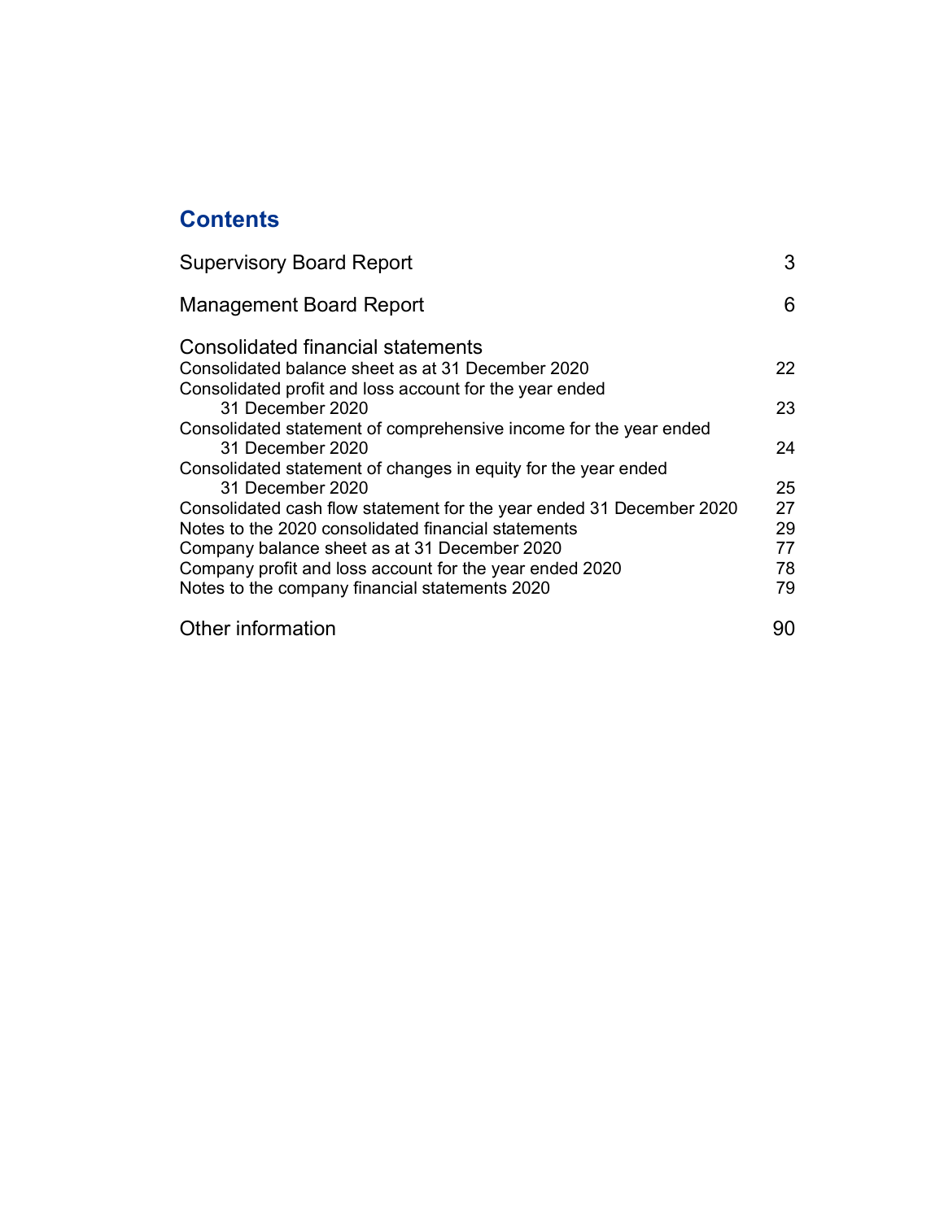# Contents

| | |
|---|---|
| Supervisory Board Report | 3 |
| Management Board Report | 6 |
| **Consolidated financial statements** | |
| Consolidated balance sheet as at 31 December 2020 | 22 |
| Consolidated profit and loss account for the year ended 31 December 2020 | 23 |
| Consolidated statement of comprehensive income for the year ended 31 December 2020 | 24 |
| Consolidated statement of changes in equity for the year ended 31 December 2020 | 25 |
| Consolidated cash flow statement for the year ended 31 December 2020 | 27 |
| Notes to the 2020 consolidated financial statements | 29 |
| Company balance sheet as at 31 December 2020 | 77 |
| Company profit and loss account for the year ended 2020 | 78 |
| Notes to the company financial statements 2020 | 79 |
| Other information | 90 |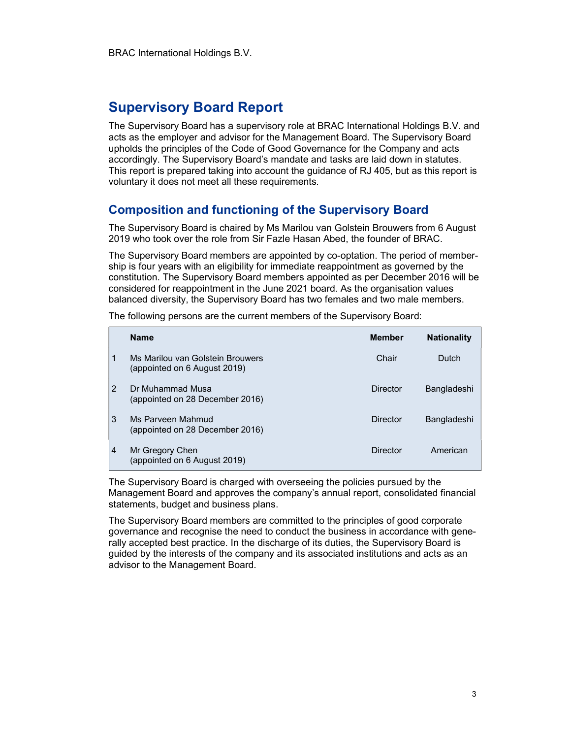# Supervisory Board Report

The Supervisory Board has a supervisory role at BRAC International Holdings B.V. and acts as the employer and advisor for the Management Board. The Supervisory Board upholds the principles of the Code of Good Governance for the Company and acts accordingly. The Supervisory Board's mandate and tasks are laid down in statutes. This report is prepared taking into account the guidance of RJ 405, but as this report is voluntary it does not meet all these requirements.

## Composition and functioning of the Supervisory Board

The Supervisory Board is chaired by Ms Marilou van Golstein Brouwers from 6 August 2019 who took over the role from Sir Fazle Hasan Abed, the founder of BRAC.

The Supervisory Board members are appointed by co-optation. The period of membership is four years with an eligibility for immediate reappointment as governed by the constitution. The Supervisory Board members appointed as per December 2016 will be considered for reappointment in the June 2021 board. As the organisation values balanced diversity, the Supervisory Board has two females and two male members.

The following persons are the current members of the Supervisory Board:

| | Name | Member | Nationality |
|---|---|---|---|
| 1 | Ms Marilou van Golstein Brouwers (appointed on 6 August 2019) | Chair | Dutch |
| 2 | Dr Muhammad Musa (appointed on 28 December 2016) | Director | Bangladeshi |
| 3 | Ms Parveen Mahmud (appointed on 28 December 2016) | Director | Bangladeshi |
| 4 | Mr Gregory Chen (appointed on 6 August 2019) | Director | American |

The Supervisory Board is charged with overseeing the policies pursued by the Management Board and approves the company's annual report, consolidated financial statements, budget and business plans.

The Supervisory Board members are committed to the principles of good corporate governance and recognise the need to conduct the business in accordance with generally accepted best practice. In the discharge of its duties, the Supervisory Board is guided by the interests of the company and its associated institutions and acts as an advisor to the Management Board.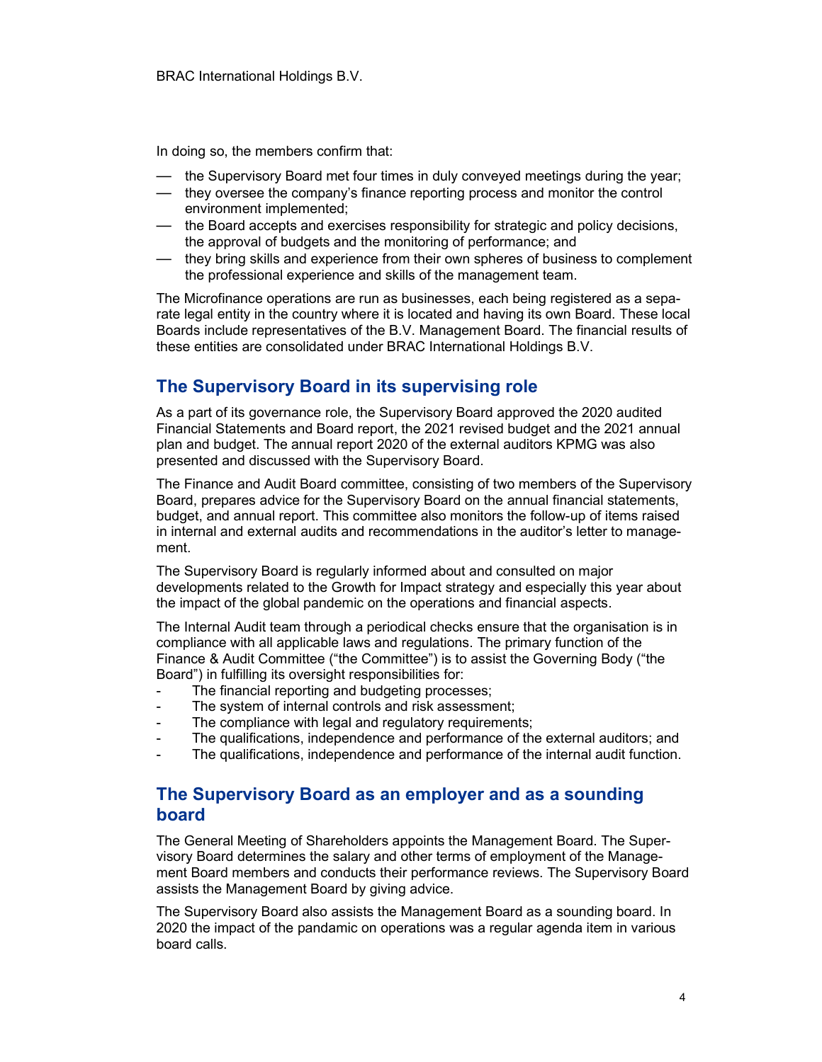In doing so, the members confirm that:

- the Supervisory Board met four times in duly conveyed meetings during the year;
- they oversee the company's finance reporting process and monitor the control environment implemented;
- the Board accepts and exercises responsibility for strategic and policy decisions, the approval of budgets and the monitoring of performance; and
- they bring skills and experience from their own spheres of business to complement the professional experience and skills of the management team.

The Microfinance operations are run as businesses, each being registered as a separate legal entity in the country where it is located and having its own Board. These local Boards include representatives of the B.V. Management Board. The financial results of these entities are consolidated under BRAC International Holdings B.V.

## The Supervisory Board in its supervising role

As a part of its governance role, the Supervisory Board approved the 2020 audited Financial Statements and Board report, the 2021 revised budget and the 2021 annual plan and budget. The annual report 2020 of the external auditors KPMG was also presented and discussed with the Supervisory Board.

The Finance and Audit Board committee, consisting of two members of the Supervisory Board, prepares advice for the Supervisory Board on the annual financial statements, budget, and annual report. This committee also monitors the follow-up of items raised in internal and external audits and recommendations in the auditor's letter to management.

The Supervisory Board is regularly informed about and consulted on major developments related to the Growth for Impact strategy and especially this year about the impact of the global pandemic on the operations and financial aspects.

The Internal Audit team through a periodical checks ensure that the organisation is in compliance with all applicable laws and regulations. The primary function of the Finance & Audit Committee ("the Committee") is to assist the Governing Body ("the Board") in fulfilling its oversight responsibilities for:

- The financial reporting and budgeting processes;
- The system of internal controls and risk assessment;
- The compliance with legal and regulatory requirements;
- The qualifications, independence and performance of the external auditors; and
- The qualifications, independence and performance of the internal audit function.

## The Supervisory Board as an employer and as a sounding board

The General Meeting of Shareholders appoints the Management Board. The Supervisory Board determines the salary and other terms of employment of the Management Board members and conducts their performance reviews. The Supervisory Board assists the Management Board by giving advice.

The Supervisory Board also assists the Management Board as a sounding board. In 2020 the impact of the pandamic on operations was a regular agenda item in various board calls.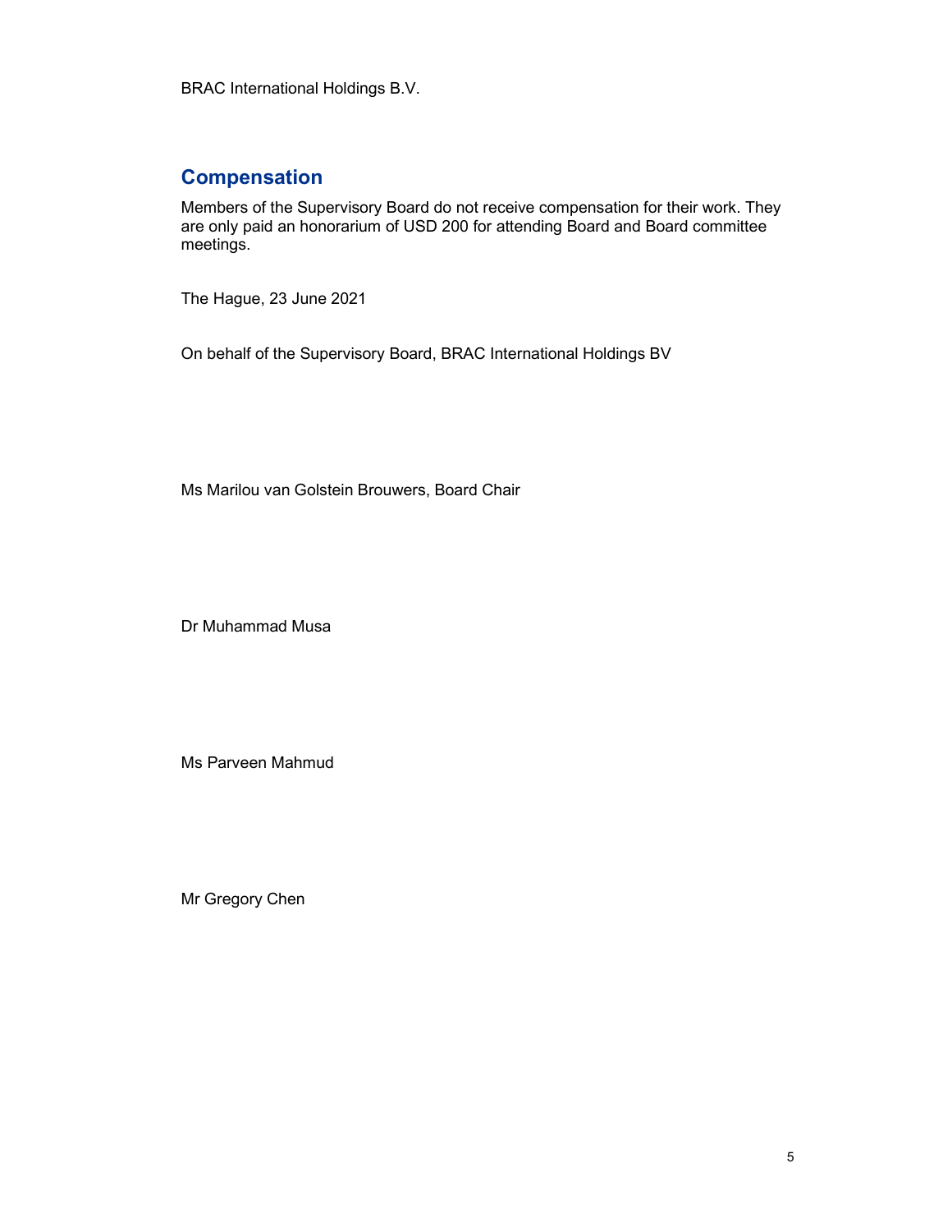## Compensation

Members of the Supervisory Board do not receive compensation for their work. They are only paid an honorarium of USD 200 for attending Board and Board committee meetings.

The Hague, 23 June 2021

On behalf of the Supervisory Board, BRAC International Holdings BV

Ms Marilou van Golstein Brouwers, Board Chair

Dr Muhammad Musa

Ms Parveen Mahmud

Mr Gregory Chen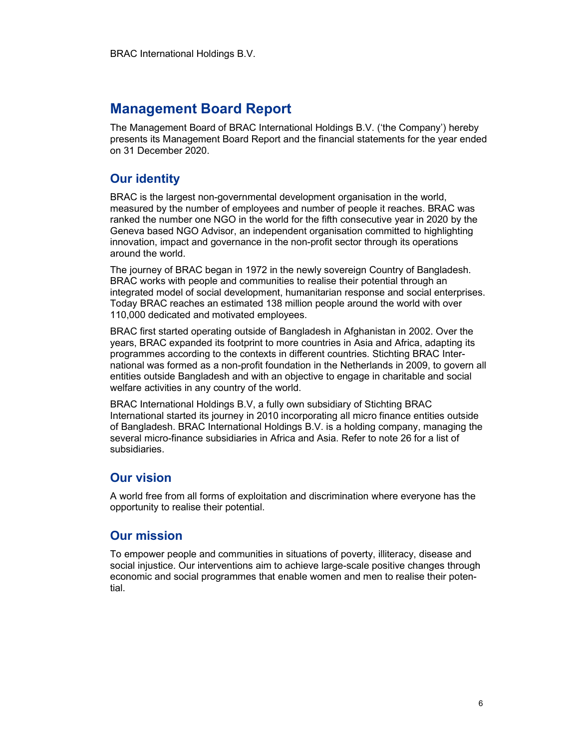# Management Board Report

The Management Board of BRAC International Holdings B.V. ('the Company') hereby presents its Management Board Report and the financial statements for the year ended on 31 December 2020.

## Our identity

BRAC is the largest non-governmental development organisation in the world, measured by the number of employees and number of people it reaches. BRAC was ranked the number one NGO in the world for the fifth consecutive year in 2020 by the Geneva based NGO Advisor, an independent organisation committed to highlighting innovation, impact and governance in the non-profit sector through its operations around the world.

The journey of BRAC began in 1972 in the newly sovereign Country of Bangladesh. BRAC works with people and communities to realise their potential through an integrated model of social development, humanitarian response and social enterprises. Today BRAC reaches an estimated 138 million people around the world with over 110,000 dedicated and motivated employees.

BRAC first started operating outside of Bangladesh in Afghanistan in 2002. Over the years, BRAC expanded its footprint to more countries in Asia and Africa, adapting its programmes according to the contexts in different countries. Stichting BRAC International was formed as a non-profit foundation in the Netherlands in 2009, to govern all entities outside Bangladesh and with an objective to engage in charitable and social welfare activities in any country of the world.

BRAC International Holdings B.V, a fully own subsidiary of Stichting BRAC International started its journey in 2010 incorporating all micro finance entities outside of Bangladesh. BRAC International Holdings B.V. is a holding company, managing the several micro-finance subsidiaries in Africa and Asia. Refer to note 26 for a list of subsidiaries.

## Our vision

A world free from all forms of exploitation and discrimination where everyone has the opportunity to realise their potential.

## Our mission

To empower people and communities in situations of poverty, illiteracy, disease and social injustice. Our interventions aim to achieve large-scale positive changes through economic and social programmes that enable women and men to realise their potential.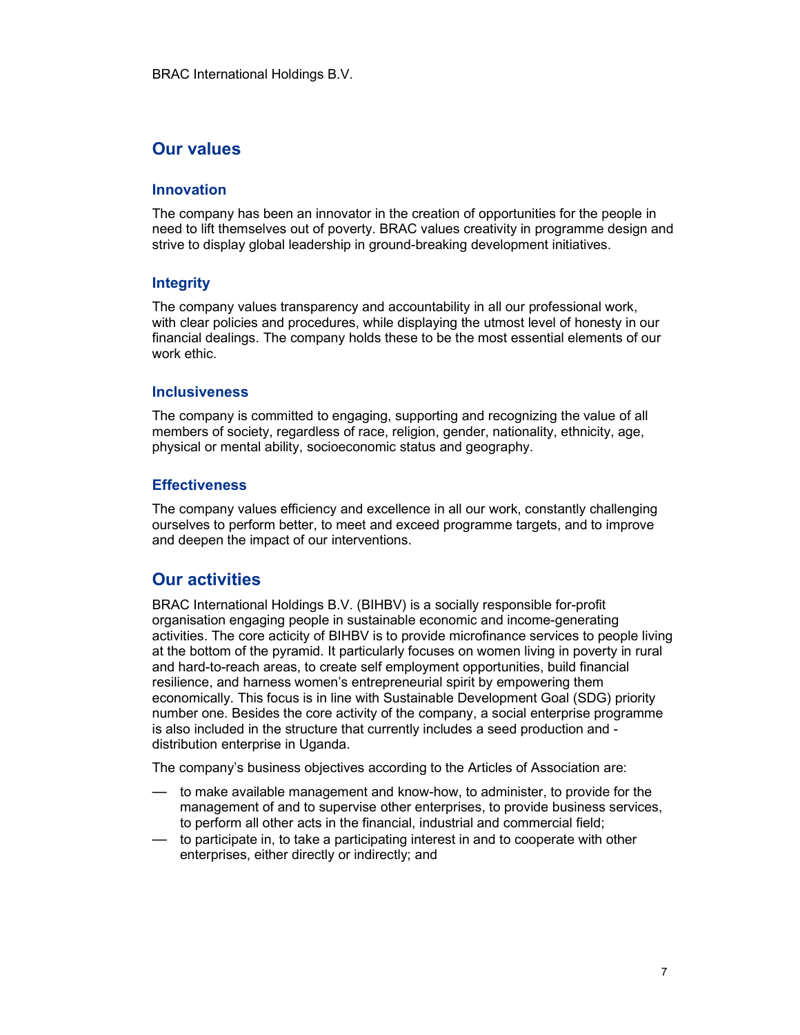## Our values

### Innovation

The company has been an innovator in the creation of opportunities for the people in need to lift themselves out of poverty. BRAC values creativity in programme design and strive to display global leadership in ground-breaking development initiatives.

### Integrity

The company values transparency and accountability in all our professional work, with clear policies and procedures, while displaying the utmost level of honesty in our financial dealings. The company holds these to be the most essential elements of our work ethic.

### Inclusiveness

The company is committed to engaging, supporting and recognizing the value of all members of society, regardless of race, religion, gender, nationality, ethnicity, age, physical or mental ability, socioeconomic status and geography.

### Effectiveness

The company values efficiency and excellence in all our work, constantly challenging ourselves to perform better, to meet and exceed programme targets, and to improve and deepen the impact of our interventions.

## Our activities

BRAC International Holdings B.V. (BIHBV) is a socially responsible for-profit organisation engaging people in sustainable economic and income-generating activities. The core acticity of BIHBV is to provide microfinance services to people living at the bottom of the pyramid. It particularly focuses on women living in poverty in rural and hard-to-reach areas, to create self employment opportunities, build financial resilience, and harness women's entrepreneurial spirit by empowering them economically. This focus is in line with Sustainable Development Goal (SDG) priority number one. Besides the core activity of the company, a social enterprise programme is also included in the structure that currently includes a seed production and -distribution enterprise in Uganda.

The company's business objectives according to the Articles of Association are:

- to make available management and know-how, to administer, to provide for the management of and to supervise other enterprises, to provide business services, to perform all other acts in the financial, industrial and commercial field;
- to participate in, to take a participating interest in and to cooperate with other enterprises, either directly or indirectly; and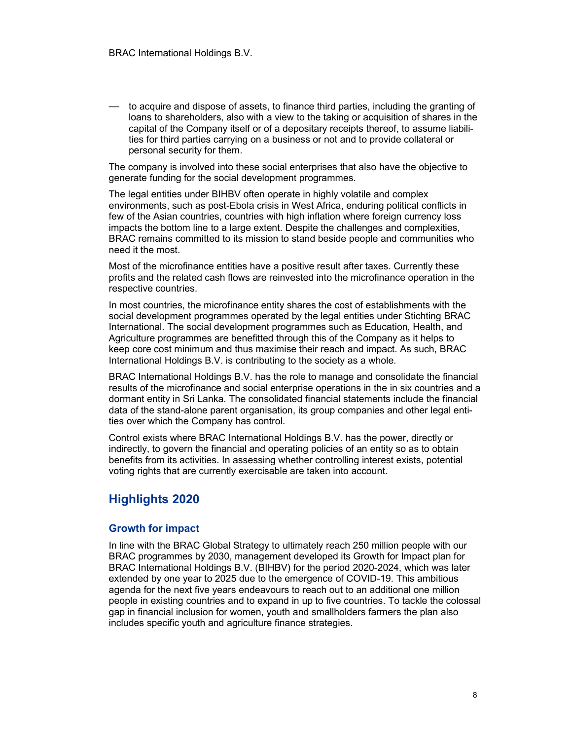- to acquire and dispose of assets, to finance third parties, including the granting of loans to shareholders, also with a view to the taking or acquisition of shares in the capital of the Company itself or of a depositary receipts thereof, to assume liabilities for third parties carrying on a business or not and to provide collateral or personal security for them.

The company is involved into these social enterprises that also have the objective to generate funding for the social development programmes.

The legal entities under BIHBV often operate in highly volatile and complex environments, such as post-Ebola crisis in West Africa, enduring political conflicts in few of the Asian countries, countries with high inflation where foreign currency loss impacts the bottom line to a large extent. Despite the challenges and complexities, BRAC remains committed to its mission to stand beside people and communities who need it the most.

Most of the microfinance entities have a positive result after taxes. Currently these profits and the related cash flows are reinvested into the microfinance operation in the respective countries.

In most countries, the microfinance entity shares the cost of establishments with the social development programmes operated by the legal entities under Stichting BRAC International. The social development programmes such as Education, Health, and Agriculture programmes are benefitted through this of the Company as it helps to keep core cost minimum and thus maximise their reach and impact. As such, BRAC International Holdings B.V. is contributing to the society as a whole.

BRAC International Holdings B.V. has the role to manage and consolidate the financial results of the microfinance and social enterprise operations in the in six countries and a dormant entity in Sri Lanka. The consolidated financial statements include the financial data of the stand-alone parent organisation, its group companies and other legal entities over which the Company has control.

Control exists where BRAC International Holdings B.V. has the power, directly or indirectly, to govern the financial and operating policies of an entity so as to obtain benefits from its activities. In assessing whether controlling interest exists, potential voting rights that are currently exercisable are taken into account.

## Highlights 2020

### Growth for impact

In line with the BRAC Global Strategy to ultimately reach 250 million people with our BRAC programmes by 2030, management developed its Growth for Impact plan for BRAC International Holdings B.V. (BIHBV) for the period 2020-2024, which was later extended by one year to 2025 due to the emergence of COVID-19. This ambitious agenda for the next five years endeavours to reach out to an additional one million people in existing countries and to expand in up to five countries. To tackle the colossal gap in financial inclusion for women, youth and smallholders farmers the plan also includes specific youth and agriculture finance strategies.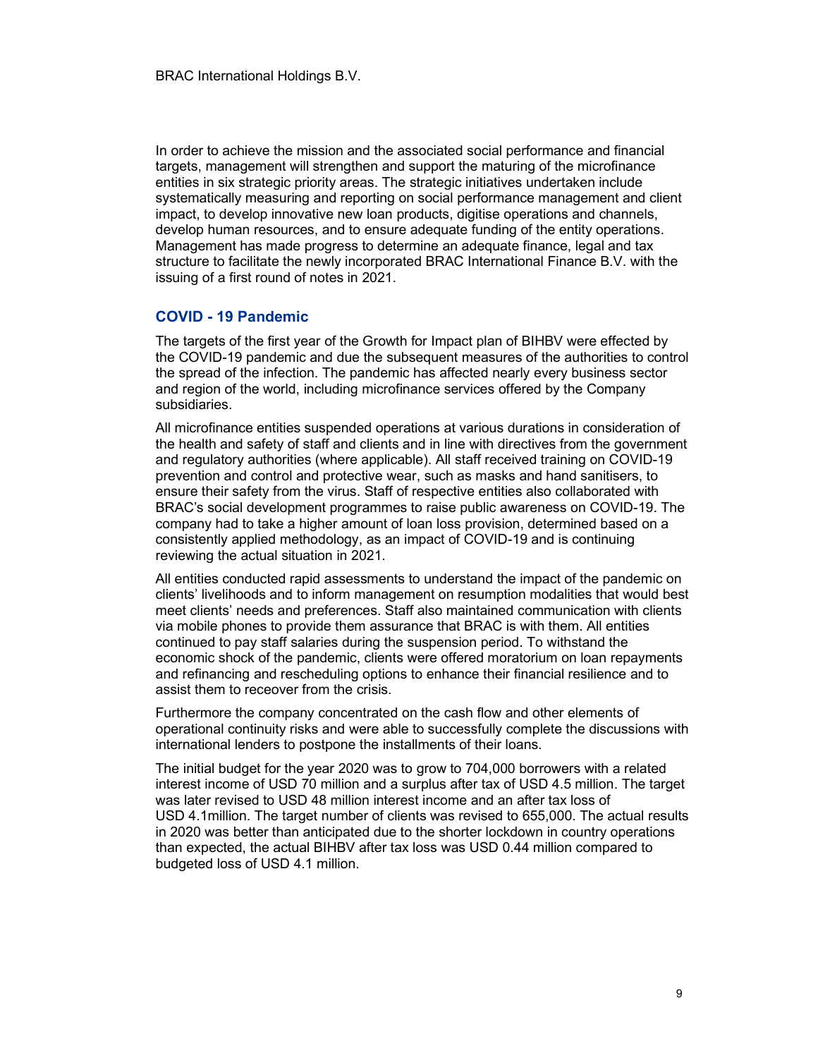In order to achieve the mission and the associated social performance and financial targets, management will strengthen and support the maturing of the microfinance entities in six strategic priority areas. The strategic initiatives undertaken include systematically measuring and reporting on social performance management and client impact, to develop innovative new loan products, digitise operations and channels, develop human resources, and to ensure adequate funding of the entity operations. Management has made progress to determine an adequate finance, legal and tax structure to facilitate the newly incorporated BRAC International Finance B.V. with the issuing of a first round of notes in 2021.

## COVID - 19 Pandemic

The targets of the first year of the Growth for Impact plan of BIHBV were effected by the COVID-19 pandemic and due the subsequent measures of the authorities to control the spread of the infection. The pandemic has affected nearly every business sector and region of the world, including microfinance services offered by the Company subsidiaries.

All microfinance entities suspended operations at various durations in consideration of the health and safety of staff and clients and in line with directives from the government and regulatory authorities (where applicable). All staff received training on COVID-19 prevention and control and protective wear, such as masks and hand sanitisers, to ensure their safety from the virus. Staff of respective entities also collaborated with BRAC's social development programmes to raise public awareness on COVID-19. The company had to take a higher amount of loan loss provision, determined based on a consistently applied methodology, as an impact of COVID-19 and is continuing reviewing the actual situation in 2021.

All entities conducted rapid assessments to understand the impact of the pandemic on clients' livelihoods and to inform management on resumption modalities that would best meet clients' needs and preferences. Staff also maintained communication with clients via mobile phones to provide them assurance that BRAC is with them. All entities continued to pay staff salaries during the suspension period. To withstand the economic shock of the pandemic, clients were offered moratorium on loan repayments and refinancing and rescheduling options to enhance their financial resilience and to assist them to receover from the crisis.

Furthermore the company concentrated on the cash flow and other elements of operational continuity risks and were able to successfully complete the discussions with international lenders to postpone the installments of their loans.

The initial budget for the year 2020 was to grow to 704,000 borrowers with a related interest income of USD 70 million and a surplus after tax of USD 4.5 million. The target was later revised to USD 48 million interest income and an after tax loss of USD 4.1million. The target number of clients was revised to 655,000. The actual results in 2020 was better than anticipated due to the shorter lockdown in country operations than expected, the actual BIHBV after tax loss was USD 0.44 million compared to budgeted loss of USD 4.1 million.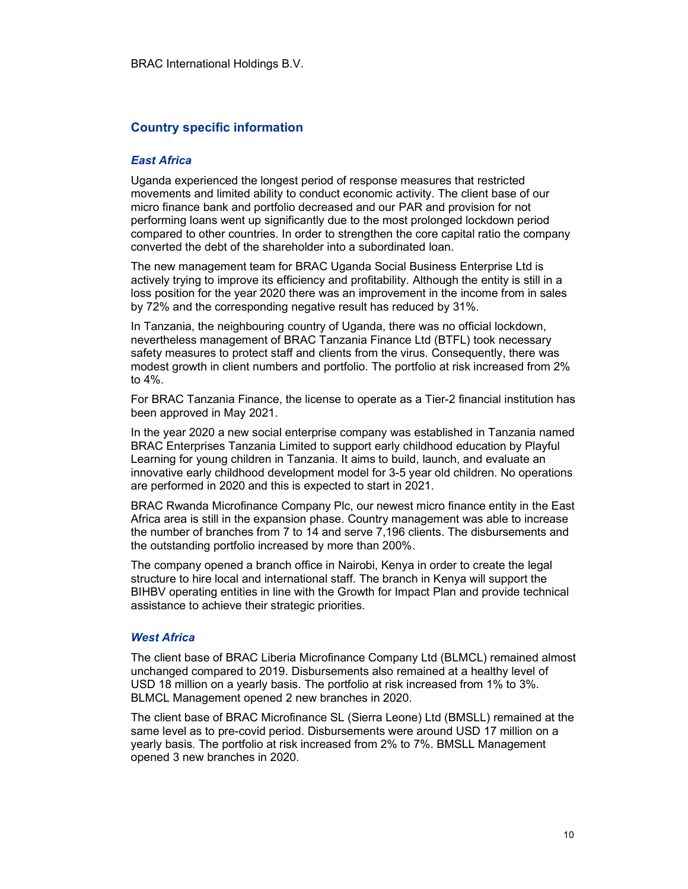## Country specific information

### *East Africa*

Uganda experienced the longest period of response measures that restricted movements and limited ability to conduct economic activity. The client base of our micro finance bank and portfolio decreased and our PAR and provision for not performing loans went up significantly due to the most prolonged lockdown period compared to other countries. In order to strengthen the core capital ratio the company converted the debt of the shareholder into a subordinated loan.

The new management team for BRAC Uganda Social Business Enterprise Ltd is actively trying to improve its efficiency and profitability. Although the entity is still in a loss position for the year 2020 there was an improvement in the income from in sales by 72% and the corresponding negative result has reduced by 31%.

In Tanzania, the neighbouring country of Uganda, there was no official lockdown, nevertheless management of BRAC Tanzania Finance Ltd (BTFL) took necessary safety measures to protect staff and clients from the virus. Consequently, there was modest growth in client numbers and portfolio. The portfolio at risk increased from 2% to 4%.

For BRAC Tanzania Finance, the license to operate as a Tier-2 financial institution has been approved in May 2021.

In the year 2020 a new social enterprise company was established in Tanzania named BRAC Enterprises Tanzania Limited to support early childhood education by Playful Learning for young children in Tanzania. It aims to build, launch, and evaluate an innovative early childhood development model for 3-5 year old children. No operations are performed in 2020 and this is expected to start in 2021.

BRAC Rwanda Microfinance Company Plc, our newest micro finance entity in the East Africa area is still in the expansion phase. Country management was able to increase the number of branches from 7 to 14 and serve 7,196 clients. The disbursements and the outstanding portfolio increased by more than 200%.

The company opened a branch office in Nairobi, Kenya in order to create the legal structure to hire local and international staff. The branch in Kenya will support the BIHBV operating entities in line with the Growth for Impact Plan and provide technical assistance to achieve their strategic priorities.

### *West Africa*

The client base of BRAC Liberia Microfinance Company Ltd (BLMCL) remained almost unchanged compared to 2019. Disbursements also remained at a healthy level of USD 18 million on a yearly basis. The portfolio at risk increased from 1% to 3%. BLMCL Management opened 2 new branches in 2020.

The client base of BRAC Microfinance SL (Sierra Leone) Ltd (BMSLL) remained at the same level as to pre-covid period. Disbursements were around USD 17 million on a yearly basis. The portfolio at risk increased from 2% to 7%. BMSLL Management opened 3 new branches in 2020.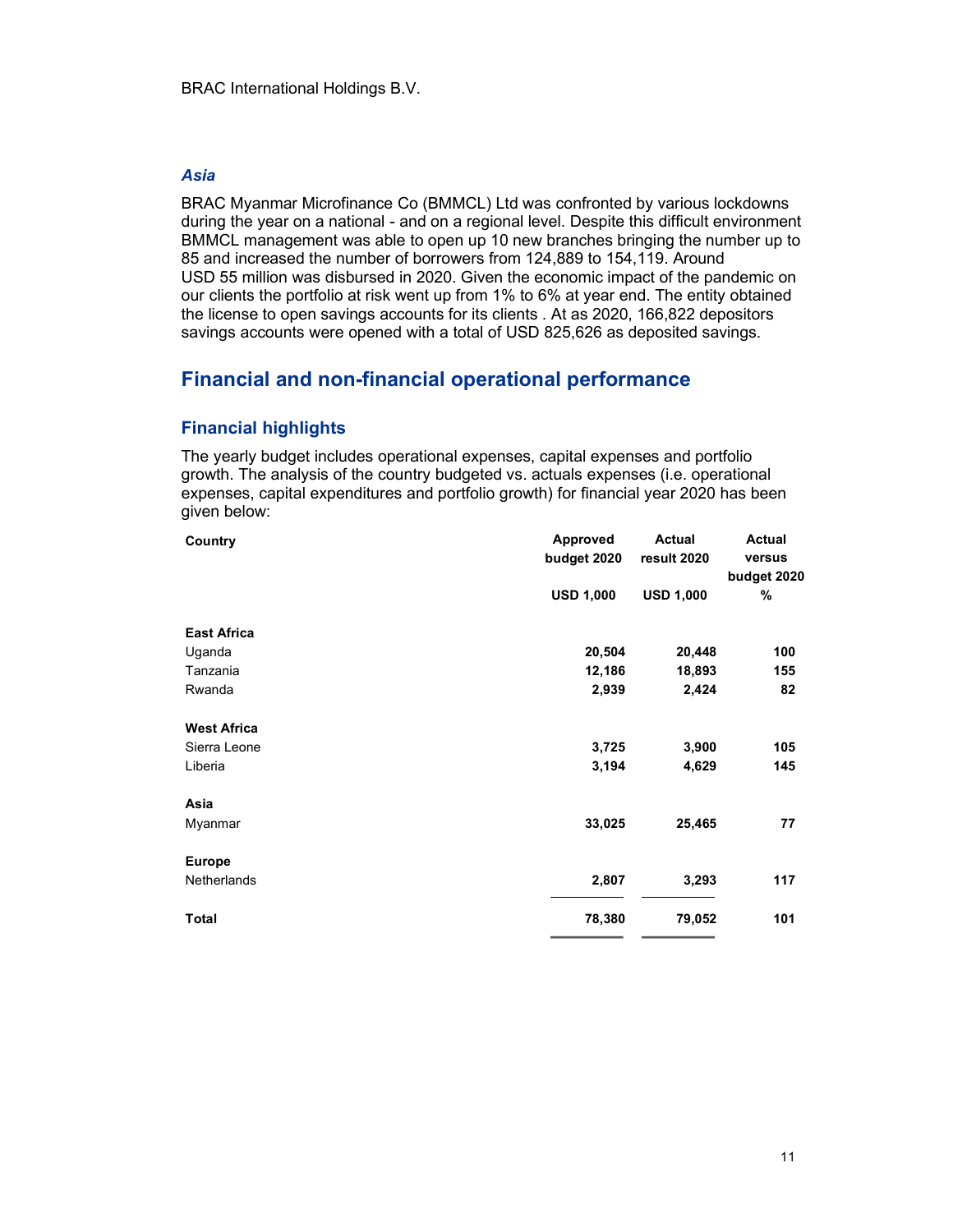### *Asia*

BRAC Myanmar Microfinance Co (BMMCL) Ltd was confronted by various lockdowns during the year on a national - and on a regional level. Despite this difficult environment BMMCL management was able to open up 10 new branches bringing the number up to 85 and increased the number of borrowers from 124,889 to 154,119. Around USD 55 million was disbursed in 2020. Given the economic impact of the pandemic on our clients the portfolio at risk went up from 1% to 6% at year end. The entity obtained the license to open savings accounts for its clients . At as 2020, 166,822 depositors savings accounts were opened with a total of USD 825,626 as deposited savings.

## Financial and non-financial operational performance

### Financial highlights

The yearly budget includes operational expenses, capital expenses and portfolio growth. The analysis of the country budgeted vs. actuals expenses (i.e. operational expenses, capital expenditures and portfolio growth) for financial year 2020 has been given below:

| Country | Approved budget 2020 | Actual result 2020 | Actual versus budget 2020 |
|---|---|---|---|
| | USD 1,000 | USD 1,000 | % |
| **East Africa** | | | |
| Uganda | **20,504** | **20,448** | **100** |
| Tanzania | **12,186** | **18,893** | **155** |
| Rwanda | **2,939** | **2,424** | **82** |
| **West Africa** | | | |
| Sierra Leone | **3,725** | **3,900** | **105** |
| Liberia | **3,194** | **4,629** | **145** |
| **Asia** | | | |
| Myanmar | **33,025** | **25,465** | **77** |
| **Europe** | | | |
| Netherlands | **2,807** | **3,293** | **117** |
| **Total** | **78,380** | **79,052** | **101** |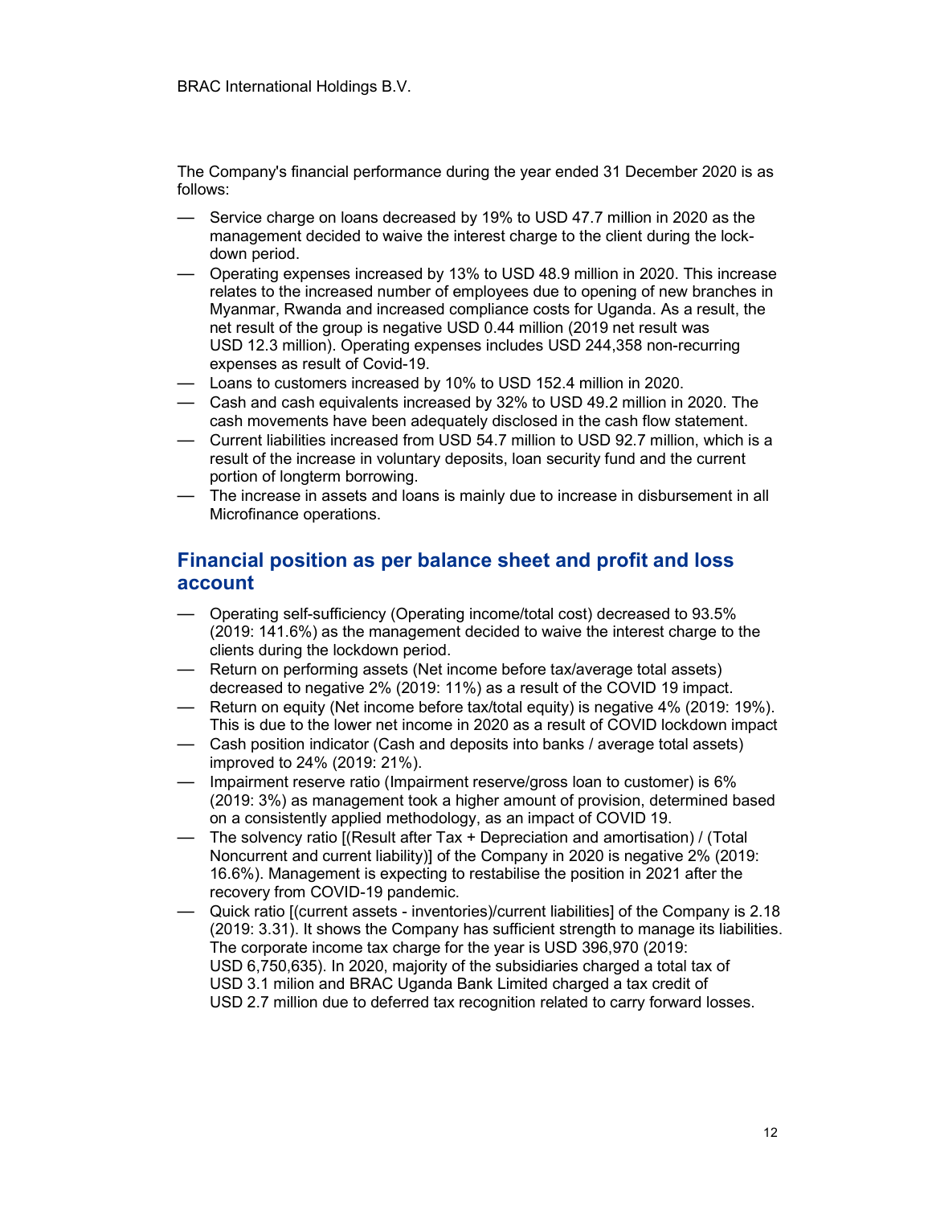The Company's financial performance during the year ended 31 December 2020 is as follows:

- Service charge on loans decreased by 19% to USD 47.7 million in 2020 as the management decided to waive the interest charge to the client during the lock-down period.
- Operating expenses increased by 13% to USD 48.9 million in 2020. This increase relates to the increased number of employees due to opening of new branches in Myanmar, Rwanda and increased compliance costs for Uganda. As a result, the net result of the group is negative USD 0.44 million (2019 net result was USD 12.3 million). Operating expenses includes USD 244,358 non-recurring expenses as result of Covid-19.
- Loans to customers increased by 10% to USD 152.4 million in 2020.
- Cash and cash equivalents increased by 32% to USD 49.2 million in 2020. The cash movements have been adequately disclosed in the cash flow statement.
- Current liabilities increased from USD 54.7 million to USD 92.7 million, which is a result of the increase in voluntary deposits, loan security fund and the current portion of longterm borrowing.
- The increase in assets and loans is mainly due to increase in disbursement in all Microfinance operations.

## Financial position as per balance sheet and profit and loss account

- Operating self-sufficiency (Operating income/total cost) decreased to 93.5% (2019: 141.6%) as the management decided to waive the interest charge to the clients during the lockdown period.
- Return on performing assets (Net income before tax/average total assets) decreased to negative 2% (2019: 11%) as a result of the COVID 19 impact.
- Return on equity (Net income before tax/total equity) is negative 4% (2019: 19%). This is due to the lower net income in 2020 as a result of COVID lockdown impact
- Cash position indicator (Cash and deposits into banks / average total assets) improved to 24% (2019: 21%).
- Impairment reserve ratio (Impairment reserve/gross loan to customer) is 6% (2019: 3%) as management took a higher amount of provision, determined based on a consistently applied methodology, as an impact of COVID 19.
- The solvency ratio [(Result after Tax + Depreciation and amortisation) / (Total Noncurrent and current liability)] of the Company in 2020 is negative 2% (2019: 16.6%). Management is expecting to restabilise the position in 2021 after the recovery from COVID-19 pandemic.
- Quick ratio [(current assets - inventories)/current liabilities] of the Company is 2.18 (2019: 3.31). It shows the Company has sufficient strength to manage its liabilities. The corporate income tax charge for the year is USD 396,970 (2019: USD 6,750,635). In 2020, majority of the subsidiaries charged a total tax of USD 3.1 milion and BRAC Uganda Bank Limited charged a tax credit of USD 2.7 million due to deferred tax recognition related to carry forward losses.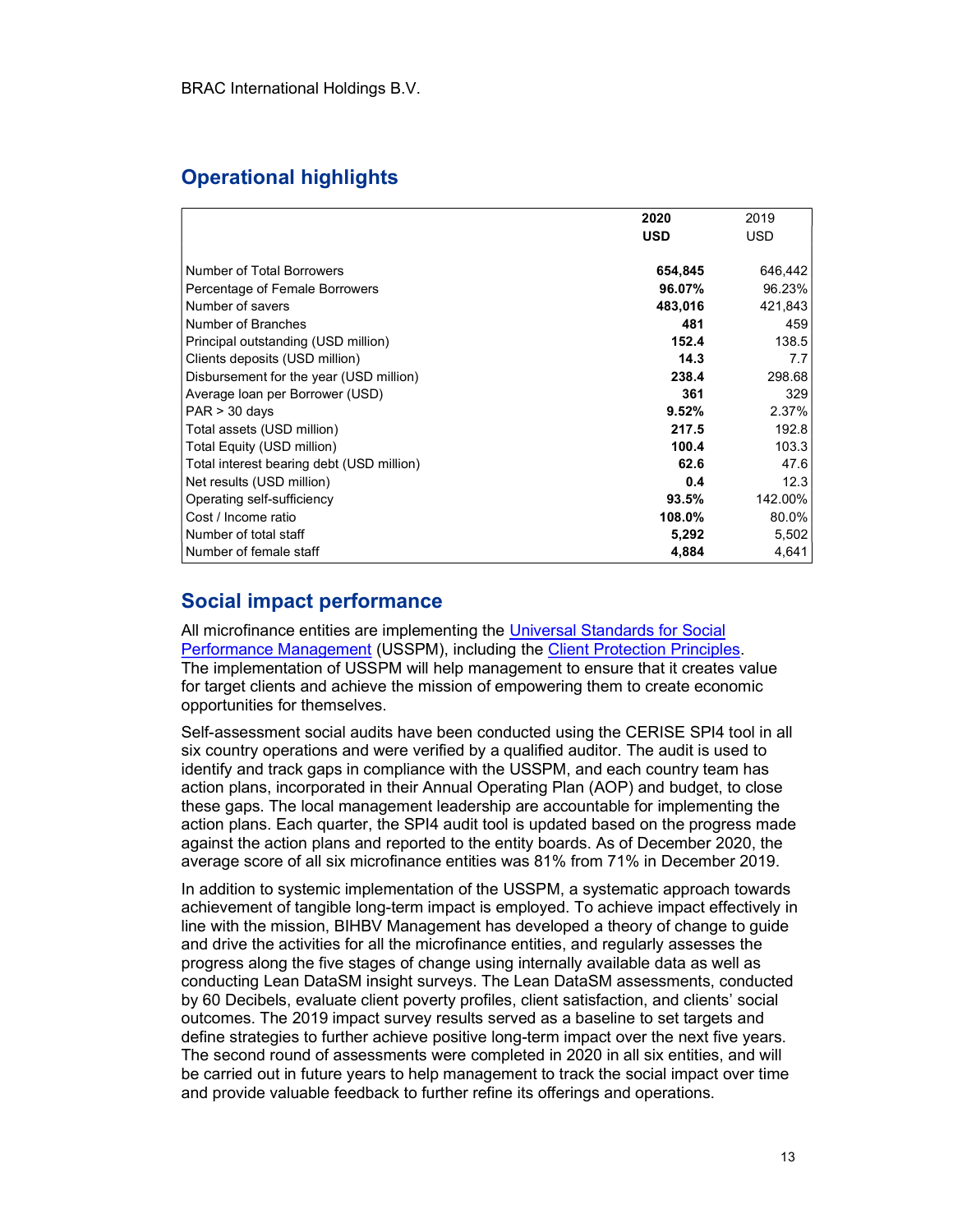## Operational highlights

| | 2020 USD | 2019 USD |
|---|---|---|
| Number of Total Borrowers | **654,845** | 646,442 |
| Percentage of Female Borrowers | **96.07%** | 96.23% |
| Number of savers | **483,016** | 421,843 |
| Number of Branches | **481** | 459 |
| Principal outstanding (USD million) | **152.4** | 138.5 |
| Clients deposits (USD million) | **14.3** | 7.7 |
| Disbursement for the year (USD million) | **238.4** | 298.68 |
| Average loan per Borrower (USD) | **361** | 329 |
| PAR > 30 days | **9.52%** | 2.37% |
| Total assets (USD million) | **217.5** | 192.8 |
| Total Equity (USD million) | **100.4** | 103.3 |
| Total interest bearing debt (USD million) | **62.6** | 47.6 |
| Net results (USD million) | **0.4** | 12.3 |
| Operating self-sufficiency | **93.5%** | 142.00% |
| Cost / Income ratio | **108.0%** | 80.0% |
| Number of total staff | **5,292** | 5,502 |
| Number of female staff | **4,884** | 4,641 |

## Social impact performance

All microfinance entities are implementing the Universal Standards for Social Performance Management (USSPM), including the Client Protection Principles. The implementation of USSPM will help management to ensure that it creates value for target clients and achieve the mission of empowering them to create economic opportunities for themselves.

Self-assessment social audits have been conducted using the CERISE SPI4 tool in all six country operations and were verified by a qualified auditor. The audit is used to identify and track gaps in compliance with the USSPM, and each country team has action plans, incorporated in their Annual Operating Plan (AOP) and budget, to close these gaps. The local management leadership are accountable for implementing the action plans. Each quarter, the SPI4 audit tool is updated based on the progress made against the action plans and reported to the entity boards. As of December 2020, the average score of all six microfinance entities was 81% from 71% in December 2019.

In addition to systemic implementation of the USSPM, a systematic approach towards achievement of tangible long-term impact is employed. To achieve impact effectively in line with the mission, BIHBV Management has developed a theory of change to guide and drive the activities for all the microfinance entities, and regularly assesses the progress along the five stages of change using internally available data as well as conducting Lean DataSM insight surveys. The Lean DataSM assessments, conducted by 60 Decibels, evaluate client poverty profiles, client satisfaction, and clients' social outcomes. The 2019 impact survey results served as a baseline to set targets and define strategies to further achieve positive long-term impact over the next five years. The second round of assessments were completed in 2020 in all six entities, and will be carried out in future years to help management to track the social impact over time and provide valuable feedback to further refine its offerings and operations.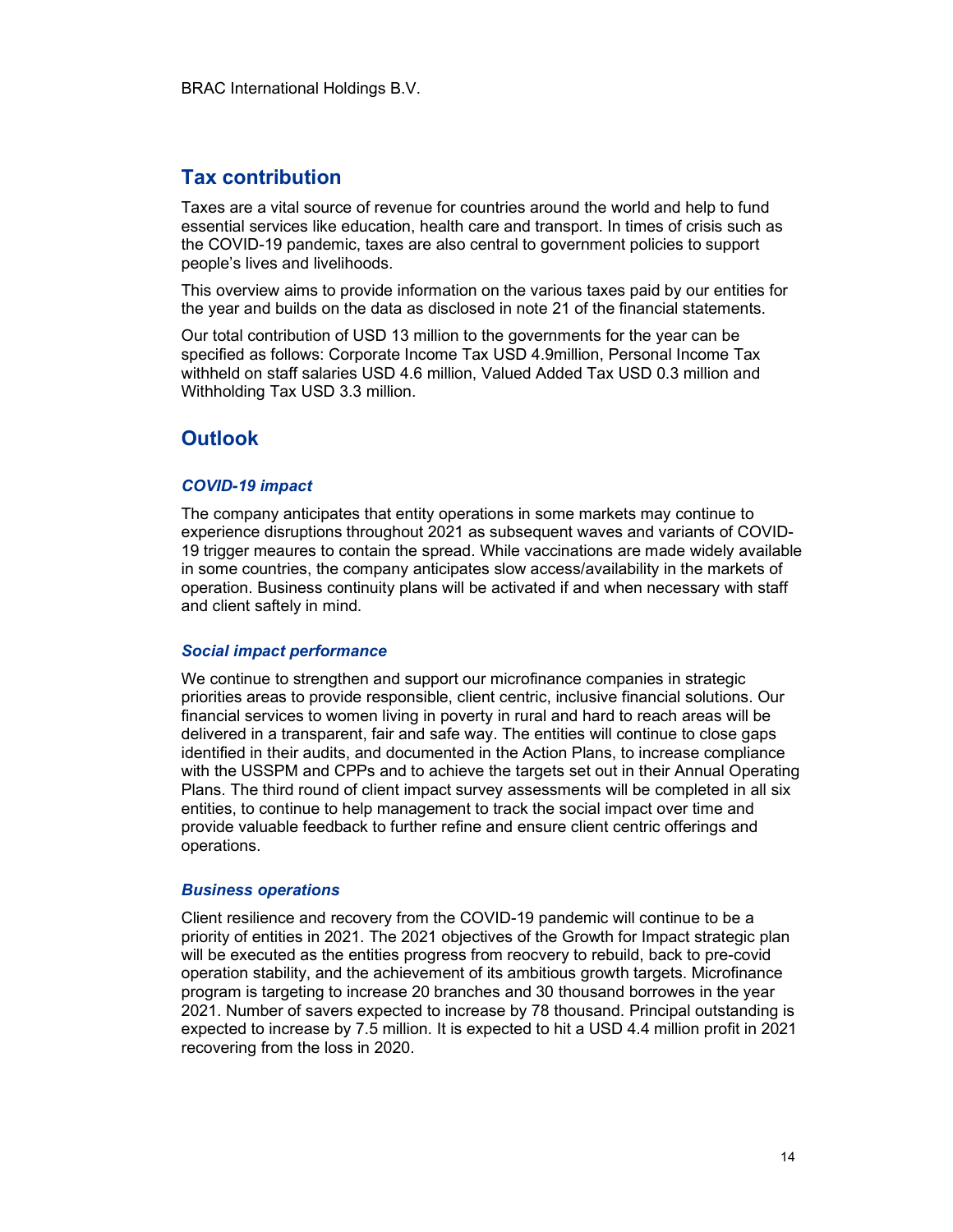## Tax contribution

Taxes are a vital source of revenue for countries around the world and help to fund essential services like education, health care and transport. In times of crisis such as the COVID-19 pandemic, taxes are also central to government policies to support people's lives and livelihoods.

This overview aims to provide information on the various taxes paid by our entities for the year and builds on the data as disclosed in note 21 of the financial statements.

Our total contribution of USD 13 million to the governments for the year can be specified as follows: Corporate Income Tax USD 4.9million, Personal Income Tax withheld on staff salaries USD 4.6 million, Valued Added Tax USD 0.3 million and Withholding Tax USD 3.3 million.

## Outlook

### *COVID-19 impact*

The company anticipates that entity operations in some markets may continue to experience disruptions throughout 2021 as subsequent waves and variants of COVID-19 trigger meaures to contain the spread. While vaccinations are made widely available in some countries, the company anticipates slow access/availability in the markets of operation. Business continuity plans will be activated if and when necessary with staff and client saftely in mind.

### *Social impact performance*

We continue to strengthen and support our microfinance companies in strategic priorities areas to provide responsible, client centric, inclusive financial solutions. Our financial services to women living in poverty in rural and hard to reach areas will be delivered in a transparent, fair and safe way. The entities will continue to close gaps identified in their audits, and documented in the Action Plans, to increase compliance with the USSPM and CPPs and to achieve the targets set out in their Annual Operating Plans. The third round of client impact survey assessments will be completed in all six entities, to continue to help management to track the social impact over time and provide valuable feedback to further refine and ensure client centric offerings and operations.

### *Business operations*

Client resilience and recovery from the COVID-19 pandemic will continue to be a priority of entities in 2021. The 2021 objectives of the Growth for Impact strategic plan will be executed as the entities progress from reocvery to rebuild, back to pre-covid operation stability, and the achievement of its ambitious growth targets. Microfinance program is targeting to increase 20 branches and 30 thousand borrowes in the year 2021. Number of savers expected to increase by 78 thousand. Principal outstanding is expected to increase by 7.5 million. It is expected to hit a USD 4.4 million profit in 2021 recovering from the loss in 2020.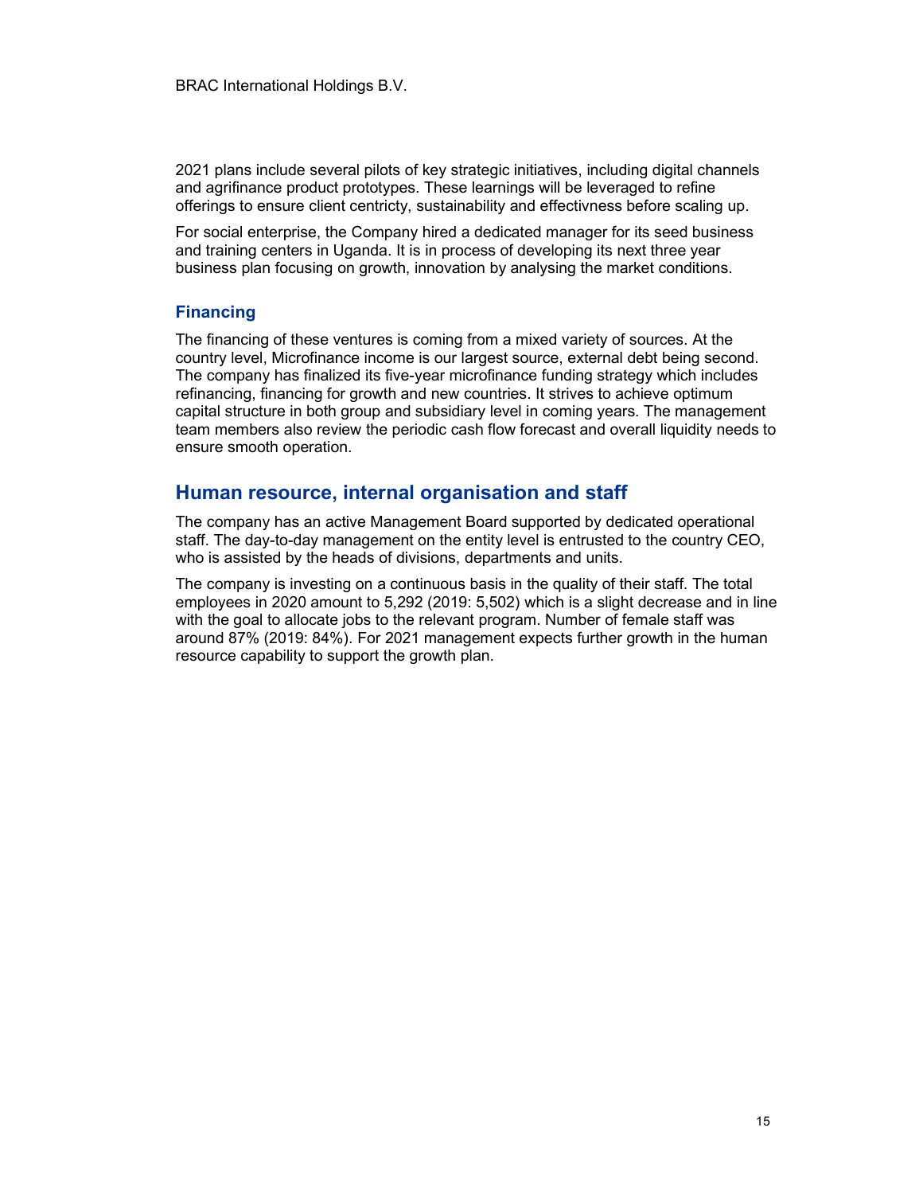2021 plans include several pilots of key strategic initiatives, including digital channels and agrifinance product prototypes. These learnings will be leveraged to refine offerings to ensure client centricty, sustainability and effectivness before scaling up.

For social enterprise, the Company hired a dedicated manager for its seed business and training centers in Uganda. It is in process of developing its next three year business plan focusing on growth, innovation by analysing the market conditions.

### Financing

The financing of these ventures is coming from a mixed variety of sources. At the country level, Microfinance income is our largest source, external debt being second. The company has finalized its five-year microfinance funding strategy which includes refinancing, financing for growth and new countries. It strives to achieve optimum capital structure in both group and subsidiary level in coming years. The management team members also review the periodic cash flow forecast and overall liquidity needs to ensure smooth operation.

## Human resource, internal organisation and staff

The company has an active Management Board supported by dedicated operational staff. The day-to-day management on the entity level is entrusted to the country CEO, who is assisted by the heads of divisions, departments and units.

The company is investing on a continuous basis in the quality of their staff. The total employees in 2020 amount to 5,292 (2019: 5,502) which is a slight decrease and in line with the goal to allocate jobs to the relevant program. Number of female staff was around 87% (2019: 84%). For 2021 management expects further growth in the human resource capability to support the growth plan.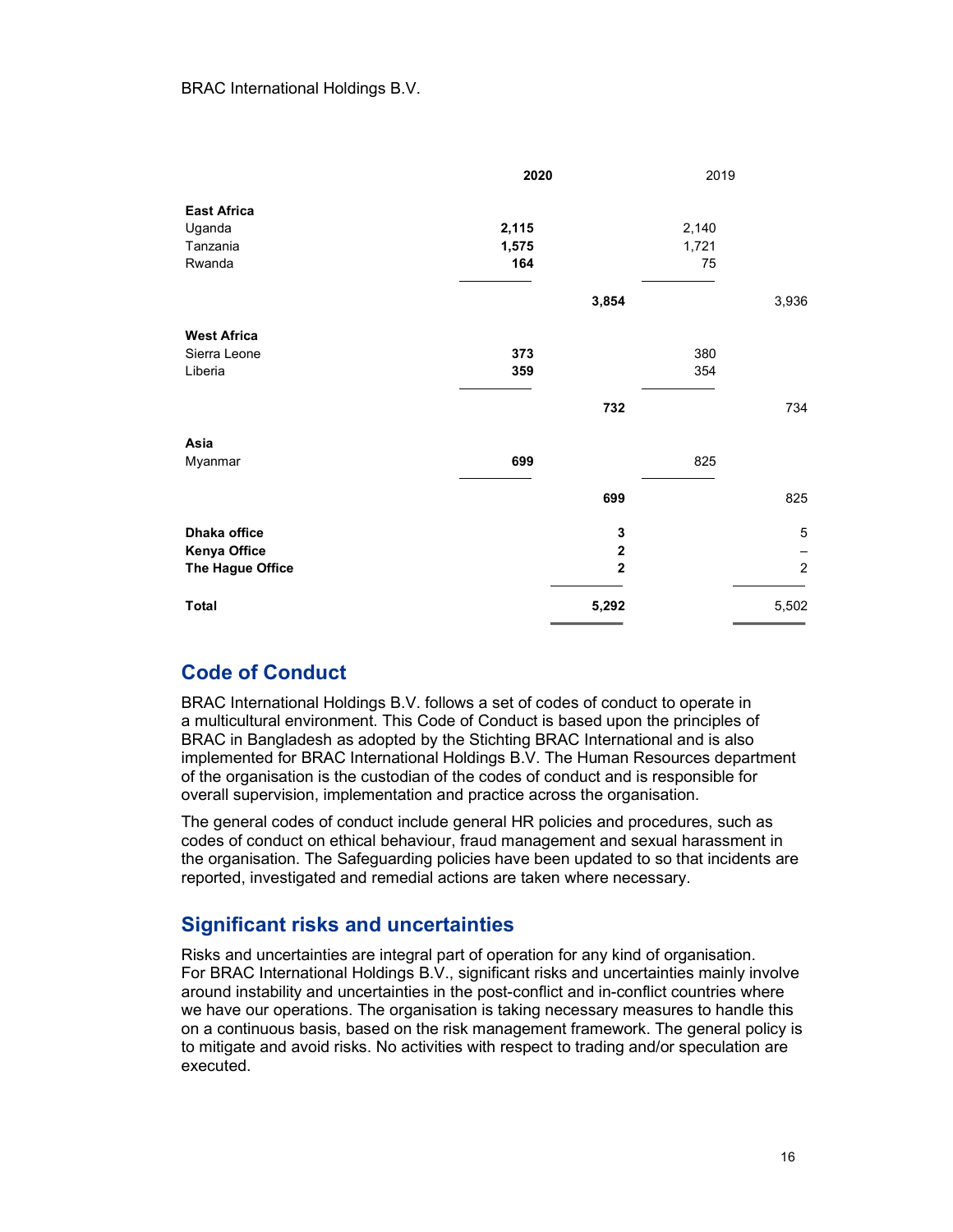|  | 2020 |  | 2019 |  |
|---|---|---|---|---|
| **East Africa** |  |  |  |  |
| Uganda | **2,115** |  | 2,140 |  |
| Tanzania | **1,575** |  | 1,721 |  |
| Rwanda | **164** |  | 75 |  |
|  |  | **3,854** |  | 3,936 |
| **West Africa** |  |  |  |  |
| Sierra Leone | **373** |  | 380 |  |
| Liberia | **359** |  | 354 |  |
|  |  | **732** |  | 734 |
| **Asia** |  |  |  |  |
| Myanmar | **699** |  | 825 |  |
|  |  | **699** |  | 825 |
| **Dhaka office** |  | **3** |  | 5 |
| **Kenya Office** |  | **2** |  | – |
| **The Hague Office** |  | **2** |  | 2 |
| **Total** |  | **5,292** |  | 5,502 |

## Code of Conduct

BRAC International Holdings B.V. follows a set of codes of conduct to operate in a multicultural environment. This Code of Conduct is based upon the principles of BRAC in Bangladesh as adopted by the Stichting BRAC International and is also implemented for BRAC International Holdings B.V. The Human Resources department of the organisation is the custodian of the codes of conduct and is responsible for overall supervision, implementation and practice across the organisation.

The general codes of conduct include general HR policies and procedures, such as codes of conduct on ethical behaviour, fraud management and sexual harassment in the organisation. The Safeguarding policies have been updated to so that incidents are reported, investigated and remedial actions are taken where necessary.

## Significant risks and uncertainties

Risks and uncertainties are integral part of operation for any kind of organisation. For BRAC International Holdings B.V., significant risks and uncertainties mainly involve around instability and uncertainties in the post-conflict and in-conflict countries where we have our operations. The organisation is taking necessary measures to handle this on a continuous basis, based on the risk management framework. The general policy is to mitigate and avoid risks. No activities with respect to trading and/or speculation are executed.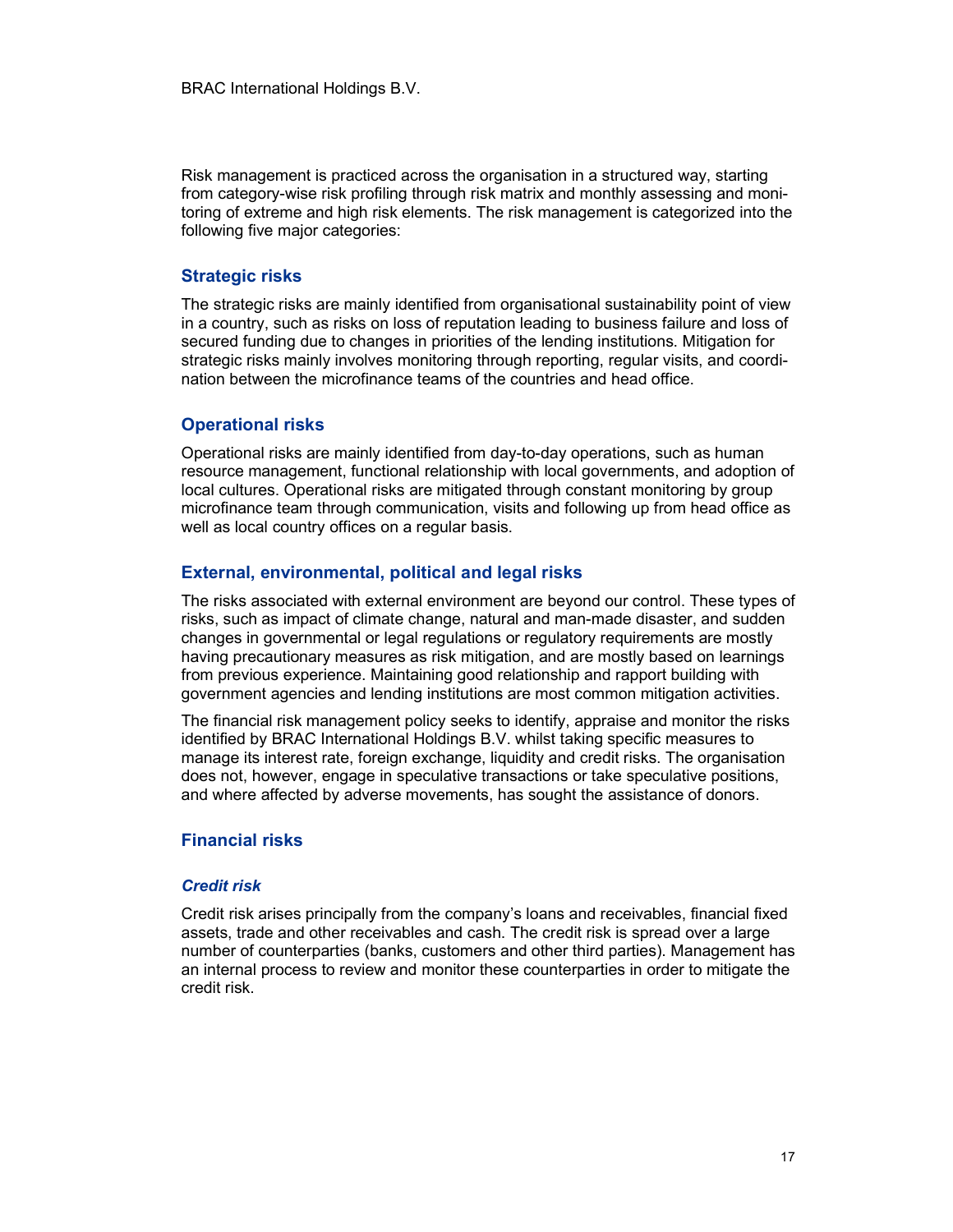Risk management is practiced across the organisation in a structured way, starting from category-wise risk profiling through risk matrix and monthly assessing and monitoring of extreme and high risk elements. The risk management is categorized into the following five major categories:

## Strategic risks

The strategic risks are mainly identified from organisational sustainability point of view in a country, such as risks on loss of reputation leading to business failure and loss of secured funding due to changes in priorities of the lending institutions. Mitigation for strategic risks mainly involves monitoring through reporting, regular visits, and coordination between the microfinance teams of the countries and head office.

## Operational risks

Operational risks are mainly identified from day-to-day operations, such as human resource management, functional relationship with local governments, and adoption of local cultures. Operational risks are mitigated through constant monitoring by group microfinance team through communication, visits and following up from head office as well as local country offices on a regular basis.

## External, environmental, political and legal risks

The risks associated with external environment are beyond our control. These types of risks, such as impact of climate change, natural and man-made disaster, and sudden changes in governmental or legal regulations or regulatory requirements are mostly having precautionary measures as risk mitigation, and are mostly based on learnings from previous experience. Maintaining good relationship and rapport building with government agencies and lending institutions are most common mitigation activities.

The financial risk management policy seeks to identify, appraise and monitor the risks identified by BRAC International Holdings B.V. whilst taking specific measures to manage its interest rate, foreign exchange, liquidity and credit risks. The organisation does not, however, engage in speculative transactions or take speculative positions, and where affected by adverse movements, has sought the assistance of donors.

## Financial risks

### *Credit risk*

Credit risk arises principally from the company's loans and receivables, financial fixed assets, trade and other receivables and cash. The credit risk is spread over a large number of counterparties (banks, customers and other third parties). Management has an internal process to review and monitor these counterparties in order to mitigate the credit risk.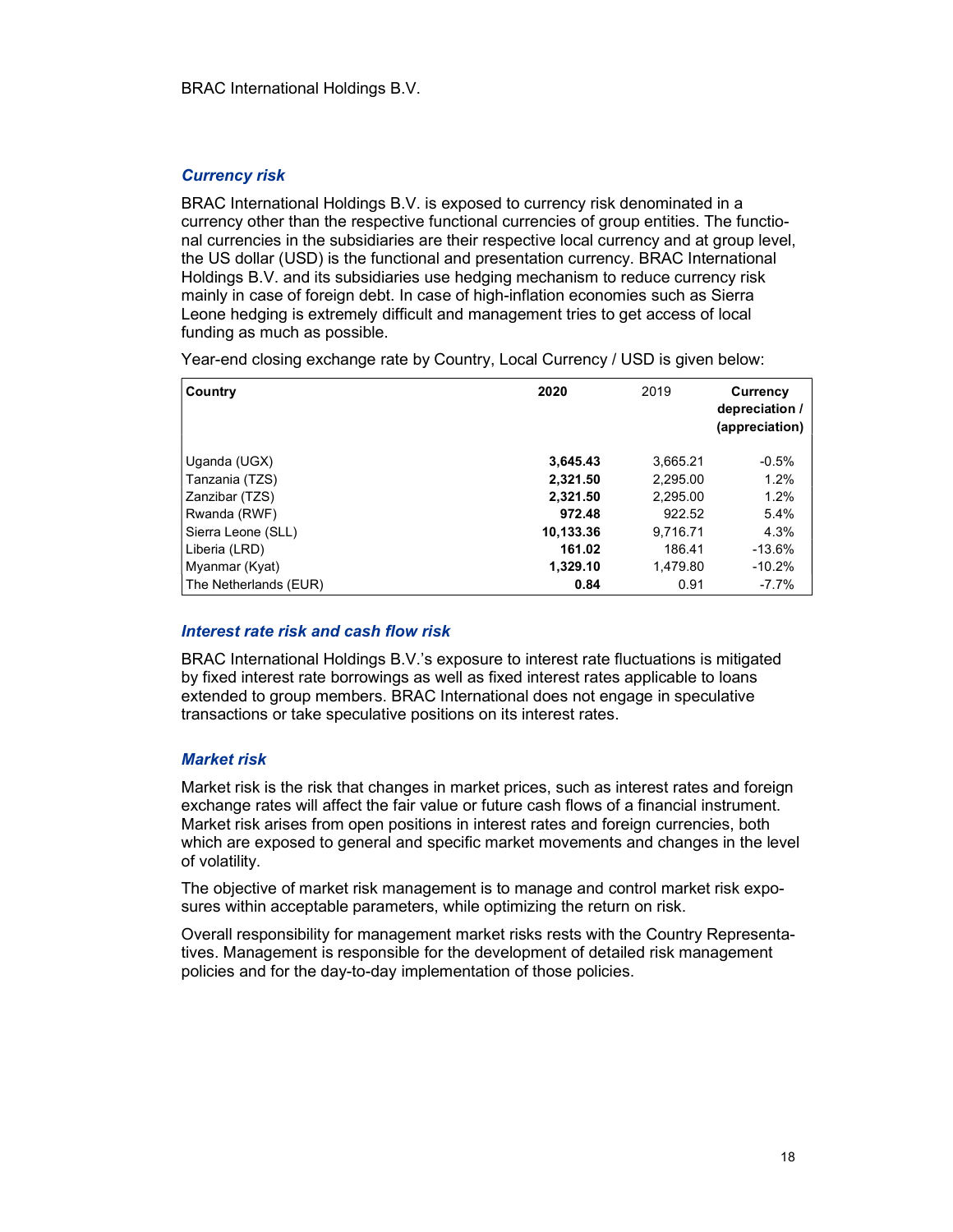### *Currency risk*

BRAC International Holdings B.V. is exposed to currency risk denominated in a currency other than the respective functional currencies of group entities. The functional currencies in the subsidiaries are their respective local currency and at group level, the US dollar (USD) is the functional and presentation currency. BRAC International Holdings B.V. and its subsidiaries use hedging mechanism to reduce currency risk mainly in case of foreign debt. In case of high-inflation economies such as Sierra Leone hedging is extremely difficult and management tries to get access of local funding as much as possible.

Year-end closing exchange rate by Country, Local Currency / USD is given below:

| **Country** | **2020** | 2019 | **Currency depreciation / (appreciation)** |
|---|---|---|---|
| Uganda (UGX) | **3,645.43** | 3,665.21 | -0.5% |
| Tanzania (TZS) | **2,321.50** | 2,295.00 | 1.2% |
| Zanzibar (TZS) | **2,321.50** | 2,295.00 | 1.2% |
| Rwanda (RWF) | **972.48** | 922.52 | 5.4% |
| Sierra Leone (SLL) | **10,133.36** | 9,716.71 | 4.3% |
| Liberia (LRD) | **161.02** | 186.41 | -13.6% |
| Myanmar (Kyat) | **1,329.10** | 1,479.80 | -10.2% |
| The Netherlands (EUR) | **0.84** | 0.91 | -7.7% |

### *Interest rate risk and cash flow risk*

BRAC International Holdings B.V.'s exposure to interest rate fluctuations is mitigated by fixed interest rate borrowings as well as fixed interest rates applicable to loans extended to group members. BRAC International does not engage in speculative transactions or take speculative positions on its interest rates.

### *Market risk*

Market risk is the risk that changes in market prices, such as interest rates and foreign exchange rates will affect the fair value or future cash flows of a financial instrument. Market risk arises from open positions in interest rates and foreign currencies, both which are exposed to general and specific market movements and changes in the level of volatility.

The objective of market risk management is to manage and control market risk exposures within acceptable parameters, while optimizing the return on risk.

Overall responsibility for management market risks rests with the Country Representatives. Management is responsible for the development of detailed risk management policies and for the day-to-day implementation of those policies.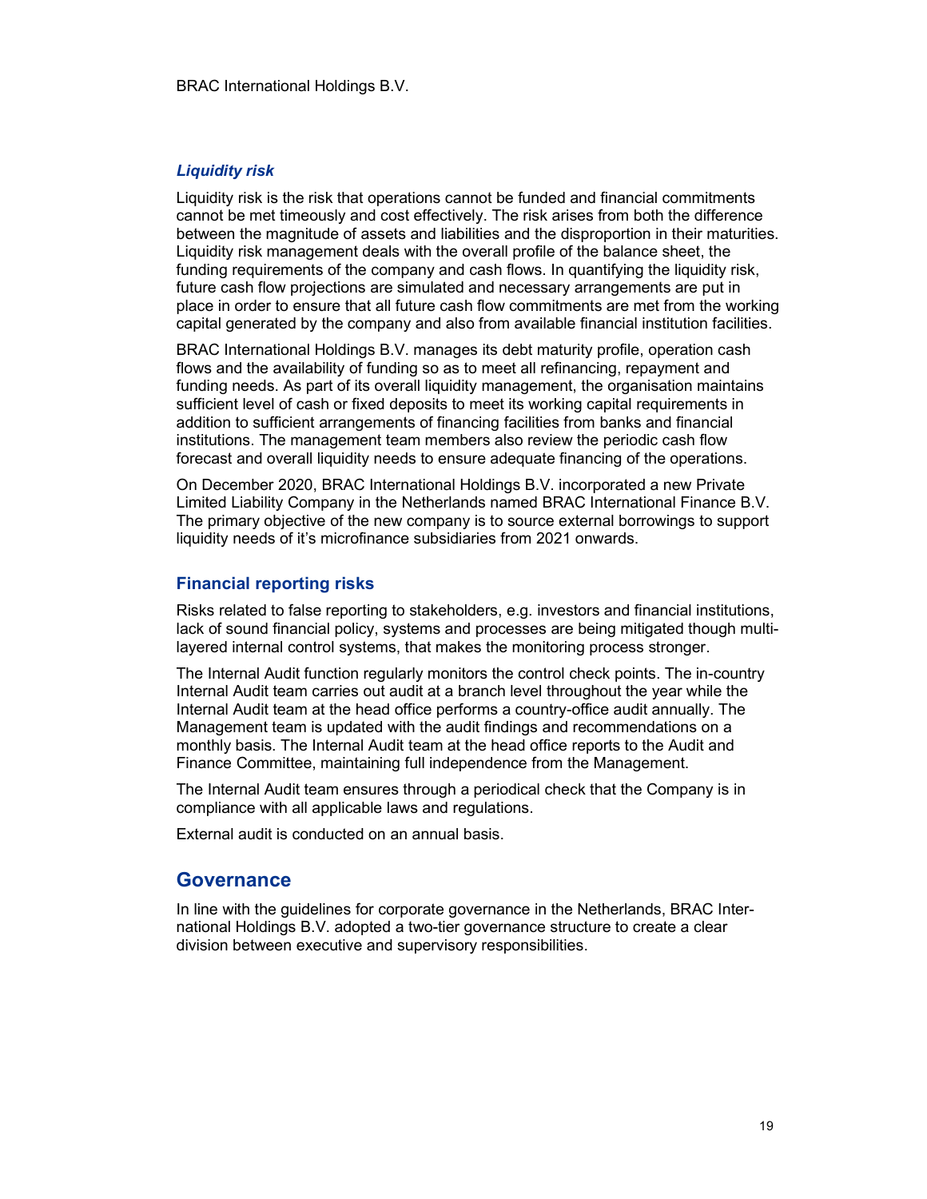### *Liquidity risk*

Liquidity risk is the risk that operations cannot be funded and financial commitments cannot be met timeously and cost effectively. The risk arises from both the difference between the magnitude of assets and liabilities and the disproportion in their maturities. Liquidity risk management deals with the overall profile of the balance sheet, the funding requirements of the company and cash flows. In quantifying the liquidity risk, future cash flow projections are simulated and necessary arrangements are put in place in order to ensure that all future cash flow commitments are met from the working capital generated by the company and also from available financial institution facilities.

BRAC International Holdings B.V. manages its debt maturity profile, operation cash flows and the availability of funding so as to meet all refinancing, repayment and funding needs. As part of its overall liquidity management, the organisation maintains sufficient level of cash or fixed deposits to meet its working capital requirements in addition to sufficient arrangements of financing facilities from banks and financial institutions. The management team members also review the periodic cash flow forecast and overall liquidity needs to ensure adequate financing of the operations.

On December 2020, BRAC International Holdings B.V. incorporated a new Private Limited Liability Company in the Netherlands named BRAC International Finance B.V. The primary objective of the new company is to source external borrowings to support liquidity needs of it's microfinance subsidiaries from 2021 onwards.

### Financial reporting risks

Risks related to false reporting to stakeholders, e.g. investors and financial institutions, lack of sound financial policy, systems and processes are being mitigated though multi-layered internal control systems, that makes the monitoring process stronger.

The Internal Audit function regularly monitors the control check points. The in-country Internal Audit team carries out audit at a branch level throughout the year while the Internal Audit team at the head office performs a country-office audit annually. The Management team is updated with the audit findings and recommendations on a monthly basis. The Internal Audit team at the head office reports to the Audit and Finance Committee, maintaining full independence from the Management.

The Internal Audit team ensures through a periodical check that the Company is in compliance with all applicable laws and regulations.

External audit is conducted on an annual basis.

## Governance

In line with the guidelines for corporate governance in the Netherlands, BRAC International Holdings B.V. adopted a two-tier governance structure to create a clear division between executive and supervisory responsibilities.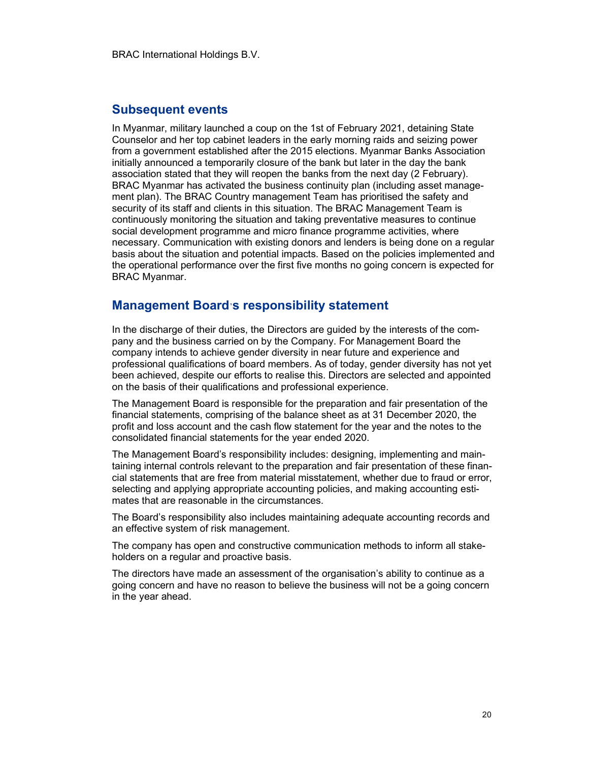## Subsequent events

In Myanmar, military launched a coup on the 1st of February 2021, detaining State Counselor and her top cabinet leaders in the early morning raids and seizing power from a government established after the 2015 elections. Myanmar Banks Association initially announced a temporarily closure of the bank but later in the day the bank association stated that they will reopen the banks from the next day (2 February). BRAC Myanmar has activated the business continuity plan (including asset management plan). The BRAC Country management Team has prioritised the safety and security of its staff and clients in this situation. The BRAC Management Team is continuously monitoring the situation and taking preventative measures to continue social development programme and micro finance programme activities, where necessary. Communication with existing donors and lenders is being done on a regular basis about the situation and potential impacts. Based on the policies implemented and the operational performance over the first five months no going concern is expected for BRAC Myanmar.

## Management Board's responsibility statement

In the discharge of their duties, the Directors are guided by the interests of the company and the business carried on by the Company. For Management Board the company intends to achieve gender diversity in near future and experience and professional qualifications of board members. As of today, gender diversity has not yet been achieved, despite our efforts to realise this. Directors are selected and appointed on the basis of their qualifications and professional experience.

The Management Board is responsible for the preparation and fair presentation of the financial statements, comprising of the balance sheet as at 31 December 2020, the profit and loss account and the cash flow statement for the year and the notes to the consolidated financial statements for the year ended 2020.

The Management Board's responsibility includes: designing, implementing and maintaining internal controls relevant to the preparation and fair presentation of these financial statements that are free from material misstatement, whether due to fraud or error, selecting and applying appropriate accounting policies, and making accounting estimates that are reasonable in the circumstances.

The Board's responsibility also includes maintaining adequate accounting records and an effective system of risk management.

The company has open and constructive communication methods to inform all stakeholders on a regular and proactive basis.

The directors have made an assessment of the organisation's ability to continue as a going concern and have no reason to believe the business will not be a going concern in the year ahead.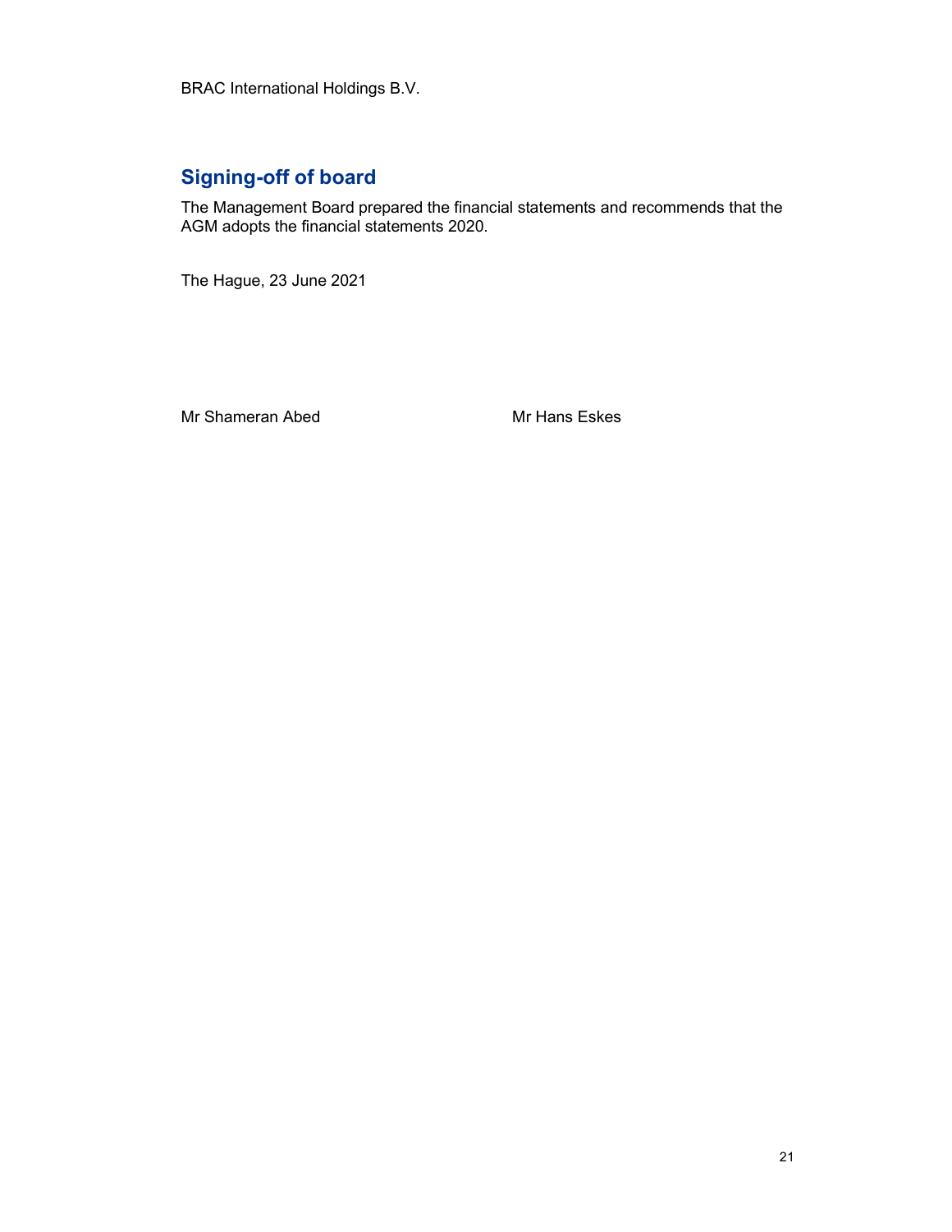BRAC International Holdings B.V.

## Signing-off of board

The Management Board prepared the financial statements and recommends that the AGM adopts the financial statements 2020.

The Hague, 23 June 2021

Mr Shameran Abed

Mr Hans Eskes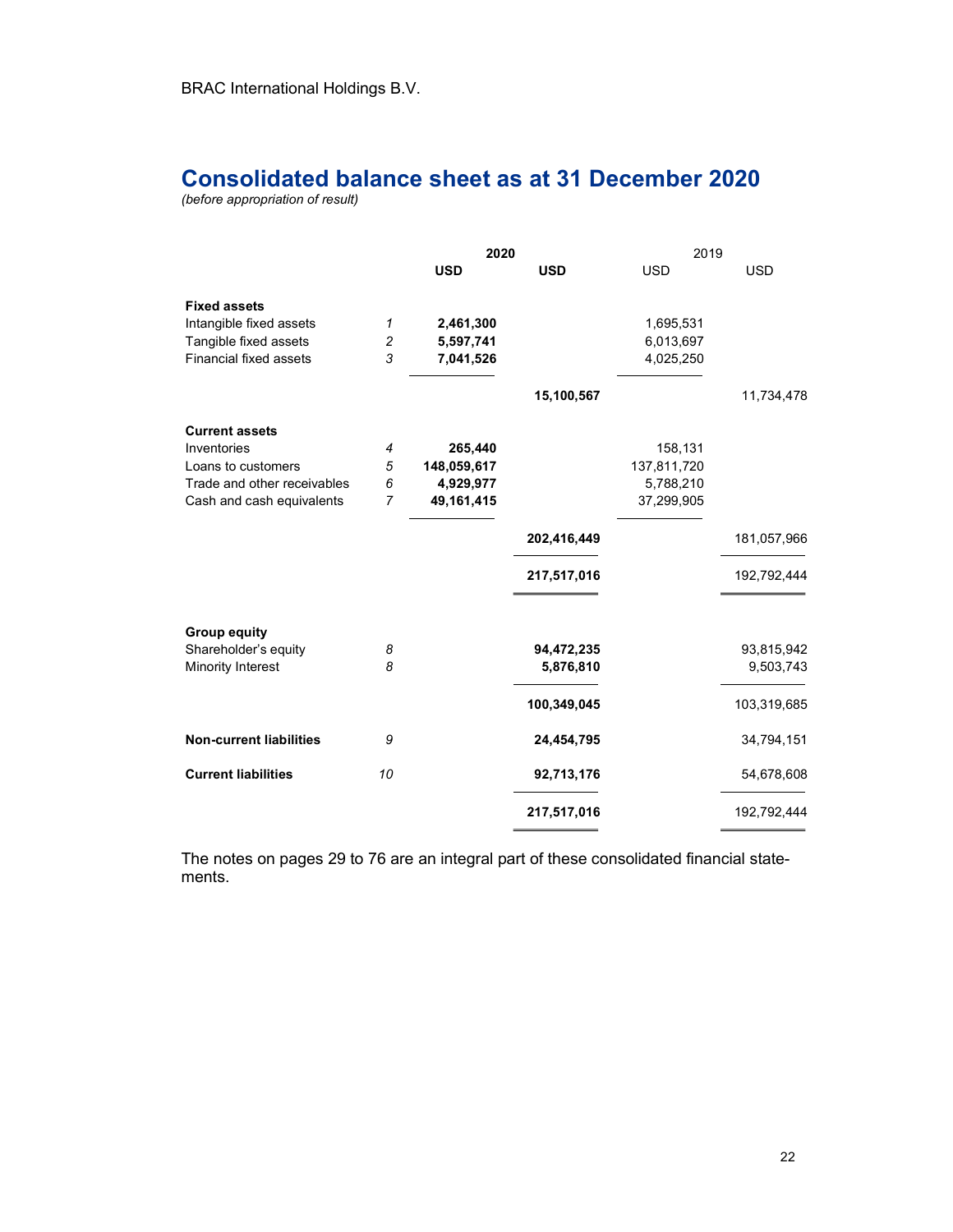BRAC International Holdings B.V.

# Consolidated balance sheet as at 31 December 2020

*(before appropriation of result)*

| | | 2020 | | 2019 | |
|---|---|---|---|---|---|
| | | **USD** | **USD** | USD | USD |
| **Fixed assets** | | | | | |
| Intangible fixed assets | *1* | **2,461,300** | | 1,695,531 | |
| Tangible fixed assets | *2* | **5,597,741** | | 6,013,697 | |
| Financial fixed assets | *3* | **7,041,526** | | 4,025,250 | |
| | | | **15,100,567** | | 11,734,478 |
| **Current assets** | | | | | |
| Inventories | *4* | **265,440** | | 158,131 | |
| Loans to customers | *5* | **148,059,617** | | 137,811,720 | |
| Trade and other receivables | *6* | **4,929,977** | | 5,788,210 | |
| Cash and cash equivalents | *7* | **49,161,415** | | 37,299,905 | |
| | | | **202,416,449** | | 181,057,966 |
| | | | **217,517,016** | | 192,792,444 |
| **Group equity** | | | | | |
| Shareholder's equity | *8* | | **94,472,235** | | 93,815,942 |
| Minority Interest | *8* | | **5,876,810** | | 9,503,743 |
| | | | **100,349,045** | | 103,319,685 |
| **Non-current liabilities** | *9* | | **24,454,795** | | 34,794,151 |
| **Current liabilities** | *10* | | **92,713,176** | | 54,678,608 |
| | | | **217,517,016** | | 192,792,444 |

The notes on pages 29 to 76 are an integral part of these consolidated financial statements.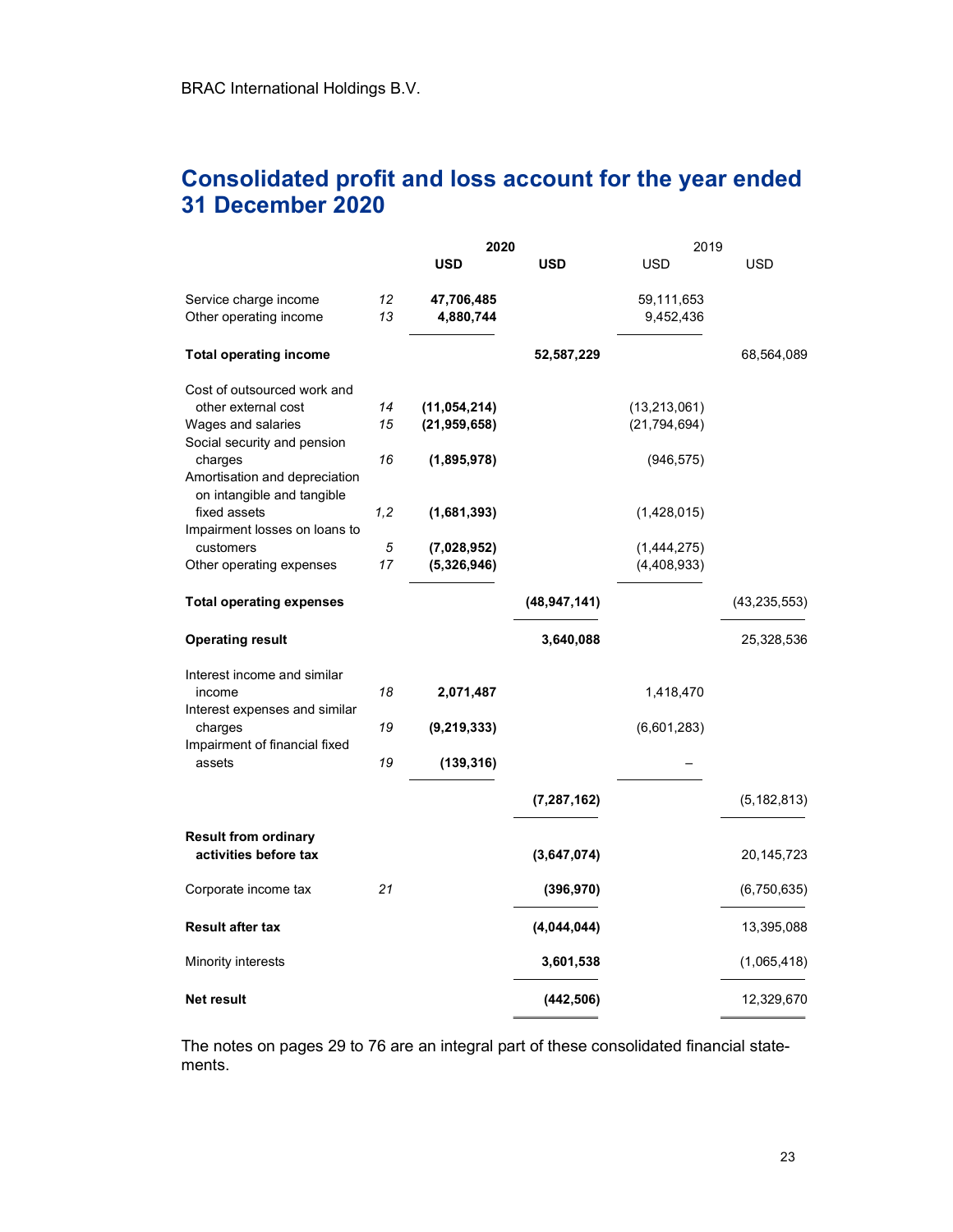BRAC International Holdings B.V.

# Consolidated profit and loss account for the year ended 31 December 2020

| | | 2020 | | 2019 | |
|---|---|---|---|---|---|
| | | **USD** | **USD** | USD | USD |
| Service charge income | *12* | **47,706,485** | | 59,111,653 | |
| Other operating income | *13* | **4,880,744** | | 9,452,436 | |
| **Total operating income** | | | **52,587,229** | | 68,564,089 |
| Cost of outsourced work and other external cost | *14* | **(11,054,214)** | | (13,213,061) | |
| Wages and salaries | *15* | **(21,959,658)** | | (21,794,694) | |
| Social security and pension charges | *16* | **(1,895,978)** | | (946,575) | |
| Amortisation and depreciation on intangible and tangible fixed assets | *1,2* | **(1,681,393)** | | (1,428,015) | |
| Impairment losses on loans to customers | *5* | **(7,028,952)** | | (1,444,275) | |
| Other operating expenses | *17* | **(5,326,946)** | | (4,408,933) | |
| **Total operating expenses** | | | **(48,947,141)** | | (43,235,553) |
| **Operating result** | | | **3,640,088** | | 25,328,536 |
| Interest income and similar income | *18* | **2,071,487** | | 1,418,470 | |
| Interest expenses and similar charges | *19* | **(9,219,333)** | | (6,601,283) | |
| Impairment of financial fixed assets | *19* | **(139,316)** | | – | |
| | | | **(7,287,162)** | | (5,182,813) |
| **Result from ordinary activities before tax** | | | **(3,647,074)** | | 20,145,723 |
| Corporate income tax | *21* | | **(396,970)** | | (6,750,635) |
| **Result after tax** | | | **(4,044,044)** | | 13,395,088 |
| Minority interests | | | **3,601,538** | | (1,065,418) |
| **Net result** | | | **(442,506)** | | 12,329,670 |

The notes on pages 29 to 76 are an integral part of these consolidated financial statements.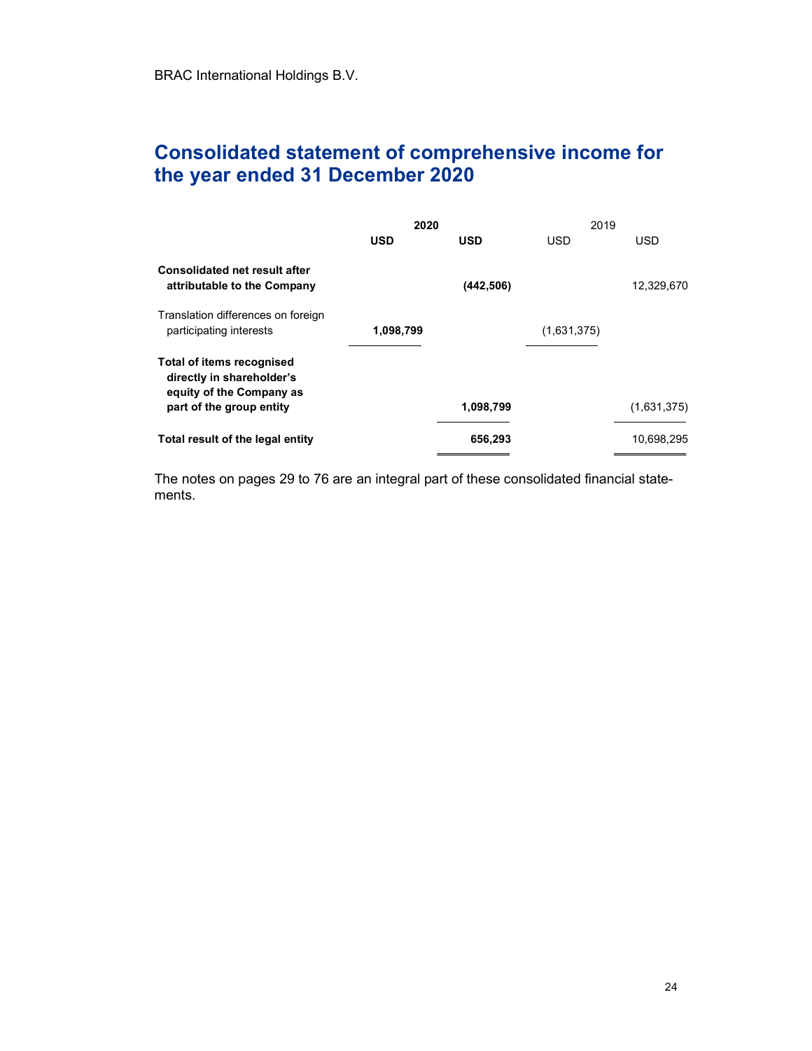BRAC International Holdings B.V.

# Consolidated statement of comprehensive income for the year ended 31 December 2020

| | **2020** | | 2019 | |
|---|---|---|---|---|
| | **USD** | **USD** | USD | USD |
| **Consolidated net result after attributable to the Company** | | **(442,506)** | | 12,329,670 |
| Translation differences on foreign participating interests | **1,098,799** | | (1,631,375) | |
| **Total of items recognised directly in shareholder's equity of the Company as part of the group entity** | | **1,098,799** | | (1,631,375) |
| **Total result of the legal entity** | | **656,293** | | 10,698,295 |

The notes on pages 29 to 76 are an integral part of these consolidated financial statements.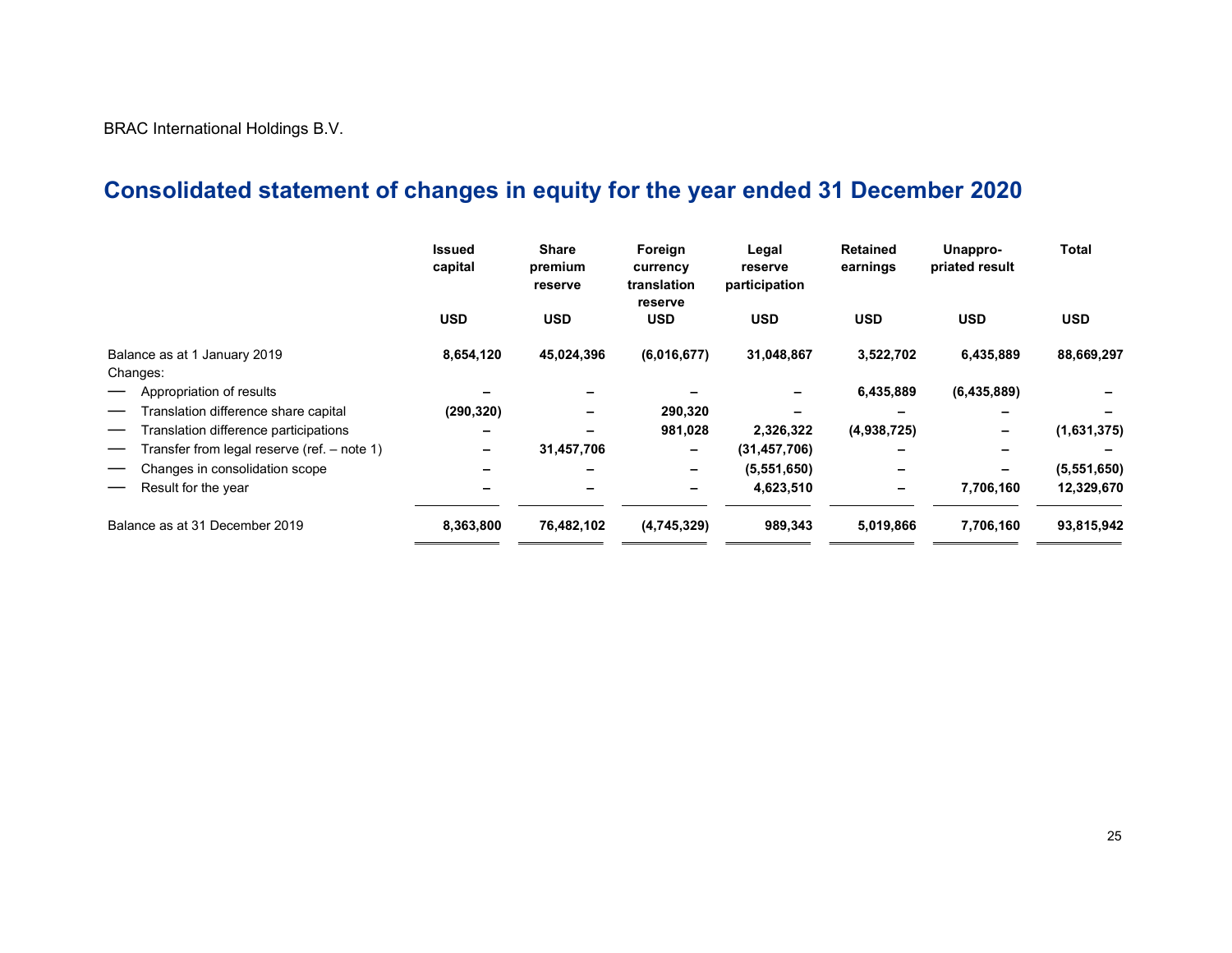BRAC International Holdings B.V.

# Consolidated statement of changes in equity for the year ended 31 December 2020

| | Issued capital | Share premium reserve | Foreign currency translation reserve | Legal reserve participation | Retained earnings | Unappro-priated result | Total |
|---|---|---|---|---|---|---|---|
| | USD | USD | USD | USD | USD | USD | USD |
| Balance as at 1 January 2019 | 8,654,120 | 45,024,396 | (6,016,677) | 31,048,867 | 3,522,702 | 6,435,889 | 88,669,297 |
| Changes: | | | | | | | |
| — Appropriation of results | – | – | – | – | 6,435,889 | (6,435,889) | – |
| — Translation difference share capital | (290,320) | – | 290,320 | – | – | – | – |
| — Translation difference participations | – | – | 981,028 | 2,326,322 | (4,938,725) | – | (1,631,375) |
| — Transfer from legal reserve (ref. – note 1) | – | 31,457,706 | – | (31,457,706) | – | – | – |
| — Changes in consolidation scope | – | – | – | (5,551,650) | – | – | (5,551,650) |
| — Result for the year | – | – | – | 4,623,510 | – | 7,706,160 | 12,329,670 |
| Balance as at 31 December 2019 | 8,363,800 | 76,482,102 | (4,745,329) | 989,343 | 5,019,866 | 7,706,160 | 93,815,942 |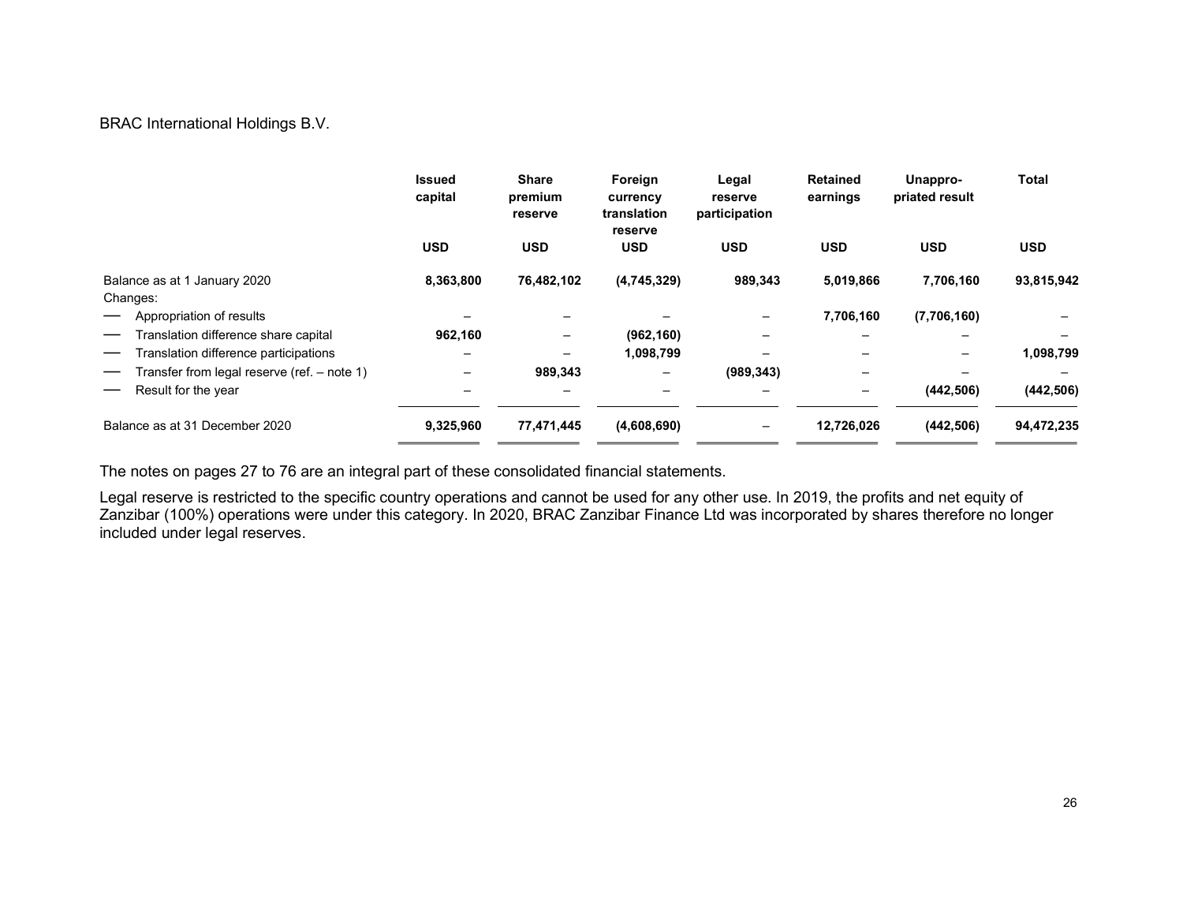BRAC International Holdings B.V.

| | Issued capital | Share premium reserve | Foreign currency translation reserve | Legal reserve participation | Retained earnings | Unappro-priated result | Total |
|---|---|---|---|---|---|---|---|
| | USD | USD | USD | USD | USD | USD | USD |
| Balance as at 1 January 2020 | **8,363,800** | **76,482,102** | **(4,745,329)** | **989,343** | **5,019,866** | **7,706,160** | **93,815,942** |
| Changes: | | | | | | | |
| — Appropriation of results | – | – | – | – | **7,706,160** | **(7,706,160)** | – |
| — Translation difference share capital | **962,160** | – | **(962,160)** | – | – | – | – |
| — Translation difference participations | – | – | **1,098,799** | – | – | – | **1,098,799** |
| — Transfer from legal reserve (ref. – note 1) | – | **989,343** | – | **(989,343)** | – | – | – |
| — Result for the year | – | – | – | – | – | **(442,506)** | **(442,506)** |
| Balance as at 31 December 2020 | **9,325,960** | **77,471,445** | **(4,608,690)** | – | **12,726,026** | **(442,506)** | **94,472,235** |

The notes on pages 27 to 76 are an integral part of these consolidated financial statements.

Legal reserve is restricted to the specific country operations and cannot be used for any other use. In 2019, the profits and net equity of Zanzibar (100%) operations were under this category. In 2020, BRAC Zanzibar Finance Ltd was incorporated by shares therefore no longer included under legal reserves.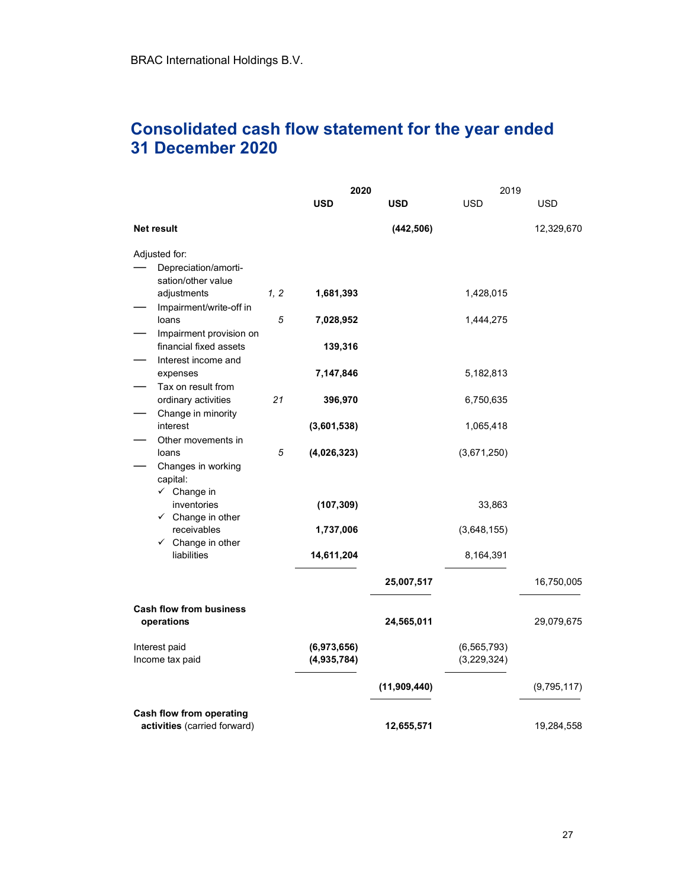# Consolidated cash flow statement for the year ended 31 December 2020

| | | 2020 | | 2019 | |
|---|---|---|---|---|---|
| | | **USD** | **USD** | USD | USD |
| **Net result** | | | **(442,506)** | | 12,329,670 |
| Adjusted for: | | | | | |
| — Depreciation/amortisation/other value adjustments | *1, 2* | **1,681,393** | | 1,428,015 | |
| — Impairment/write-off in loans | *5* | **7,028,952** | | 1,444,275 | |
| — Impairment provision on financial fixed assets | | **139,316** | | | |
| — Interest income and expenses | | **7,147,846** | | 5,182,813 | |
| — Tax on result from ordinary activities | *21* | **396,970** | | 6,750,635 | |
| — Change in minority interest | | **(3,601,538)** | | 1,065,418 | |
| — Other movements in loans | *5* | **(4,026,323)** | | (3,671,250) | |
| — Changes in working capital: | | | | | |
| ✓ Change in inventories | | **(107,309)** | | 33,863 | |
| ✓ Change in other receivables | | **1,737,006** | | (3,648,155) | |
| ✓ Change in other liabilities | | **14,611,204** | | 8,164,391 | |
| | | | **25,007,517** | | 16,750,005 |
| **Cash flow from business operations** | | | **24,565,011** | | 29,079,675 |
| Interest paid | | **(6,973,656)** | | (6,565,793) | |
| Income tax paid | | **(4,935,784)** | | (3,229,324) | |
| | | | **(11,909,440)** | | (9,795,117) |
| **Cash flow from operating activities** (carried forward) | | | **12,655,571** | | 19,284,558 |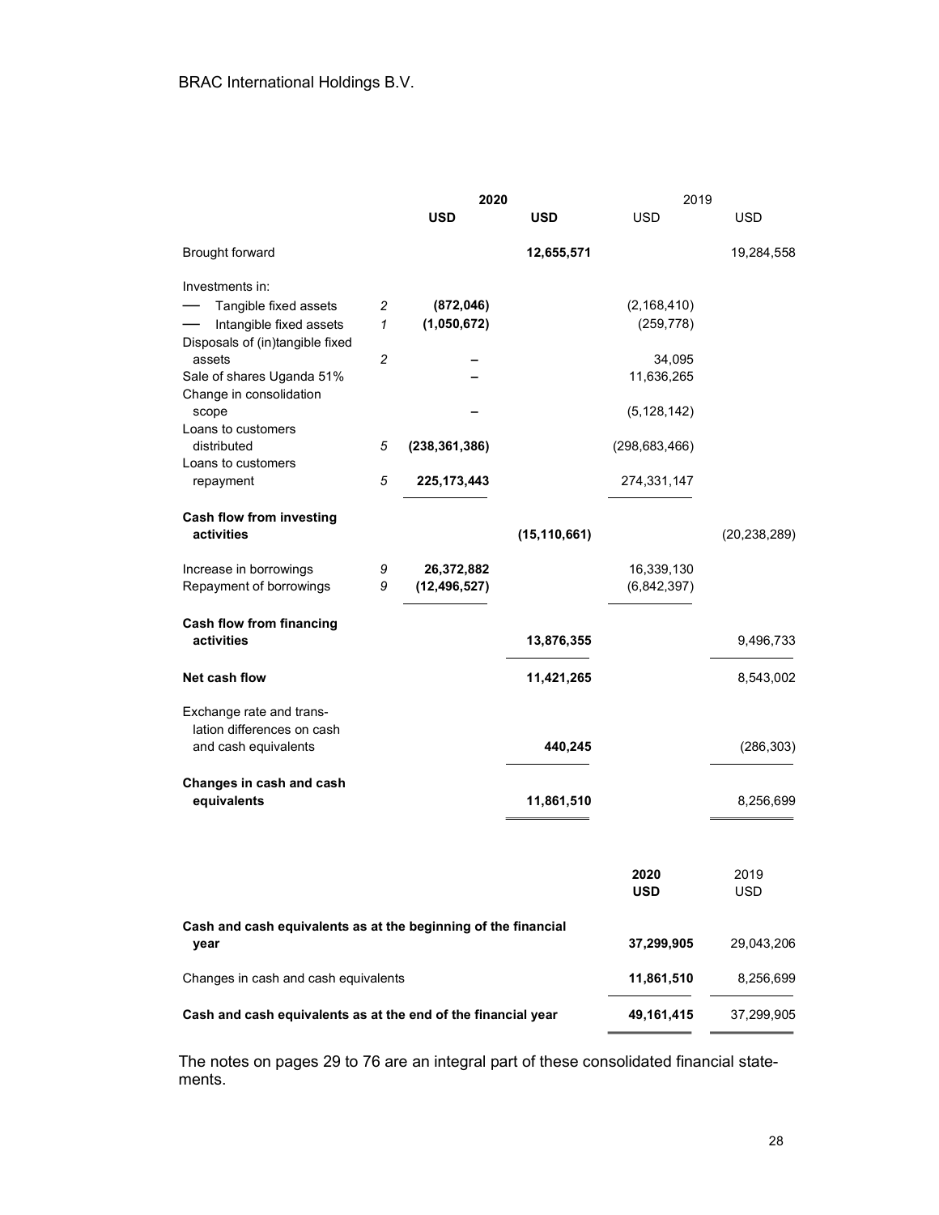|  |  | 2020 |  | 2019 |  |
|---|---|---|---|---|---|
|  |  | **USD** | **USD** | USD | USD |
| Brought forward |  |  | **12,655,571** |  | 19,284,558 |
| Investments in: |  |  |  |  |  |
| — Tangible fixed assets | 2 | **(872,046)** |  | (2,168,410) |  |
| — Intangible fixed assets | 1 | **(1,050,672)** |  | (259,778) |  |
| Disposals of (in)tangible fixed assets | 2 | **–** |  | 34,095 |  |
| Sale of shares Uganda 51% |  | **–** |  | 11,636,265 |  |
| Change in consolidation scope |  | **–** |  | (5,128,142) |  |
| Loans to customers distributed | 5 | **(238,361,386)** |  | (298,683,466) |  |
| Loans to customers repayment | 5 | **225,173,443** |  | 274,331,147 |  |
| **Cash flow from investing activities** |  |  | **(15,110,661)** |  | (20,238,289) |
| Increase in borrowings | 9 | **26,372,882** |  | 16,339,130 |  |
| Repayment of borrowings | 9 | **(12,496,527)** |  | (6,842,397) |  |
| **Cash flow from financing activities** |  |  | **13,876,355** |  | 9,496,733 |
| **Net cash flow** |  |  | **11,421,265** |  | 8,543,002 |
| Exchange rate and translation differences on cash and cash equivalents |  |  | **440,245** |  | (286,303) |
| **Changes in cash and cash equivalents** |  |  | **11,861,510** |  | 8,256,699 |

|  | 2020 | 2019 |
|---|---|---|
|  | **USD** | USD |
| **Cash and cash equivalents as at the beginning of the financial year** | **37,299,905** | 29,043,206 |
| Changes in cash and cash equivalents | **11,861,510** | 8,256,699 |
| **Cash and cash equivalents as at the end of the financial year** | **49,161,415** | 37,299,905 |

The notes on pages 29 to 76 are an integral part of these consolidated financial statements.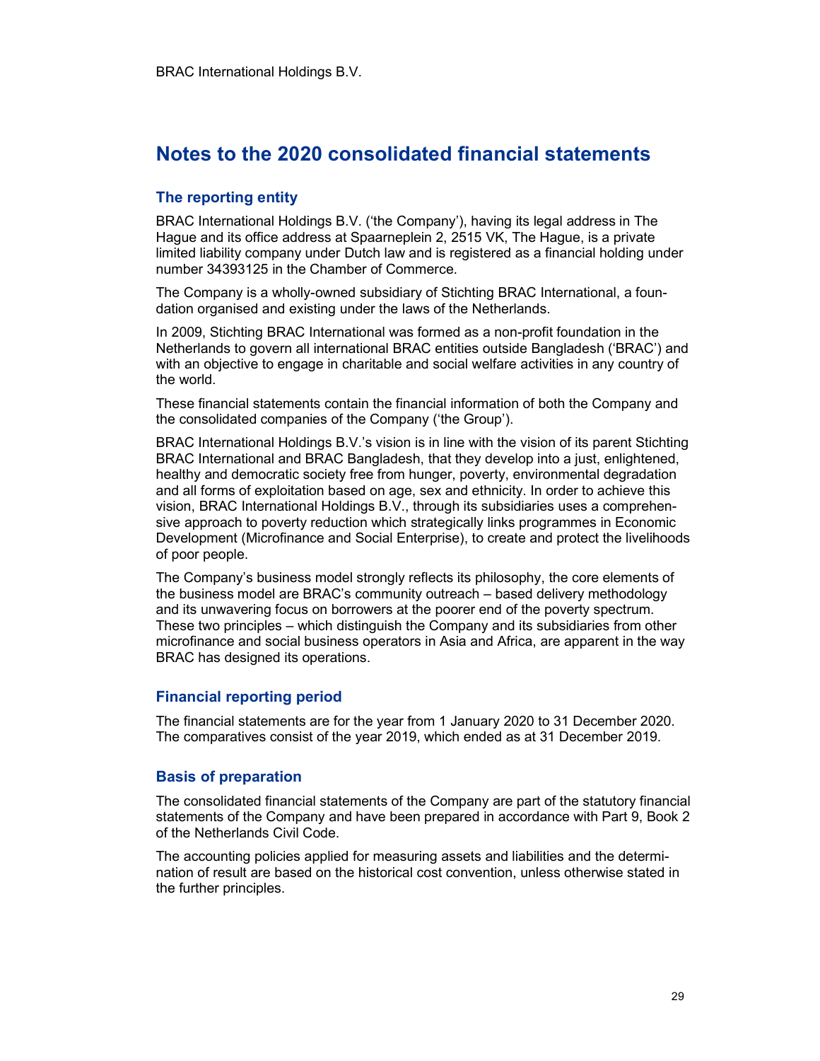# Notes to the 2020 consolidated financial statements

## The reporting entity

BRAC International Holdings B.V. ('the Company'), having its legal address in The Hague and its office address at Spaarneplein 2, 2515 VK, The Hague, is a private limited liability company under Dutch law and is registered as a financial holding under number 34393125 in the Chamber of Commerce.

The Company is a wholly-owned subsidiary of Stichting BRAC International, a foundation organised and existing under the laws of the Netherlands.

In 2009, Stichting BRAC International was formed as a non-profit foundation in the Netherlands to govern all international BRAC entities outside Bangladesh ('BRAC') and with an objective to engage in charitable and social welfare activities in any country of the world.

These financial statements contain the financial information of both the Company and the consolidated companies of the Company ('the Group').

BRAC International Holdings B.V.'s vision is in line with the vision of its parent Stichting BRAC International and BRAC Bangladesh, that they develop into a just, enlightened, healthy and democratic society free from hunger, poverty, environmental degradation and all forms of exploitation based on age, sex and ethnicity. In order to achieve this vision, BRAC International Holdings B.V., through its subsidiaries uses a comprehensive approach to poverty reduction which strategically links programmes in Economic Development (Microfinance and Social Enterprise), to create and protect the livelihoods of poor people.

The Company's business model strongly reflects its philosophy, the core elements of the business model are BRAC's community outreach – based delivery methodology and its unwavering focus on borrowers at the poorer end of the poverty spectrum. These two principles – which distinguish the Company and its subsidiaries from other microfinance and social business operators in Asia and Africa, are apparent in the way BRAC has designed its operations.

## Financial reporting period

The financial statements are for the year from 1 January 2020 to 31 December 2020. The comparatives consist of the year 2019, which ended as at 31 December 2019.

## Basis of preparation

The consolidated financial statements of the Company are part of the statutory financial statements of the Company and have been prepared in accordance with Part 9, Book 2 of the Netherlands Civil Code.

The accounting policies applied for measuring assets and liabilities and the determination of result are based on the historical cost convention, unless otherwise stated in the further principles.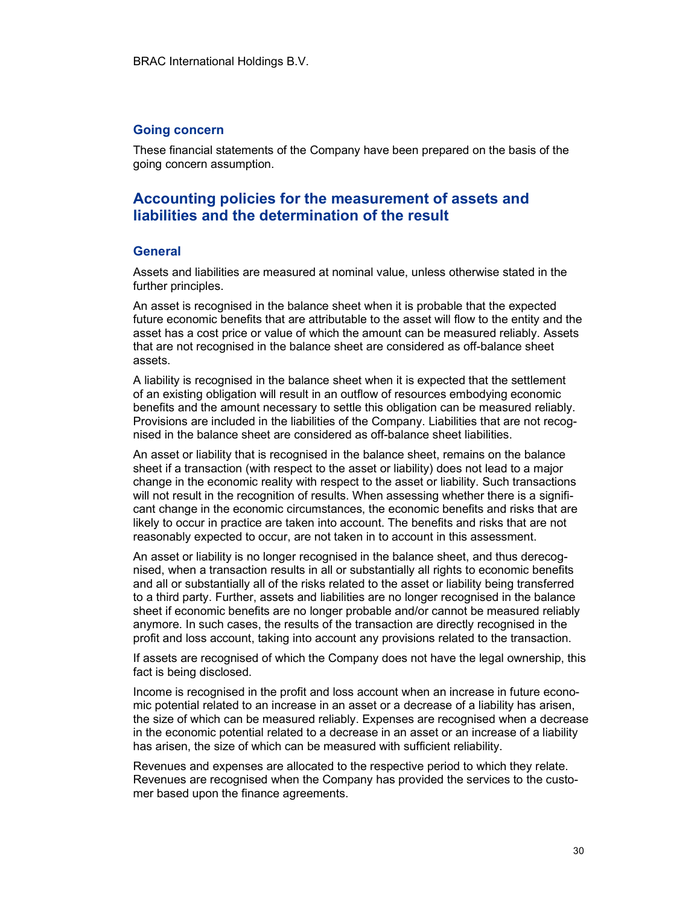## Going concern

These financial statements of the Company have been prepared on the basis of the going concern assumption.

# Accounting policies for the measurement of assets and liabilities and the determination of the result

## General

Assets and liabilities are measured at nominal value, unless otherwise stated in the further principles.

An asset is recognised in the balance sheet when it is probable that the expected future economic benefits that are attributable to the asset will flow to the entity and the asset has a cost price or value of which the amount can be measured reliably. Assets that are not recognised in the balance sheet are considered as off-balance sheet assets.

A liability is recognised in the balance sheet when it is expected that the settlement of an existing obligation will result in an outflow of resources embodying economic benefits and the amount necessary to settle this obligation can be measured reliably. Provisions are included in the liabilities of the Company. Liabilities that are not recognised in the balance sheet are considered as off-balance sheet liabilities.

An asset or liability that is recognised in the balance sheet, remains on the balance sheet if a transaction (with respect to the asset or liability) does not lead to a major change in the economic reality with respect to the asset or liability. Such transactions will not result in the recognition of results. When assessing whether there is a significant change in the economic circumstances, the economic benefits and risks that are likely to occur in practice are taken into account. The benefits and risks that are not reasonably expected to occur, are not taken in to account in this assessment.

An asset or liability is no longer recognised in the balance sheet, and thus derecognised, when a transaction results in all or substantially all rights to economic benefits and all or substantially all of the risks related to the asset or liability being transferred to a third party. Further, assets and liabilities are no longer recognised in the balance sheet if economic benefits are no longer probable and/or cannot be measured reliably anymore. In such cases, the results of the transaction are directly recognised in the profit and loss account, taking into account any provisions related to the transaction.

If assets are recognised of which the Company does not have the legal ownership, this fact is being disclosed.

Income is recognised in the profit and loss account when an increase in future economic potential related to an increase in an asset or a decrease of a liability has arisen, the size of which can be measured reliably. Expenses are recognised when a decrease in the economic potential related to a decrease in an asset or an increase of a liability has arisen, the size of which can be measured with sufficient reliability.

Revenues and expenses are allocated to the respective period to which they relate. Revenues are recognised when the Company has provided the services to the customer based upon the finance agreements.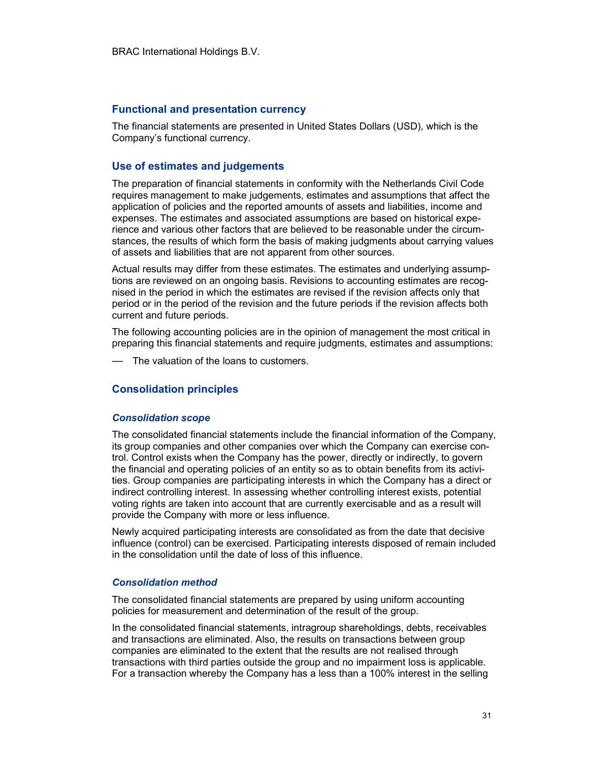## Functional and presentation currency

The financial statements are presented in United States Dollars (USD), which is the Company's functional currency.

## Use of estimates and judgements

The preparation of financial statements in conformity with the Netherlands Civil Code requires management to make judgements, estimates and assumptions that affect the application of policies and the reported amounts of assets and liabilities, income and expenses. The estimates and associated assumptions are based on historical experience and various other factors that are believed to be reasonable under the circumstances, the results of which form the basis of making judgments about carrying values of assets and liabilities that are not apparent from other sources.

Actual results may differ from these estimates. The estimates and underlying assumptions are reviewed on an ongoing basis. Revisions to accounting estimates are recognised in the period in which the estimates are revised if the revision affects only that period or in the period of the revision and the future periods if the revision affects both current and future periods.

The following accounting policies are in the opinion of management the most critical in preparing this financial statements and require judgments, estimates and assumptions:

- The valuation of the loans to customers.

## Consolidation principles

### *Consolidation scope*

The consolidated financial statements include the financial information of the Company, its group companies and other companies over which the Company can exercise control. Control exists when the Company has the power, directly or indirectly, to govern the financial and operating policies of an entity so as to obtain benefits from its activities. Group companies are participating interests in which the Company has a direct or indirect controlling interest. In assessing whether controlling interest exists, potential voting rights are taken into account that are currently exercisable and as a result will provide the Company with more or less influence.

Newly acquired participating interests are consolidated as from the date that decisive influence (control) can be exercised. Participating interests disposed of remain included in the consolidation until the date of loss of this influence.

### *Consolidation method*

The consolidated financial statements are prepared by using uniform accounting policies for measurement and determination of the result of the group.

In the consolidated financial statements, intragroup shareholdings, debts, receivables and transactions are eliminated. Also, the results on transactions between group companies are eliminated to the extent that the results are not realised through transactions with third parties outside the group and no impairment loss is applicable. For a transaction whereby the Company has a less than a 100% interest in the selling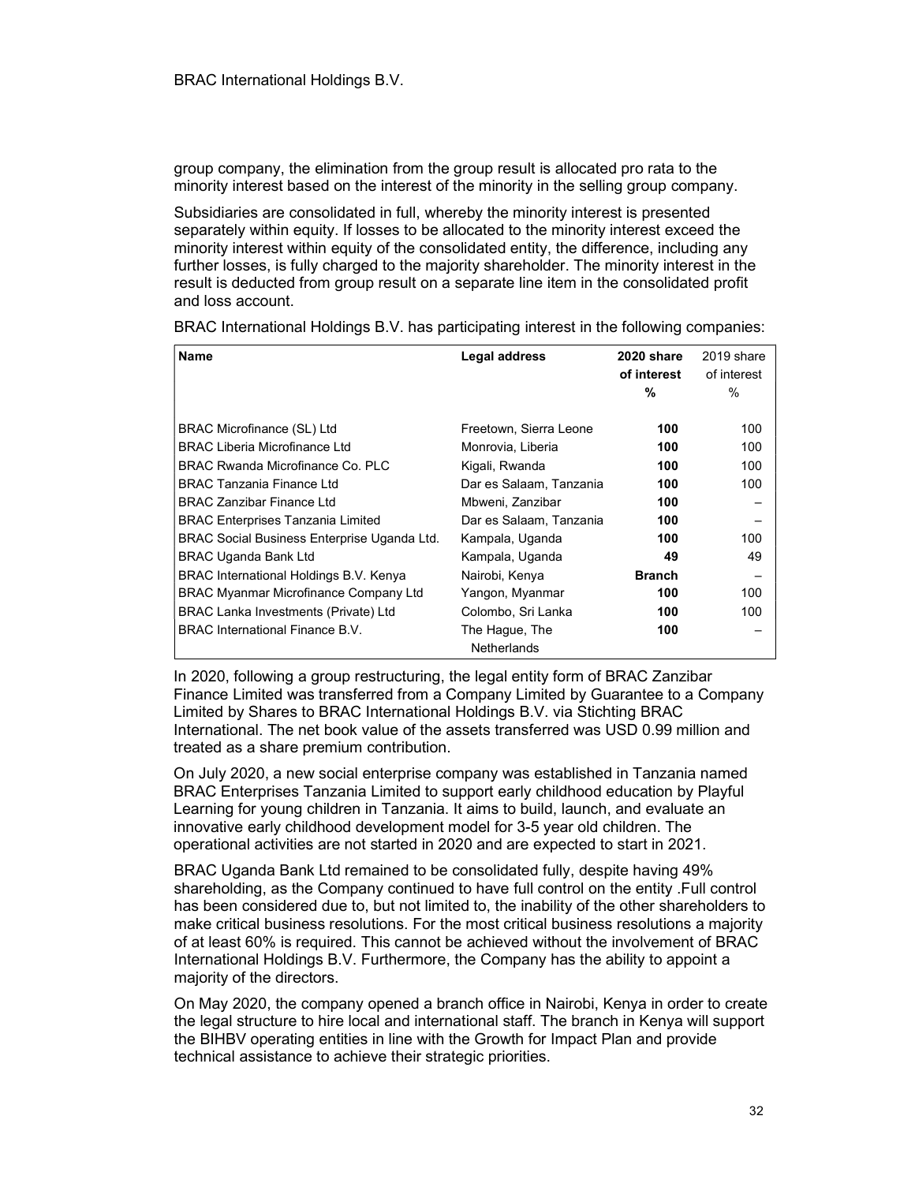group company, the elimination from the group result is allocated pro rata to the minority interest based on the interest of the minority in the selling group company.

Subsidiaries are consolidated in full, whereby the minority interest is presented separately within equity. If losses to be allocated to the minority interest exceed the minority interest within equity of the consolidated entity, the difference, including any further losses, is fully charged to the majority shareholder. The minority interest in the result is deducted from group result on a separate line item in the consolidated profit and loss account.

BRAC International Holdings B.V. has participating interest in the following companies:

| **Name** | **Legal address** | **2020 share of interest %** | 2019 share of interest % |
|---|---|---|---|
| BRAC Microfinance (SL) Ltd | Freetown, Sierra Leone | **100** | 100 |
| BRAC Liberia Microfinance Ltd | Monrovia, Liberia | **100** | 100 |
| BRAC Rwanda Microfinance Co. PLC | Kigali, Rwanda | **100** | 100 |
| BRAC Tanzania Finance Ltd | Dar es Salaam, Tanzania | **100** | 100 |
| BRAC Zanzibar Finance Ltd | Mbweni, Zanzibar | **100** | – |
| BRAC Enterprises Tanzania Limited | Dar es Salaam, Tanzania | **100** | – |
| BRAC Social Business Enterprise Uganda Ltd. | Kampala, Uganda | **100** | 100 |
| BRAC Uganda Bank Ltd | Kampala, Uganda | **49** | 49 |
| BRAC International Holdings B.V. Kenya | Nairobi, Kenya | **Branch** | – |
| BRAC Myanmar Microfinance Company Ltd | Yangon, Myanmar | **100** | 100 |
| BRAC Lanka Investments (Private) Ltd | Colombo, Sri Lanka | **100** | 100 |
| BRAC International Finance B.V. | The Hague, The Netherlands | **100** | – |

In 2020, following a group restructuring, the legal entity form of BRAC Zanzibar Finance Limited was transferred from a Company Limited by Guarantee to a Company Limited by Shares to BRAC International Holdings B.V. via Stichting BRAC International. The net book value of the assets transferred was USD 0.99 million and treated as a share premium contribution.

On July 2020, a new social enterprise company was established in Tanzania named BRAC Enterprises Tanzania Limited to support early childhood education by Playful Learning for young children in Tanzania. It aims to build, launch, and evaluate an innovative early childhood development model for 3-5 year old children. The operational activities are not started in 2020 and are expected to start in 2021.

BRAC Uganda Bank Ltd remained to be consolidated fully, despite having 49% shareholding, as the Company continued to have full control on the entity .Full control has been considered due to, but not limited to, the inability of the other shareholders to make critical business resolutions. For the most critical business resolutions a majority of at least 60% is required. This cannot be achieved without the involvement of BRAC International Holdings B.V. Furthermore, the Company has the ability to appoint a majority of the directors.

On May 2020, the company opened a branch office in Nairobi, Kenya in order to create the legal structure to hire local and international staff. The branch in Kenya will support the BIHBV operating entities in line with the Growth for Impact Plan and provide technical assistance to achieve their strategic priorities.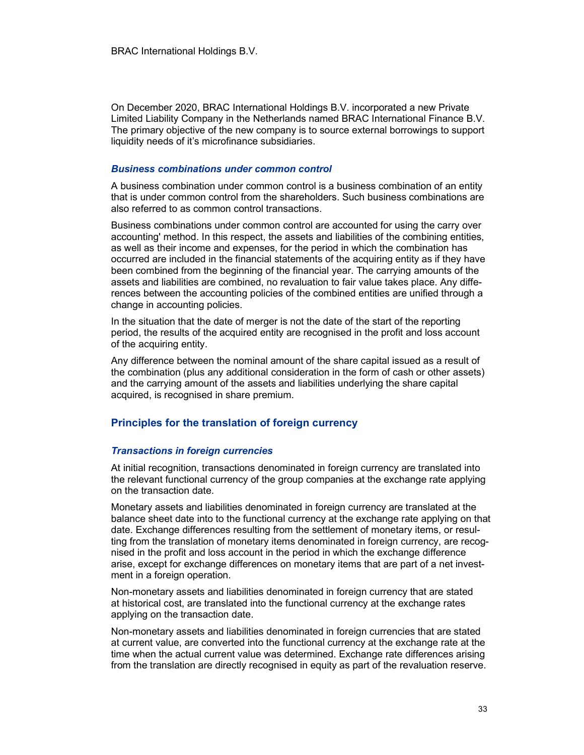On December 2020, BRAC International Holdings B.V. incorporated a new Private Limited Liability Company in the Netherlands named BRAC International Finance B.V. The primary objective of the new company is to source external borrowings to support liquidity needs of it's microfinance subsidiaries.

### *Business combinations under common control*

A business combination under common control is a business combination of an entity that is under common control from the shareholders. Such business combinations are also referred to as common control transactions.

Business combinations under common control are accounted for using the carry over accounting' method. In this respect, the assets and liabilities of the combining entities, as well as their income and expenses, for the period in which the combination has occurred are included in the financial statements of the acquiring entity as if they have been combined from the beginning of the financial year. The carrying amounts of the assets and liabilities are combined, no revaluation to fair value takes place. Any differences between the accounting policies of the combined entities are unified through a change in accounting policies.

In the situation that the date of merger is not the date of the start of the reporting period, the results of the acquired entity are recognised in the profit and loss account of the acquiring entity.

Any difference between the nominal amount of the share capital issued as a result of the combination (plus any additional consideration in the form of cash or other assets) and the carrying amount of the assets and liabilities underlying the share capital acquired, is recognised in share premium.

## Principles for the translation of foreign currency

### *Transactions in foreign currencies*

At initial recognition, transactions denominated in foreign currency are translated into the relevant functional currency of the group companies at the exchange rate applying on the transaction date.

Monetary assets and liabilities denominated in foreign currency are translated at the balance sheet date into to the functional currency at the exchange rate applying on that date. Exchange differences resulting from the settlement of monetary items, or resulting from the translation of monetary items denominated in foreign currency, are recognised in the profit and loss account in the period in which the exchange difference arise, except for exchange differences on monetary items that are part of a net investment in a foreign operation.

Non-monetary assets and liabilities denominated in foreign currency that are stated at historical cost, are translated into the functional currency at the exchange rates applying on the transaction date.

Non-monetary assets and liabilities denominated in foreign currencies that are stated at current value, are converted into the functional currency at the exchange rate at the time when the actual current value was determined. Exchange rate differences arising from the translation are directly recognised in equity as part of the revaluation reserve.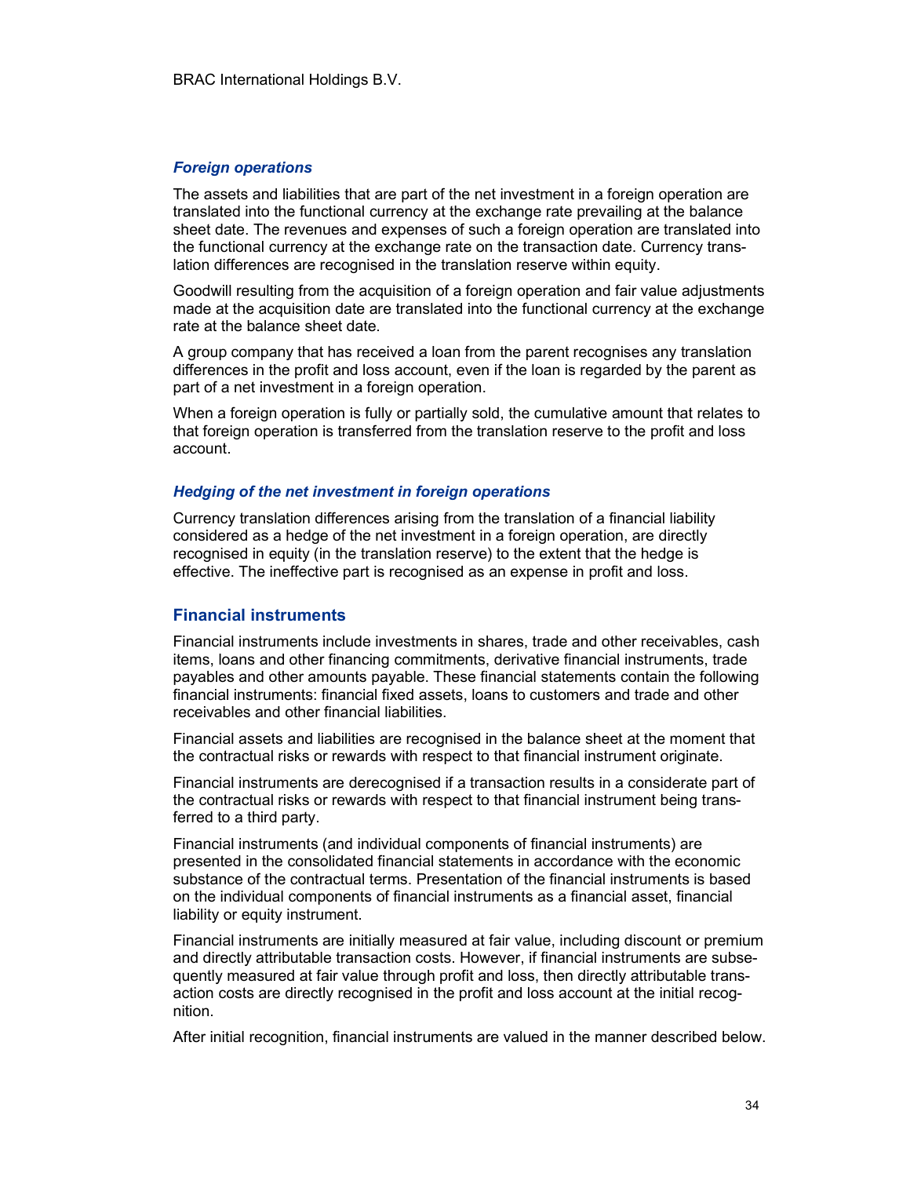### *Foreign operations*

The assets and liabilities that are part of the net investment in a foreign operation are translated into the functional currency at the exchange rate prevailing at the balance sheet date. The revenues and expenses of such a foreign operation are translated into the functional currency at the exchange rate on the transaction date. Currency translation differences are recognised in the translation reserve within equity.

Goodwill resulting from the acquisition of a foreign operation and fair value adjustments made at the acquisition date are translated into the functional currency at the exchange rate at the balance sheet date.

A group company that has received a loan from the parent recognises any translation differences in the profit and loss account, even if the loan is regarded by the parent as part of a net investment in a foreign operation.

When a foreign operation is fully or partially sold, the cumulative amount that relates to that foreign operation is transferred from the translation reserve to the profit and loss account.

### *Hedging of the net investment in foreign operations*

Currency translation differences arising from the translation of a financial liability considered as a hedge of the net investment in a foreign operation, are directly recognised in equity (in the translation reserve) to the extent that the hedge is effective. The ineffective part is recognised as an expense in profit and loss.

## Financial instruments

Financial instruments include investments in shares, trade and other receivables, cash items, loans and other financing commitments, derivative financial instruments, trade payables and other amounts payable. These financial statements contain the following financial instruments: financial fixed assets, loans to customers and trade and other receivables and other financial liabilities.

Financial assets and liabilities are recognised in the balance sheet at the moment that the contractual risks or rewards with respect to that financial instrument originate.

Financial instruments are derecognised if a transaction results in a considerate part of the contractual risks or rewards with respect to that financial instrument being transferred to a third party.

Financial instruments (and individual components of financial instruments) are presented in the consolidated financial statements in accordance with the economic substance of the contractual terms. Presentation of the financial instruments is based on the individual components of financial instruments as a financial asset, financial liability or equity instrument.

Financial instruments are initially measured at fair value, including discount or premium and directly attributable transaction costs. However, if financial instruments are subsequently measured at fair value through profit and loss, then directly attributable transaction costs are directly recognised in the profit and loss account at the initial recognition.

After initial recognition, financial instruments are valued in the manner described below.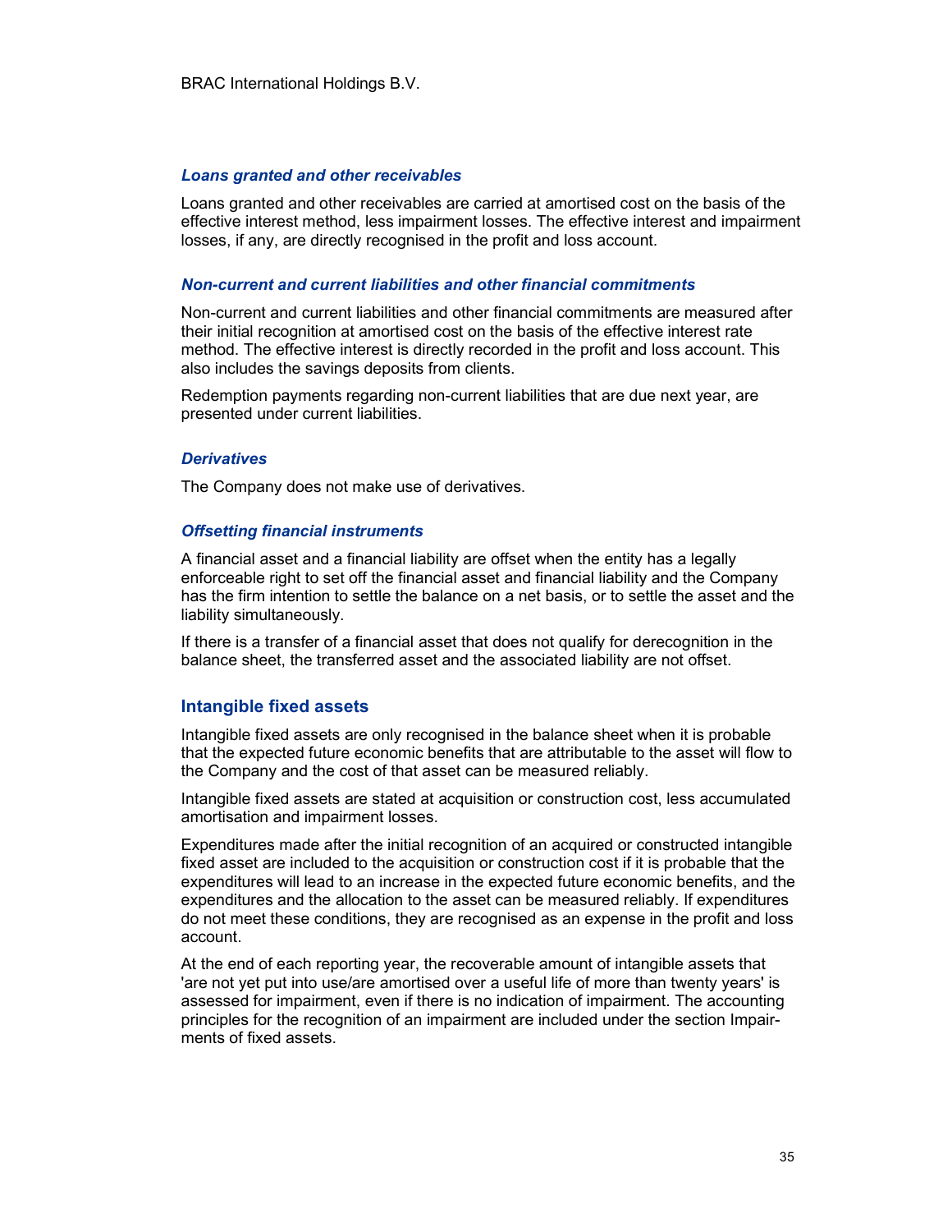### *Loans granted and other receivables*

Loans granted and other receivables are carried at amortised cost on the basis of the effective interest method, less impairment losses. The effective interest and impairment losses, if any, are directly recognised in the profit and loss account.

### *Non-current and current liabilities and other financial commitments*

Non-current and current liabilities and other financial commitments are measured after their initial recognition at amortised cost on the basis of the effective interest rate method. The effective interest is directly recorded in the profit and loss account. This also includes the savings deposits from clients.

Redemption payments regarding non-current liabilities that are due next year, are presented under current liabilities.

### *Derivatives*

The Company does not make use of derivatives.

### *Offsetting financial instruments*

A financial asset and a financial liability are offset when the entity has a legally enforceable right to set off the financial asset and financial liability and the Company has the firm intention to settle the balance on a net basis, or to settle the asset and the liability simultaneously.

If there is a transfer of a financial asset that does not qualify for derecognition in the balance sheet, the transferred asset and the associated liability are not offset.

## Intangible fixed assets

Intangible fixed assets are only recognised in the balance sheet when it is probable that the expected future economic benefits that are attributable to the asset will flow to the Company and the cost of that asset can be measured reliably.

Intangible fixed assets are stated at acquisition or construction cost, less accumulated amortisation and impairment losses.

Expenditures made after the initial recognition of an acquired or constructed intangible fixed asset are included to the acquisition or construction cost if it is probable that the expenditures will lead to an increase in the expected future economic benefits, and the expenditures and the allocation to the asset can be measured reliably. If expenditures do not meet these conditions, they are recognised as an expense in the profit and loss account.

At the end of each reporting year, the recoverable amount of intangible assets that 'are not yet put into use/are amortised over a useful life of more than twenty years' is assessed for impairment, even if there is no indication of impairment. The accounting principles for the recognition of an impairment are included under the section Impairments of fixed assets.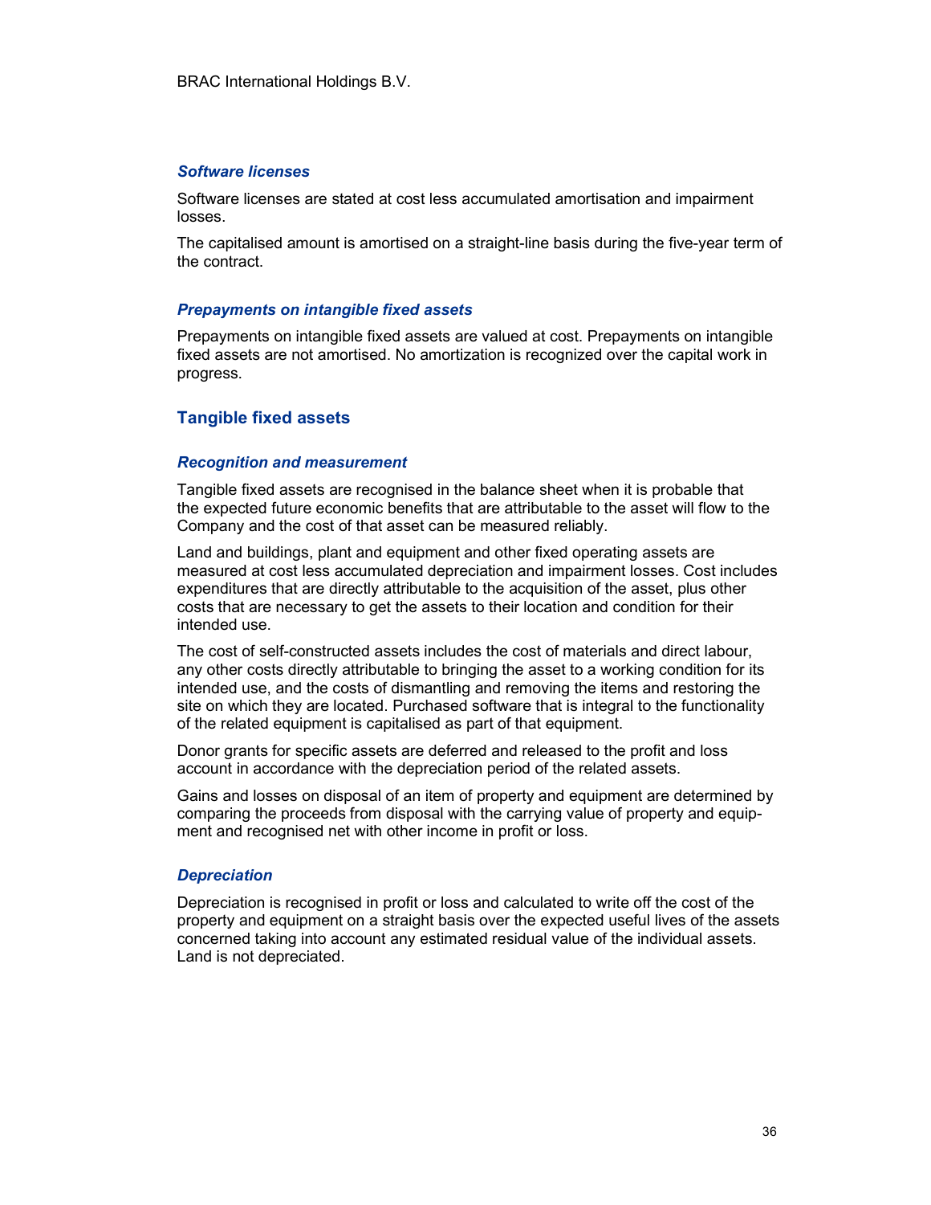#### *Software licenses*

Software licenses are stated at cost less accumulated amortisation and impairment losses.

The capitalised amount is amortised on a straight-line basis during the five-year term of the contract.

#### *Prepayments on intangible fixed assets*

Prepayments on intangible fixed assets are valued at cost. Prepayments on intangible fixed assets are not amortised. No amortization is recognized over the capital work in progress.

### Tangible fixed assets

#### *Recognition and measurement*

Tangible fixed assets are recognised in the balance sheet when it is probable that the expected future economic benefits that are attributable to the asset will flow to the Company and the cost of that asset can be measured reliably.

Land and buildings, plant and equipment and other fixed operating assets are measured at cost less accumulated depreciation and impairment losses. Cost includes expenditures that are directly attributable to the acquisition of the asset, plus other costs that are necessary to get the assets to their location and condition for their intended use.

The cost of self-constructed assets includes the cost of materials and direct labour, any other costs directly attributable to bringing the asset to a working condition for its intended use, and the costs of dismantling and removing the items and restoring the site on which they are located. Purchased software that is integral to the functionality of the related equipment is capitalised as part of that equipment.

Donor grants for specific assets are deferred and released to the profit and loss account in accordance with the depreciation period of the related assets.

Gains and losses on disposal of an item of property and equipment are determined by comparing the proceeds from disposal with the carrying value of property and equipment and recognised net with other income in profit or loss.

#### *Depreciation*

Depreciation is recognised in profit or loss and calculated to write off the cost of the property and equipment on a straight basis over the expected useful lives of the assets concerned taking into account any estimated residual value of the individual assets. Land is not depreciated.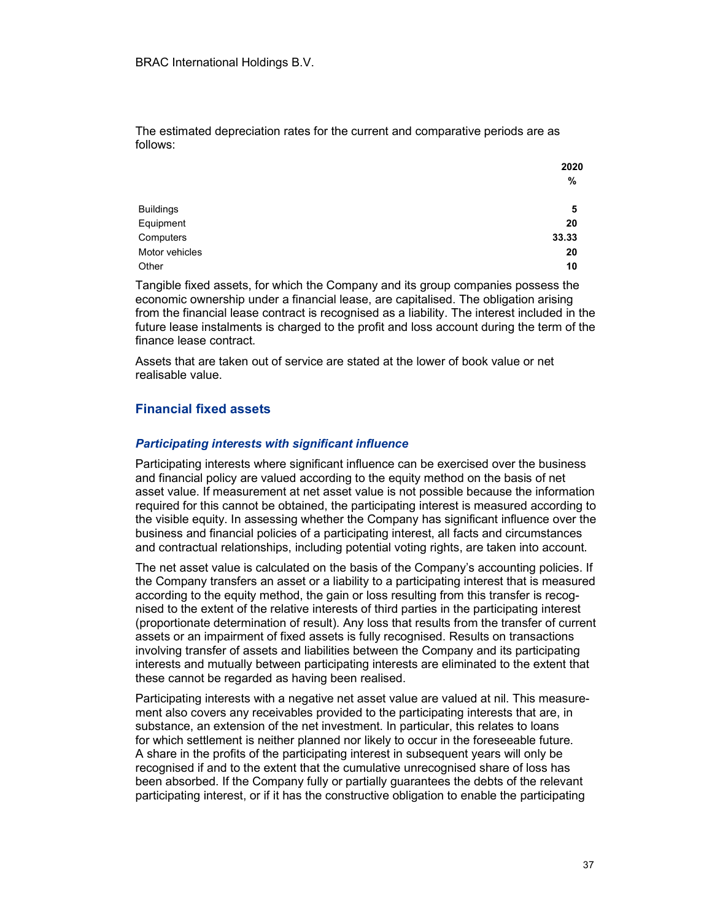The estimated depreciation rates for the current and comparative periods are as follows:

| | 2020 % |
|---|---|
| Buildings | 5 |
| Equipment | 20 |
| Computers | 33.33 |
| Motor vehicles | 20 |
| Other | 10 |

Tangible fixed assets, for which the Company and its group companies possess the economic ownership under a financial lease, are capitalised. The obligation arising from the financial lease contract is recognised as a liability. The interest included in the future lease instalments is charged to the profit and loss account during the term of the finance lease contract.

Assets that are taken out of service are stated at the lower of book value or net realisable value.

## Financial fixed assets

### *Participating interests with significant influence*

Participating interests where significant influence can be exercised over the business and financial policy are valued according to the equity method on the basis of net asset value. If measurement at net asset value is not possible because the information required for this cannot be obtained, the participating interest is measured according to the visible equity. In assessing whether the Company has significant influence over the business and financial policies of a participating interest, all facts and circumstances and contractual relationships, including potential voting rights, are taken into account.

The net asset value is calculated on the basis of the Company's accounting policies. If the Company transfers an asset or a liability to a participating interest that is measured according to the equity method, the gain or loss resulting from this transfer is recognised to the extent of the relative interests of third parties in the participating interest (proportionate determination of result). Any loss that results from the transfer of current assets or an impairment of fixed assets is fully recognised. Results on transactions involving transfer of assets and liabilities between the Company and its participating interests and mutually between participating interests are eliminated to the extent that these cannot be regarded as having been realised.

Participating interests with a negative net asset value are valued at nil. This measurement also covers any receivables provided to the participating interests that are, in substance, an extension of the net investment. In particular, this relates to loans for which settlement is neither planned nor likely to occur in the foreseeable future. A share in the profits of the participating interest in subsequent years will only be recognised if and to the extent that the cumulative unrecognised share of loss has been absorbed. If the Company fully or partially guarantees the debts of the relevant participating interest, or if it has the constructive obligation to enable the participating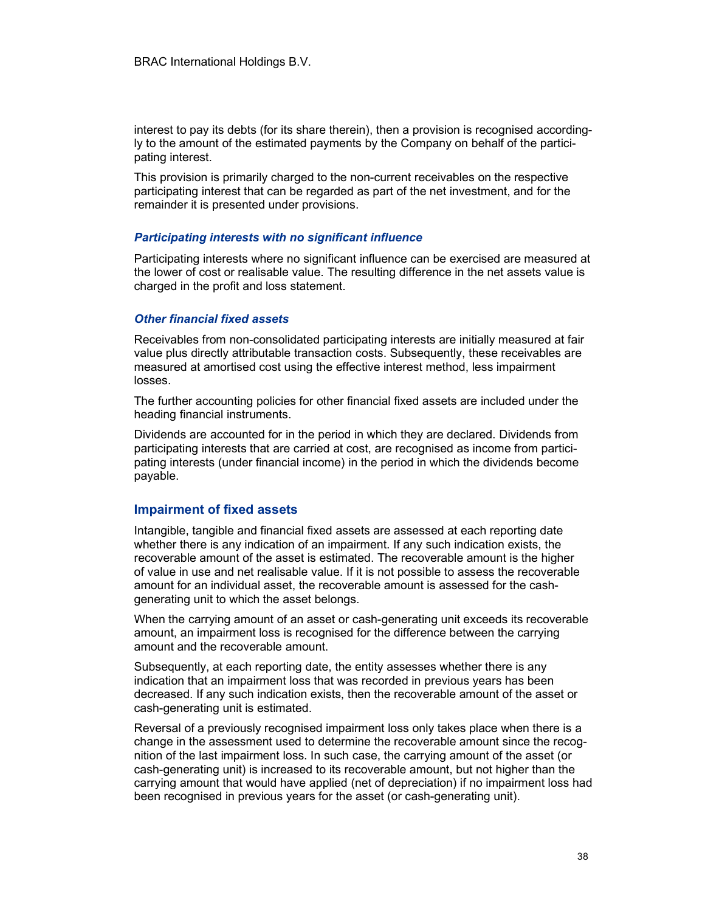interest to pay its debts (for its share therein), then a provision is recognised accordingly to the amount of the estimated payments by the Company on behalf of the participating interest.

This provision is primarily charged to the non-current receivables on the respective participating interest that can be regarded as part of the net investment, and for the remainder it is presented under provisions.

### *Participating interests with no significant influence*

Participating interests where no significant influence can be exercised are measured at the lower of cost or realisable value. The resulting difference in the net assets value is charged in the profit and loss statement.

### *Other financial fixed assets*

Receivables from non-consolidated participating interests are initially measured at fair value plus directly attributable transaction costs. Subsequently, these receivables are measured at amortised cost using the effective interest method, less impairment losses.

The further accounting policies for other financial fixed assets are included under the heading financial instruments.

Dividends are accounted for in the period in which they are declared. Dividends from participating interests that are carried at cost, are recognised as income from participating interests (under financial income) in the period in which the dividends become payable.

## Impairment of fixed assets

Intangible, tangible and financial fixed assets are assessed at each reporting date whether there is any indication of an impairment. If any such indication exists, the recoverable amount of the asset is estimated. The recoverable amount is the higher of value in use and net realisable value. If it is not possible to assess the recoverable amount for an individual asset, the recoverable amount is assessed for the cash-generating unit to which the asset belongs.

When the carrying amount of an asset or cash-generating unit exceeds its recoverable amount, an impairment loss is recognised for the difference between the carrying amount and the recoverable amount.

Subsequently, at each reporting date, the entity assesses whether there is any indication that an impairment loss that was recorded in previous years has been decreased. If any such indication exists, then the recoverable amount of the asset or cash-generating unit is estimated.

Reversal of a previously recognised impairment loss only takes place when there is a change in the assessment used to determine the recoverable amount since the recognition of the last impairment loss. In such case, the carrying amount of the asset (or cash-generating unit) is increased to its recoverable amount, but not higher than the carrying amount that would have applied (net of depreciation) if no impairment loss had been recognised in previous years for the asset (or cash-generating unit).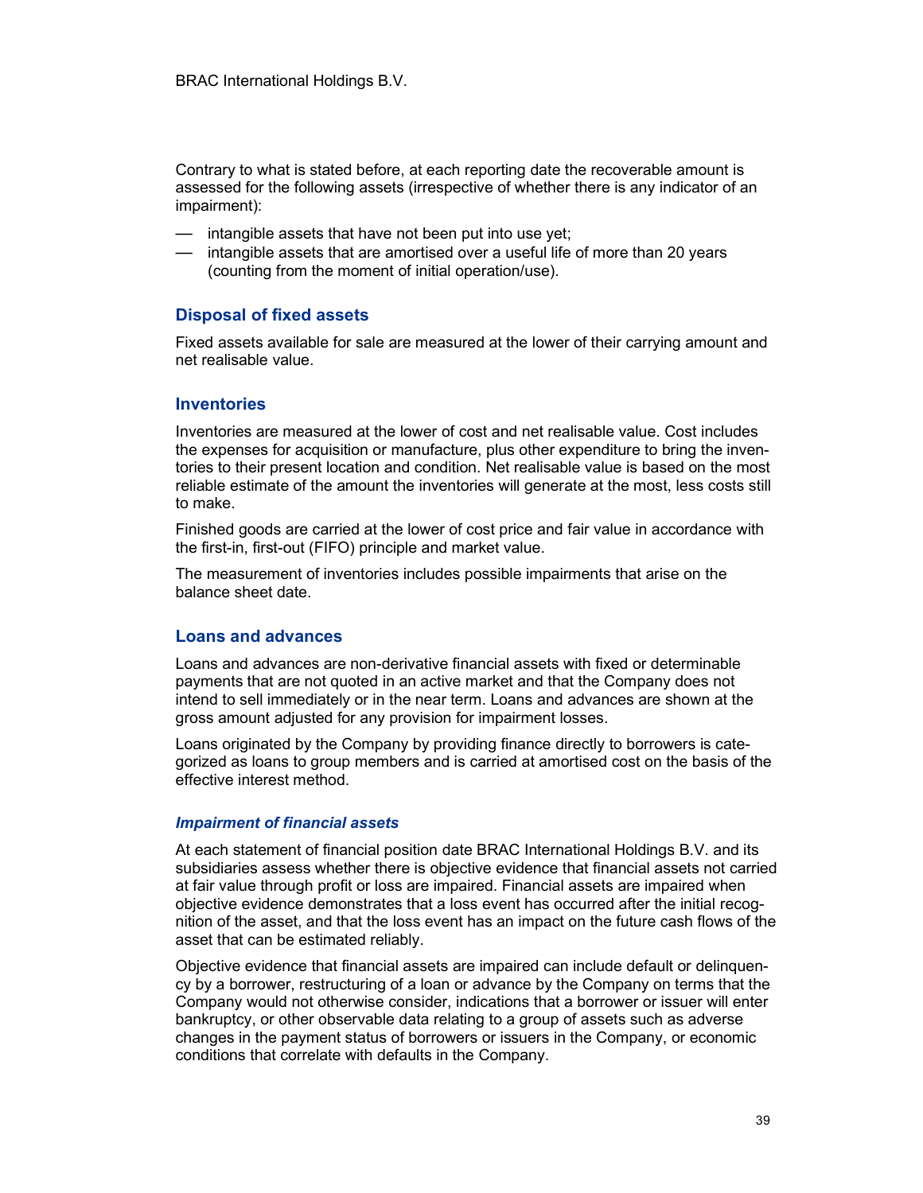Contrary to what is stated before, at each reporting date the recoverable amount is assessed for the following assets (irrespective of whether there is any indicator of an impairment):

- intangible assets that have not been put into use yet;
- intangible assets that are amortised over a useful life of more than 20 years (counting from the moment of initial operation/use).

## Disposal of fixed assets

Fixed assets available for sale are measured at the lower of their carrying amount and net realisable value.

## Inventories

Inventories are measured at the lower of cost and net realisable value. Cost includes the expenses for acquisition or manufacture, plus other expenditure to bring the inventories to their present location and condition. Net realisable value is based on the most reliable estimate of the amount the inventories will generate at the most, less costs still to make.

Finished goods are carried at the lower of cost price and fair value in accordance with the first-in, first-out (FIFO) principle and market value.

The measurement of inventories includes possible impairments that arise on the balance sheet date.

## Loans and advances

Loans and advances are non-derivative financial assets with fixed or determinable payments that are not quoted in an active market and that the Company does not intend to sell immediately or in the near term. Loans and advances are shown at the gross amount adjusted for any provision for impairment losses.

Loans originated by the Company by providing finance directly to borrowers is categorized as loans to group members and is carried at amortised cost on the basis of the effective interest method.

### *Impairment of financial assets*

At each statement of financial position date BRAC International Holdings B.V. and its subsidiaries assess whether there is objective evidence that financial assets not carried at fair value through profit or loss are impaired. Financial assets are impaired when objective evidence demonstrates that a loss event has occurred after the initial recognition of the asset, and that the loss event has an impact on the future cash flows of the asset that can be estimated reliably.

Objective evidence that financial assets are impaired can include default or delinquency by a borrower, restructuring of a loan or advance by the Company on terms that the Company would not otherwise consider, indications that a borrower or issuer will enter bankruptcy, or other observable data relating to a group of assets such as adverse changes in the payment status of borrowers or issuers in the Company, or economic conditions that correlate with defaults in the Company.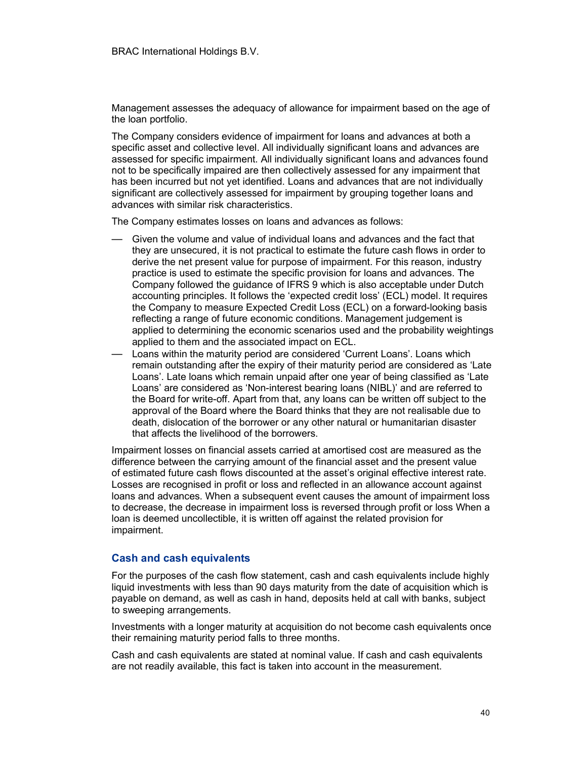Management assesses the adequacy of allowance for impairment based on the age of the loan portfolio.

The Company considers evidence of impairment for loans and advances at both a specific asset and collective level. All individually significant loans and advances are assessed for specific impairment. All individually significant loans and advances found not to be specifically impaired are then collectively assessed for any impairment that has been incurred but not yet identified. Loans and advances that are not individually significant are collectively assessed for impairment by grouping together loans and advances with similar risk characteristics.

The Company estimates losses on loans and advances as follows:

- Given the volume and value of individual loans and advances and the fact that they are unsecured, it is not practical to estimate the future cash flows in order to derive the net present value for purpose of impairment. For this reason, industry practice is used to estimate the specific provision for loans and advances. The Company followed the guidance of IFRS 9 which is also acceptable under Dutch accounting principles. It follows the 'expected credit loss' (ECL) model. It requires the Company to measure Expected Credit Loss (ECL) on a forward-looking basis reflecting a range of future economic conditions. Management judgement is applied to determining the economic scenarios used and the probability weightings applied to them and the associated impact on ECL.
- Loans within the maturity period are considered 'Current Loans'. Loans which remain outstanding after the expiry of their maturity period are considered as 'Late Loans'. Late loans which remain unpaid after one year of being classified as 'Late Loans' are considered as 'Non-interest bearing loans (NIBL)' and are referred to the Board for write-off. Apart from that, any loans can be written off subject to the approval of the Board where the Board thinks that they are not realisable due to death, dislocation of the borrower or any other natural or humanitarian disaster that affects the livelihood of the borrowers.

Impairment losses on financial assets carried at amortised cost are measured as the difference between the carrying amount of the financial asset and the present value of estimated future cash flows discounted at the asset's original effective interest rate. Losses are recognised in profit or loss and reflected in an allowance account against loans and advances. When a subsequent event causes the amount of impairment loss to decrease, the decrease in impairment loss is reversed through profit or loss When a loan is deemed uncollectible, it is written off against the related provision for impairment.

## Cash and cash equivalents

For the purposes of the cash flow statement, cash and cash equivalents include highly liquid investments with less than 90 days maturity from the date of acquisition which is payable on demand, as well as cash in hand, deposits held at call with banks, subject to sweeping arrangements.

Investments with a longer maturity at acquisition do not become cash equivalents once their remaining maturity period falls to three months.

Cash and cash equivalents are stated at nominal value. If cash and cash equivalents are not readily available, this fact is taken into account in the measurement.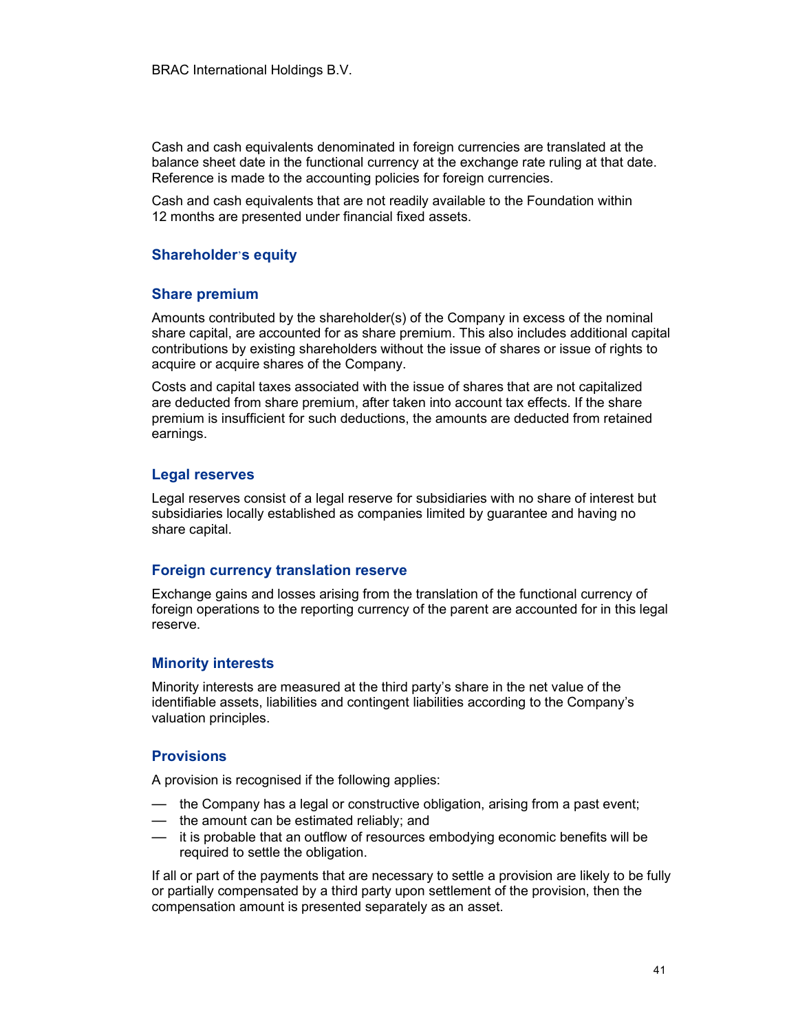Cash and cash equivalents denominated in foreign currencies are translated at the balance sheet date in the functional currency at the exchange rate ruling at that date. Reference is made to the accounting policies for foreign currencies.

Cash and cash equivalents that are not readily available to the Foundation within 12 months are presented under financial fixed assets.

## Shareholder's equity

### Share premium

Amounts contributed by the shareholder(s) of the Company in excess of the nominal share capital, are accounted for as share premium. This also includes additional capital contributions by existing shareholders without the issue of shares or issue of rights to acquire or acquire shares of the Company.

Costs and capital taxes associated with the issue of shares that are not capitalized are deducted from share premium, after taken into account tax effects. If the share premium is insufficient for such deductions, the amounts are deducted from retained earnings.

### Legal reserves

Legal reserves consist of a legal reserve for subsidiaries with no share of interest but subsidiaries locally established as companies limited by guarantee and having no share capital.

### Foreign currency translation reserve

Exchange gains and losses arising from the translation of the functional currency of foreign operations to the reporting currency of the parent are accounted for in this legal reserve.

### Minority interests

Minority interests are measured at the third party's share in the net value of the identifiable assets, liabilities and contingent liabilities according to the Company's valuation principles.

### Provisions

A provision is recognised if the following applies:

- the Company has a legal or constructive obligation, arising from a past event;
- the amount can be estimated reliably; and
- it is probable that an outflow of resources embodying economic benefits will be required to settle the obligation.

If all or part of the payments that are necessary to settle a provision are likely to be fully or partially compensated by a third party upon settlement of the provision, then the compensation amount is presented separately as an asset.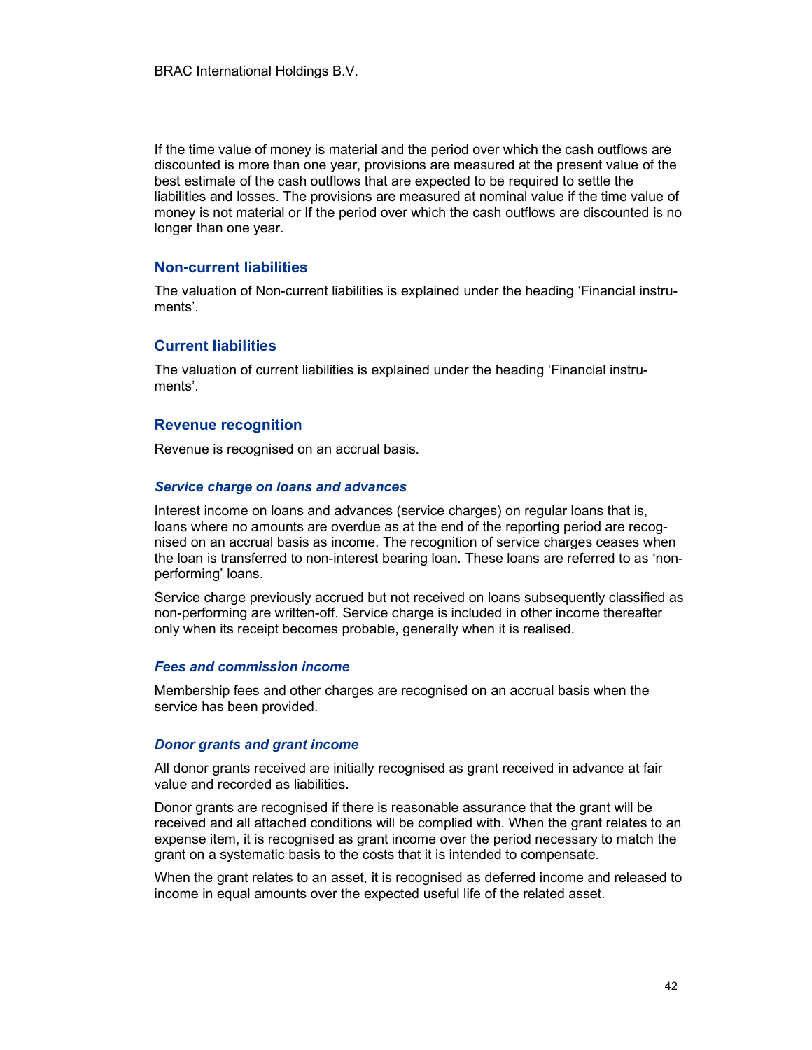If the time value of money is material and the period over which the cash outflows are discounted is more than one year, provisions are measured at the present value of the best estimate of the cash outflows that are expected to be required to settle the liabilities and losses. The provisions are measured at nominal value if the time value of money is not material or If the period over which the cash outflows are discounted is no longer than one year.

## Non-current liabilities

The valuation of Non-current liabilities is explained under the heading 'Financial instruments'.

## Current liabilities

The valuation of current liabilities is explained under the heading 'Financial instruments'.

## Revenue recognition

Revenue is recognised on an accrual basis.

### *Service charge on loans and advances*

Interest income on loans and advances (service charges) on regular loans that is, loans where no amounts are overdue as at the end of the reporting period are recognised on an accrual basis as income. The recognition of service charges ceases when the loan is transferred to non-interest bearing loan. These loans are referred to as 'non-performing' loans.

Service charge previously accrued but not received on loans subsequently classified as non-performing are written-off. Service charge is included in other income thereafter only when its receipt becomes probable, generally when it is realised.

### *Fees and commission income*

Membership fees and other charges are recognised on an accrual basis when the service has been provided.

### *Donor grants and grant income*

All donor grants received are initially recognised as grant received in advance at fair value and recorded as liabilities.

Donor grants are recognised if there is reasonable assurance that the grant will be received and all attached conditions will be complied with. When the grant relates to an expense item, it is recognised as grant income over the period necessary to match the grant on a systematic basis to the costs that it is intended to compensate.

When the grant relates to an asset, it is recognised as deferred income and released to income in equal amounts over the expected useful life of the related asset.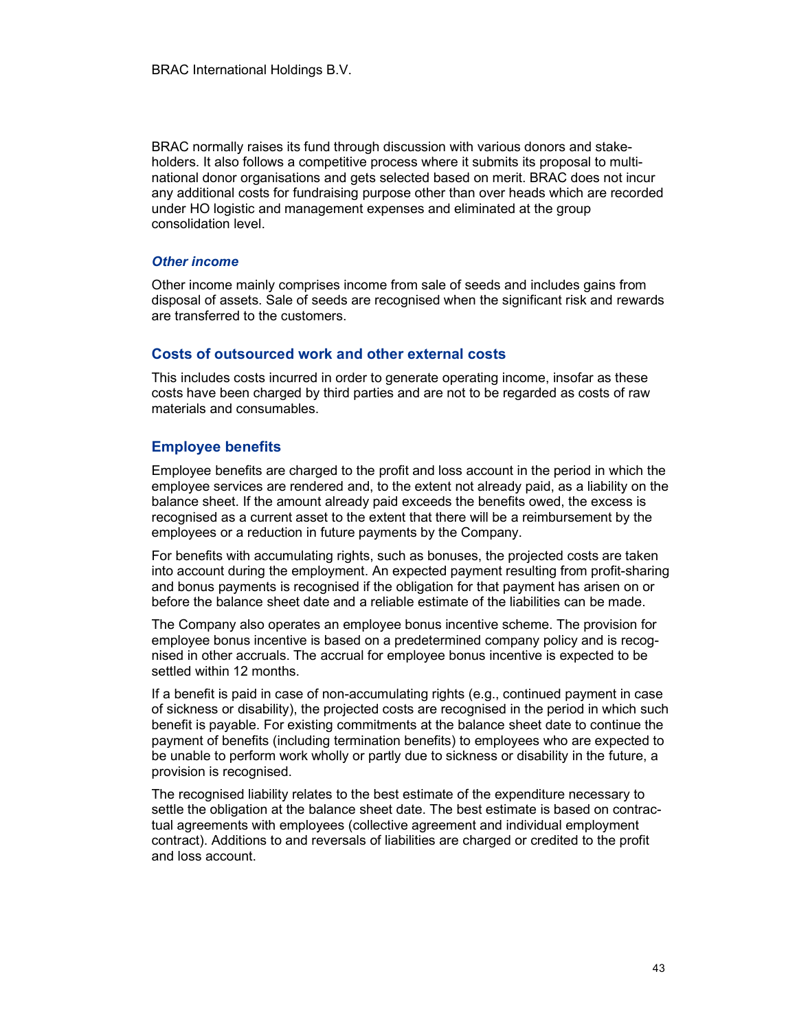BRAC normally raises its fund through discussion with various donors and stakeholders. It also follows a competitive process where it submits its proposal to multinational donor organisations and gets selected based on merit. BRAC does not incur any additional costs for fundraising purpose other than over heads which are recorded under HO logistic and management expenses and eliminated at the group consolidation level.

### *Other income*

Other income mainly comprises income from sale of seeds and includes gains from disposal of assets. Sale of seeds are recognised when the significant risk and rewards are transferred to the customers.

## Costs of outsourced work and other external costs

This includes costs incurred in order to generate operating income, insofar as these costs have been charged by third parties and are not to be regarded as costs of raw materials and consumables.

## Employee benefits

Employee benefits are charged to the profit and loss account in the period in which the employee services are rendered and, to the extent not already paid, as a liability on the balance sheet. If the amount already paid exceeds the benefits owed, the excess is recognised as a current asset to the extent that there will be a reimbursement by the employees or a reduction in future payments by the Company.

For benefits with accumulating rights, such as bonuses, the projected costs are taken into account during the employment. An expected payment resulting from profit-sharing and bonus payments is recognised if the obligation for that payment has arisen on or before the balance sheet date and a reliable estimate of the liabilities can be made.

The Company also operates an employee bonus incentive scheme. The provision for employee bonus incentive is based on a predetermined company policy and is recognised in other accruals. The accrual for employee bonus incentive is expected to be settled within 12 months.

If a benefit is paid in case of non-accumulating rights (e.g., continued payment in case of sickness or disability), the projected costs are recognised in the period in which such benefit is payable. For existing commitments at the balance sheet date to continue the payment of benefits (including termination benefits) to employees who are expected to be unable to perform work wholly or partly due to sickness or disability in the future, a provision is recognised.

The recognised liability relates to the best estimate of the expenditure necessary to settle the obligation at the balance sheet date. The best estimate is based on contractual agreements with employees (collective agreement and individual employment contract). Additions to and reversals of liabilities are charged or credited to the profit and loss account.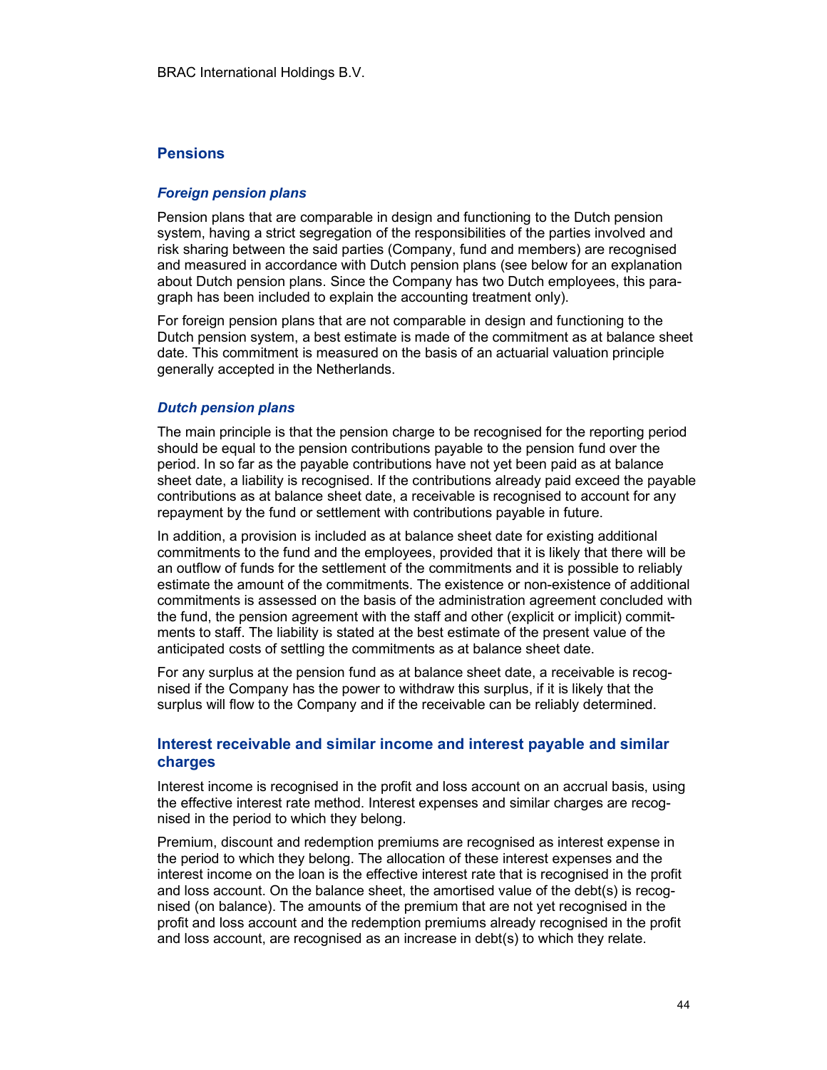## Pensions

### *Foreign pension plans*

Pension plans that are comparable in design and functioning to the Dutch pension system, having a strict segregation of the responsibilities of the parties involved and risk sharing between the said parties (Company, fund and members) are recognised and measured in accordance with Dutch pension plans (see below for an explanation about Dutch pension plans. Since the Company has two Dutch employees, this paragraph has been included to explain the accounting treatment only).

For foreign pension plans that are not comparable in design and functioning to the Dutch pension system, a best estimate is made of the commitment as at balance sheet date. This commitment is measured on the basis of an actuarial valuation principle generally accepted in the Netherlands.

### *Dutch pension plans*

The main principle is that the pension charge to be recognised for the reporting period should be equal to the pension contributions payable to the pension fund over the period. In so far as the payable contributions have not yet been paid as at balance sheet date, a liability is recognised. If the contributions already paid exceed the payable contributions as at balance sheet date, a receivable is recognised to account for any repayment by the fund or settlement with contributions payable in future.

In addition, a provision is included as at balance sheet date for existing additional commitments to the fund and the employees, provided that it is likely that there will be an outflow of funds for the settlement of the commitments and it is possible to reliably estimate the amount of the commitments. The existence or non-existence of additional commitments is assessed on the basis of the administration agreement concluded with the fund, the pension agreement with the staff and other (explicit or implicit) commitments to staff. The liability is stated at the best estimate of the present value of the anticipated costs of settling the commitments as at balance sheet date.

For any surplus at the pension fund as at balance sheet date, a receivable is recognised if the Company has the power to withdraw this surplus, if it is likely that the surplus will flow to the Company and if the receivable can be reliably determined.

## Interest receivable and similar income and interest payable and similar charges

Interest income is recognised in the profit and loss account on an accrual basis, using the effective interest rate method. Interest expenses and similar charges are recognised in the period to which they belong.

Premium, discount and redemption premiums are recognised as interest expense in the period to which they belong. The allocation of these interest expenses and the interest income on the loan is the effective interest rate that is recognised in the profit and loss account. On the balance sheet, the amortised value of the debt(s) is recognised (on balance). The amounts of the premium that are not yet recognised in the profit and loss account and the redemption premiums already recognised in the profit and loss account, are recognised as an increase in debt(s) to which they relate.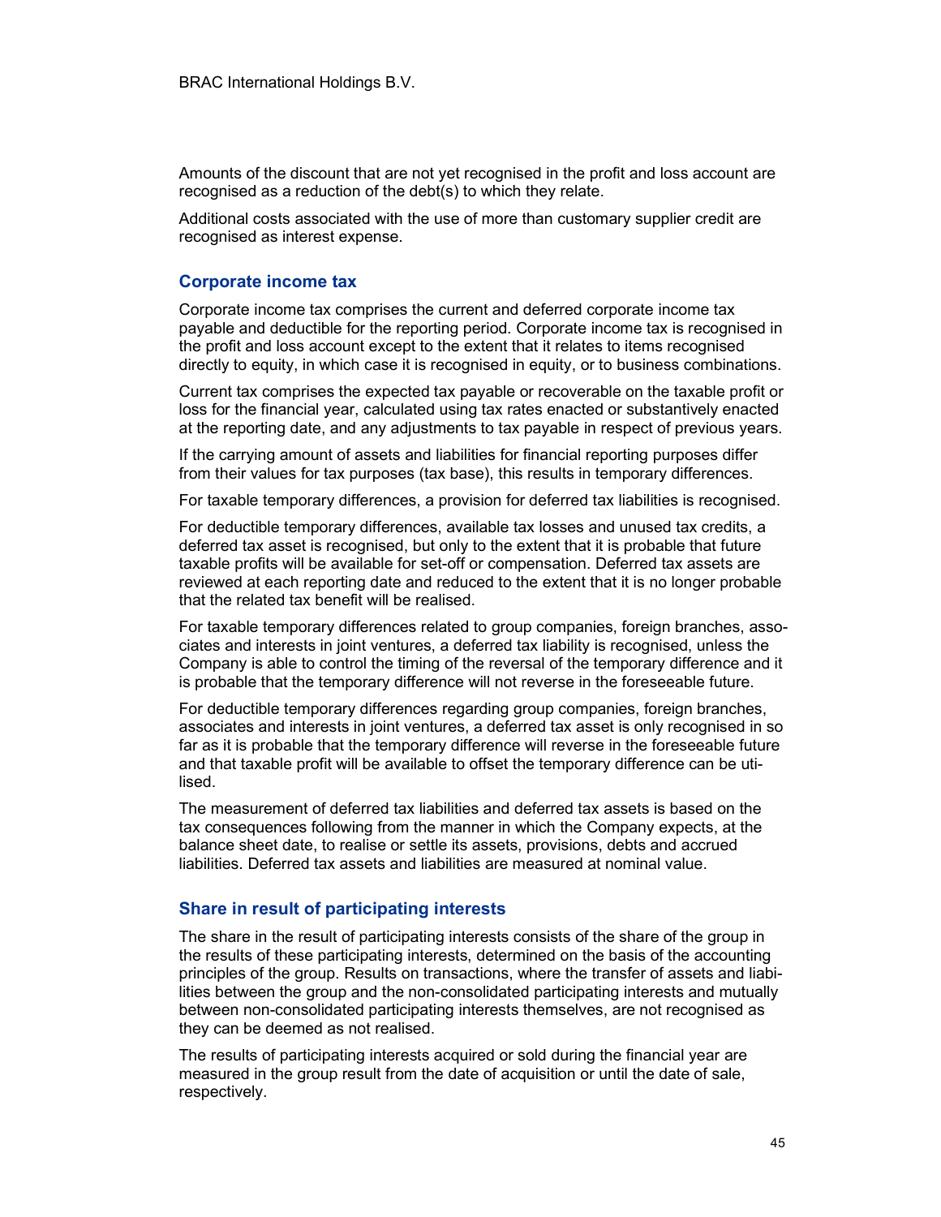Amounts of the discount that are not yet recognised in the profit and loss account are recognised as a reduction of the debt(s) to which they relate.

Additional costs associated with the use of more than customary supplier credit are recognised as interest expense.

## Corporate income tax

Corporate income tax comprises the current and deferred corporate income tax payable and deductible for the reporting period. Corporate income tax is recognised in the profit and loss account except to the extent that it relates to items recognised directly to equity, in which case it is recognised in equity, or to business combinations.

Current tax comprises the expected tax payable or recoverable on the taxable profit or loss for the financial year, calculated using tax rates enacted or substantively enacted at the reporting date, and any adjustments to tax payable in respect of previous years.

If the carrying amount of assets and liabilities for financial reporting purposes differ from their values for tax purposes (tax base), this results in temporary differences.

For taxable temporary differences, a provision for deferred tax liabilities is recognised.

For deductible temporary differences, available tax losses and unused tax credits, a deferred tax asset is recognised, but only to the extent that it is probable that future taxable profits will be available for set-off or compensation. Deferred tax assets are reviewed at each reporting date and reduced to the extent that it is no longer probable that the related tax benefit will be realised.

For taxable temporary differences related to group companies, foreign branches, associates and interests in joint ventures, a deferred tax liability is recognised, unless the Company is able to control the timing of the reversal of the temporary difference and it is probable that the temporary difference will not reverse in the foreseeable future.

For deductible temporary differences regarding group companies, foreign branches, associates and interests in joint ventures, a deferred tax asset is only recognised in so far as it is probable that the temporary difference will reverse in the foreseeable future and that taxable profit will be available to offset the temporary difference can be utilised.

The measurement of deferred tax liabilities and deferred tax assets is based on the tax consequences following from the manner in which the Company expects, at the balance sheet date, to realise or settle its assets, provisions, debts and accrued liabilities. Deferred tax assets and liabilities are measured at nominal value.

## Share in result of participating interests

The share in the result of participating interests consists of the share of the group in the results of these participating interests, determined on the basis of the accounting principles of the group. Results on transactions, where the transfer of assets and liabilities between the group and the non-consolidated participating interests and mutually between non-consolidated participating interests themselves, are not recognised as they can be deemed as not realised.

The results of participating interests acquired or sold during the financial year are measured in the group result from the date of acquisition or until the date of sale, respectively.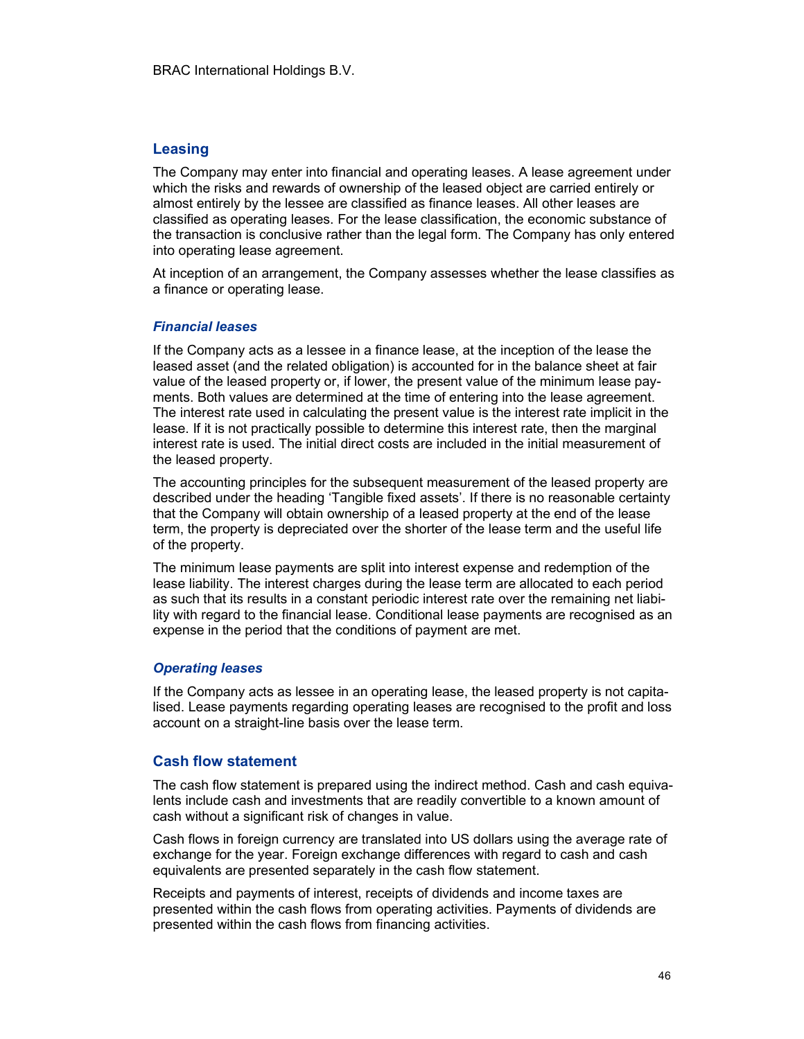## Leasing

The Company may enter into financial and operating leases. A lease agreement under which the risks and rewards of ownership of the leased object are carried entirely or almost entirely by the lessee are classified as finance leases. All other leases are classified as operating leases. For the lease classification, the economic substance of the transaction is conclusive rather than the legal form. The Company has only entered into operating lease agreement.

At inception of an arrangement, the Company assesses whether the lease classifies as a finance or operating lease.

### *Financial leases*

If the Company acts as a lessee in a finance lease, at the inception of the lease the leased asset (and the related obligation) is accounted for in the balance sheet at fair value of the leased property or, if lower, the present value of the minimum lease payments. Both values are determined at the time of entering into the lease agreement. The interest rate used in calculating the present value is the interest rate implicit in the lease. If it is not practically possible to determine this interest rate, then the marginal interest rate is used. The initial direct costs are included in the initial measurement of the leased property.

The accounting principles for the subsequent measurement of the leased property are described under the heading 'Tangible fixed assets'. If there is no reasonable certainty that the Company will obtain ownership of a leased property at the end of the lease term, the property is depreciated over the shorter of the lease term and the useful life of the property.

The minimum lease payments are split into interest expense and redemption of the lease liability. The interest charges during the lease term are allocated to each period as such that its results in a constant periodic interest rate over the remaining net liability with regard to the financial lease. Conditional lease payments are recognised as an expense in the period that the conditions of payment are met.

### *Operating leases*

If the Company acts as lessee in an operating lease, the leased property is not capitalised. Lease payments regarding operating leases are recognised to the profit and loss account on a straight-line basis over the lease term.

## Cash flow statement

The cash flow statement is prepared using the indirect method. Cash and cash equivalents include cash and investments that are readily convertible to a known amount of cash without a significant risk of changes in value.

Cash flows in foreign currency are translated into US dollars using the average rate of exchange for the year. Foreign exchange differences with regard to cash and cash equivalents are presented separately in the cash flow statement.

Receipts and payments of interest, receipts of dividends and income taxes are presented within the cash flows from operating activities. Payments of dividends are presented within the cash flows from financing activities.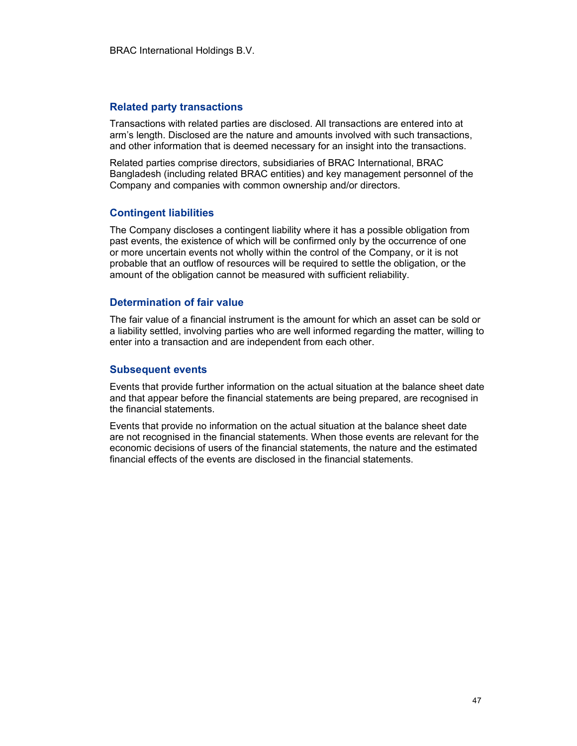## Related party transactions

Transactions with related parties are disclosed. All transactions are entered into at arm's length. Disclosed are the nature and amounts involved with such transactions, and other information that is deemed necessary for an insight into the transactions.

Related parties comprise directors, subsidiaries of BRAC International, BRAC Bangladesh (including related BRAC entities) and key management personnel of the Company and companies with common ownership and/or directors.

## Contingent liabilities

The Company discloses a contingent liability where it has a possible obligation from past events, the existence of which will be confirmed only by the occurrence of one or more uncertain events not wholly within the control of the Company, or it is not probable that an outflow of resources will be required to settle the obligation, or the amount of the obligation cannot be measured with sufficient reliability.

## Determination of fair value

The fair value of a financial instrument is the amount for which an asset can be sold or a liability settled, involving parties who are well informed regarding the matter, willing to enter into a transaction and are independent from each other.

## Subsequent events

Events that provide further information on the actual situation at the balance sheet date and that appear before the financial statements are being prepared, are recognised in the financial statements.

Events that provide no information on the actual situation at the balance sheet date are not recognised in the financial statements. When those events are relevant for the economic decisions of users of the financial statements, the nature and the estimated financial effects of the events are disclosed in the financial statements.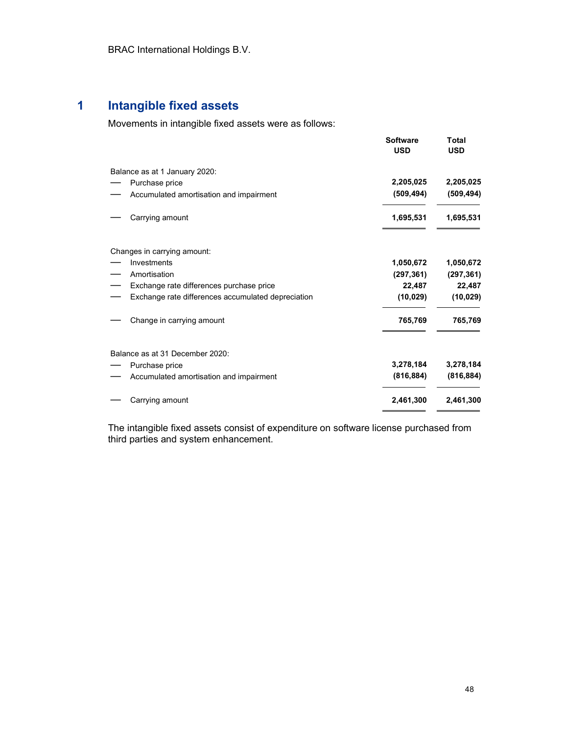## 1 Intangible fixed assets

Movements in intangible fixed assets were as follows:

| | Software USD | Total USD |
|---|---|---|
| Balance as at 1 January 2020: | | |
| — Purchase price | **2,205,025** | **2,205,025** |
| — Accumulated amortisation and impairment | **(509,494)** | **(509,494)** |
| — Carrying amount | **1,695,531** | **1,695,531** |
| Changes in carrying amount: | | |
| — Investments | **1,050,672** | **1,050,672** |
| — Amortisation | **(297,361)** | **(297,361)** |
| — Exchange rate differences purchase price | **22,487** | **22,487** |
| — Exchange rate differences accumulated depreciation | **(10,029)** | **(10,029)** |
| — Change in carrying amount | **765,769** | **765,769** |
| Balance as at 31 December 2020: | | |
| — Purchase price | **3,278,184** | **3,278,184** |
| — Accumulated amortisation and impairment | **(816,884)** | **(816,884)** |
| — Carrying amount | **2,461,300** | **2,461,300** |

The intangible fixed assets consist of expenditure on software license purchased from third parties and system enhancement.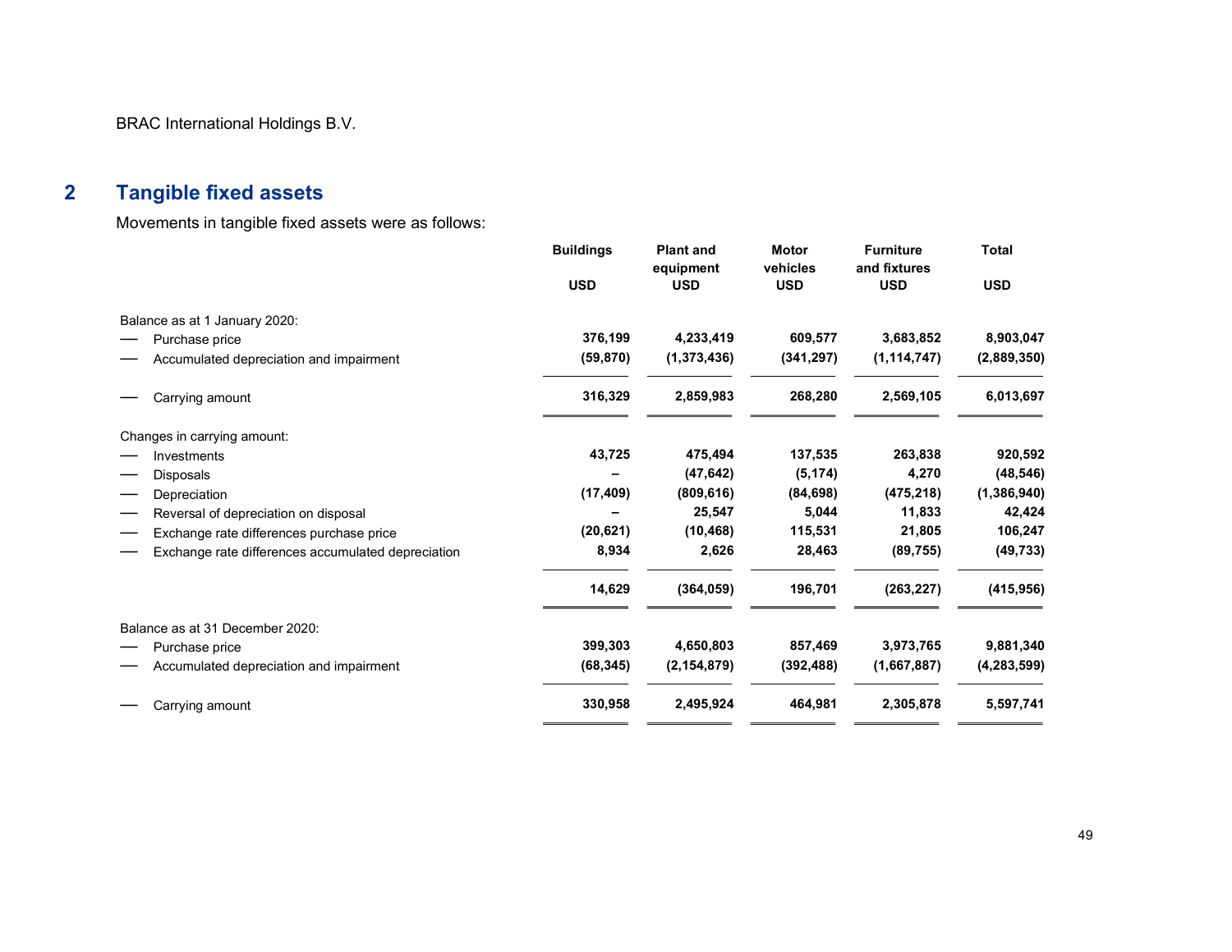## 2 Tangible fixed assets

Movements in tangible fixed assets were as follows:

| | Buildings USD | Plant and equipment USD | Motor vehicles USD | Furniture and fixtures USD | Total USD |
|---|---|---|---|---|---|
| Balance as at 1 January 2020: | | | | | |
| — Purchase price | 376,199 | 4,233,419 | 609,577 | 3,683,852 | 8,903,047 |
| — Accumulated depreciation and impairment | (59,870) | (1,373,436) | (341,297) | (1,114,747) | (2,889,350) |
| — Carrying amount | 316,329 | 2,859,983 | 268,280 | 2,569,105 | 6,013,697 |
| Changes in carrying amount: | | | | | |
| — Investments | 43,725 | 475,494 | 137,535 | 263,838 | 920,592 |
| — Disposals | – | (47,642) | (5,174) | 4,270 | (48,546) |
| — Depreciation | (17,409) | (809,616) | (84,698) | (475,218) | (1,386,940) |
| — Reversal of depreciation on disposal | – | 25,547 | 5,044 | 11,833 | 42,424 |
| — Exchange rate differences purchase price | (20,621) | (10,468) | 115,531 | 21,805 | 106,247 |
| — Exchange rate differences accumulated depreciation | 8,934 | 2,626 | 28,463 | (89,755) | (49,733) |
| | 14,629 | (364,059) | 196,701 | (263,227) | (415,956) |
| Balance as at 31 December 2020: | | | | | |
| — Purchase price | 399,303 | 4,650,803 | 857,469 | 3,973,765 | 9,881,340 |
| — Accumulated depreciation and impairment | (68,345) | (2,154,879) | (392,488) | (1,667,887) | (4,283,599) |
| — Carrying amount | 330,958 | 2,495,924 | 464,981 | 2,305,878 | 5,597,741 |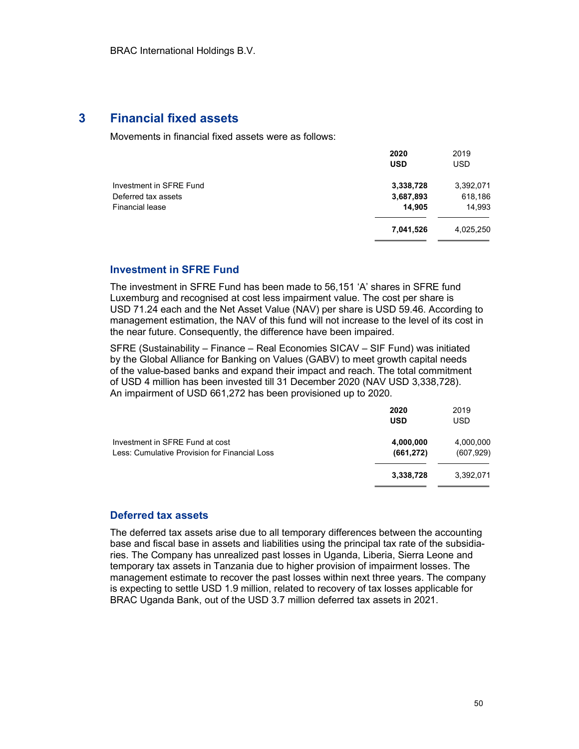## 3 Financial fixed assets

Movements in financial fixed assets were as follows:

| | **2020** **USD** | 2019 USD |
|---|---|---|
| Investment in SFRE Fund | **3,338,728** | 3,392,071 |
| Deferred tax assets | **3,687,893** | 618,186 |
| Financial lease | **14,905** | 14,993 |
| | **7,041,526** | 4,025,250 |

### Investment in SFRE Fund

The investment in SFRE Fund has been made to 56,151 'A' shares in SFRE fund Luxemburg and recognised at cost less impairment value. The cost per share is USD 71.24 each and the Net Asset Value (NAV) per share is USD 59.46. According to management estimation, the NAV of this fund will not increase to the level of its cost in the near future. Consequently, the difference have been impaired.

SFRE (Sustainability – Finance – Real Economies SICAV – SIF Fund) was initiated by the Global Alliance for Banking on Values (GABV) to meet growth capital needs of the value-based banks and expand their impact and reach. The total commitment of USD 4 million has been invested till 31 December 2020 (NAV USD 3,338,728). An impairment of USD 661,272 has been provisioned up to 2020.

| | **2020** **USD** | 2019 USD |
|---|---|---|
| Investment in SFRE Fund at cost | **4,000,000** | 4,000,000 |
| Less: Cumulative Provision for Financial Loss | **(661,272)** | (607,929) |
| | **3,338,728** | 3,392,071 |

### Deferred tax assets

The deferred tax assets arise due to all temporary differences between the accounting base and fiscal base in assets and liabilities using the principal tax rate of the subsidiaries. The Company has unrealized past losses in Uganda, Liberia, Sierra Leone and temporary tax assets in Tanzania due to higher provision of impairment losses. The management estimate to recover the past losses within next three years. The company is expecting to settle USD 1.9 million, related to recovery of tax losses applicable for BRAC Uganda Bank, out of the USD 3.7 million deferred tax assets in 2021.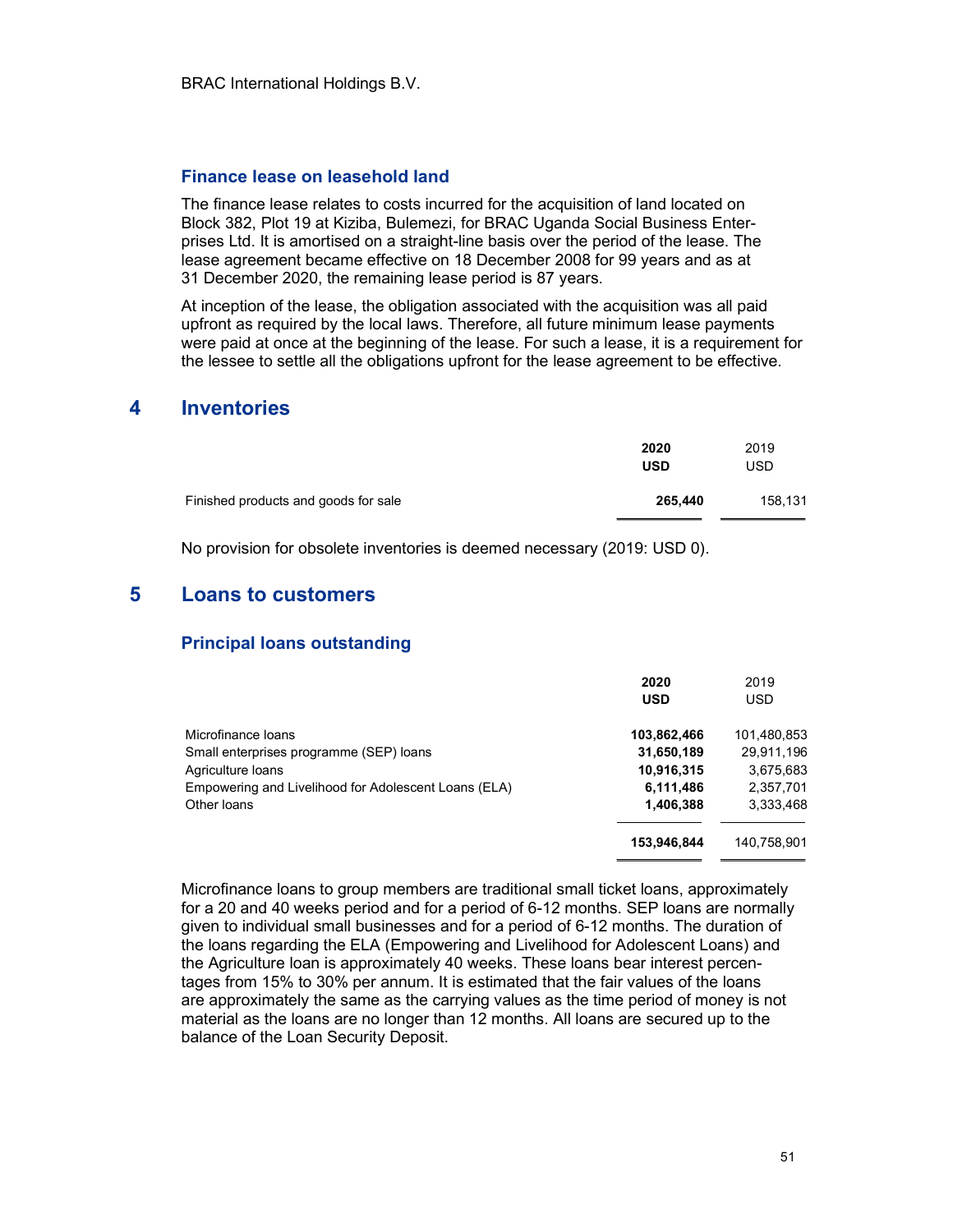### Finance lease on leasehold land

The finance lease relates to costs incurred for the acquisition of land located on Block 382, Plot 19 at Kiziba, Bulemezi, for BRAC Uganda Social Business Enterprises Ltd. It is amortised on a straight-line basis over the period of the lease. The lease agreement became effective on 18 December 2008 for 99 years and as at 31 December 2020, the remaining lease period is 87 years.

At inception of the lease, the obligation associated with the acquisition was all paid upfront as required by the local laws. Therefore, all future minimum lease payments were paid at once at the beginning of the lease. For such a lease, it is a requirement for the lessee to settle all the obligations upfront for the lease agreement to be effective.

## 4 Inventories

| | **2020** **USD** | 2019 USD |
|---|---|---|
| Finished products and goods for sale | **265,440** | 158,131 |

No provision for obsolete inventories is deemed necessary (2019: USD 0).

## 5 Loans to customers

### Principal loans outstanding

| | **2020** **USD** | 2019 USD |
|---|---|---|
| Microfinance loans | **103,862,466** | 101,480,853 |
| Small enterprises programme (SEP) loans | **31,650,189** | 29,911,196 |
| Agriculture loans | **10,916,315** | 3,675,683 |
| Empowering and Livelihood for Adolescent Loans (ELA) | **6,111,486** | 2,357,701 |
| Other loans | **1,406,388** | 3,333,468 |
| | **153,946,844** | 140,758,901 |

Microfinance loans to group members are traditional small ticket loans, approximately for a 20 and 40 weeks period and for a period of 6-12 months. SEP loans are normally given to individual small businesses and for a period of 6-12 months. The duration of the loans regarding the ELA (Empowering and Livelihood for Adolescent Loans) and the Agriculture loan is approximately 40 weeks. These loans bear interest percentages from 15% to 30% per annum. It is estimated that the fair values of the loans are approximately the same as the carrying values as the time period of money is not material as the loans are no longer than 12 months. All loans are secured up to the balance of the Loan Security Deposit.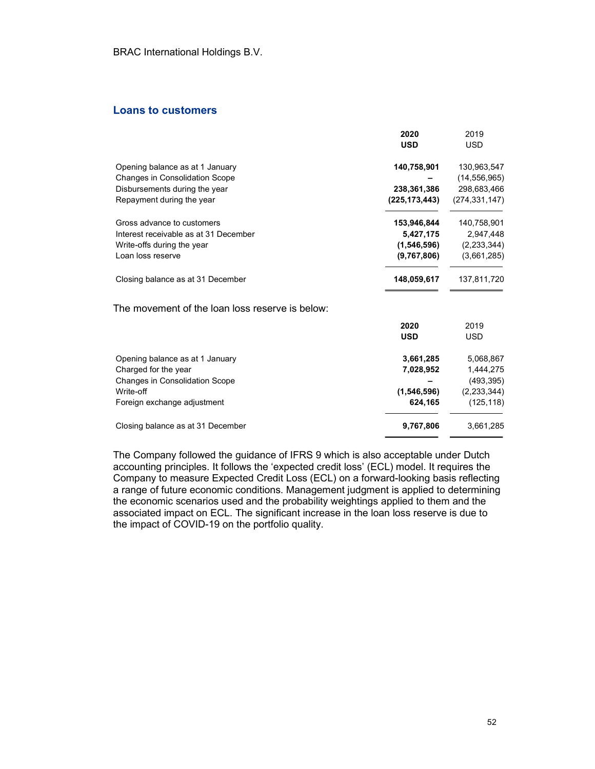## Loans to customers

| | 2020 USD | 2019 USD |
|---|---|---|
| Opening balance as at 1 January | **140,758,901** | 130,963,547 |
| Changes in Consolidation Scope | **–** | (14,556,965) |
| Disbursements during the year | **238,361,386** | 298,683,466 |
| Repayment during the year | **(225,173,443)** | (274,331,147) |
| Gross advance to customers | **153,946,844** | 140,758,901 |
| Interest receivable as at 31 December | **5,427,175** | 2,947,448 |
| Write-offs during the year | **(1,546,596)** | (2,233,344) |
| Loan loss reserve | **(9,767,806)** | (3,661,285) |
| Closing balance as at 31 December | **148,059,617** | 137,811,720 |

The movement of the loan loss reserve is below:

| | 2020 USD | 2019 USD |
|---|---|---|
| Opening balance as at 1 January | **3,661,285** | 5,068,867 |
| Charged for the year | **7,028,952** | 1,444,275 |
| Changes in Consolidation Scope | **–** | (493,395) |
| Write-off | **(1,546,596)** | (2,233,344) |
| Foreign exchange adjustment | **624,165** | (125,118) |
| Closing balance as at 31 December | **9,767,806** | 3,661,285 |

The Company followed the guidance of IFRS 9 which is also acceptable under Dutch accounting principles. It follows the 'expected credit loss' (ECL) model. It requires the Company to measure Expected Credit Loss (ECL) on a forward-looking basis reflecting a range of future economic conditions. Management judgment is applied to determining the economic scenarios used and the probability weightings applied to them and the associated impact on ECL. The significant increase in the loan loss reserve is due to the impact of COVID-19 on the portfolio quality.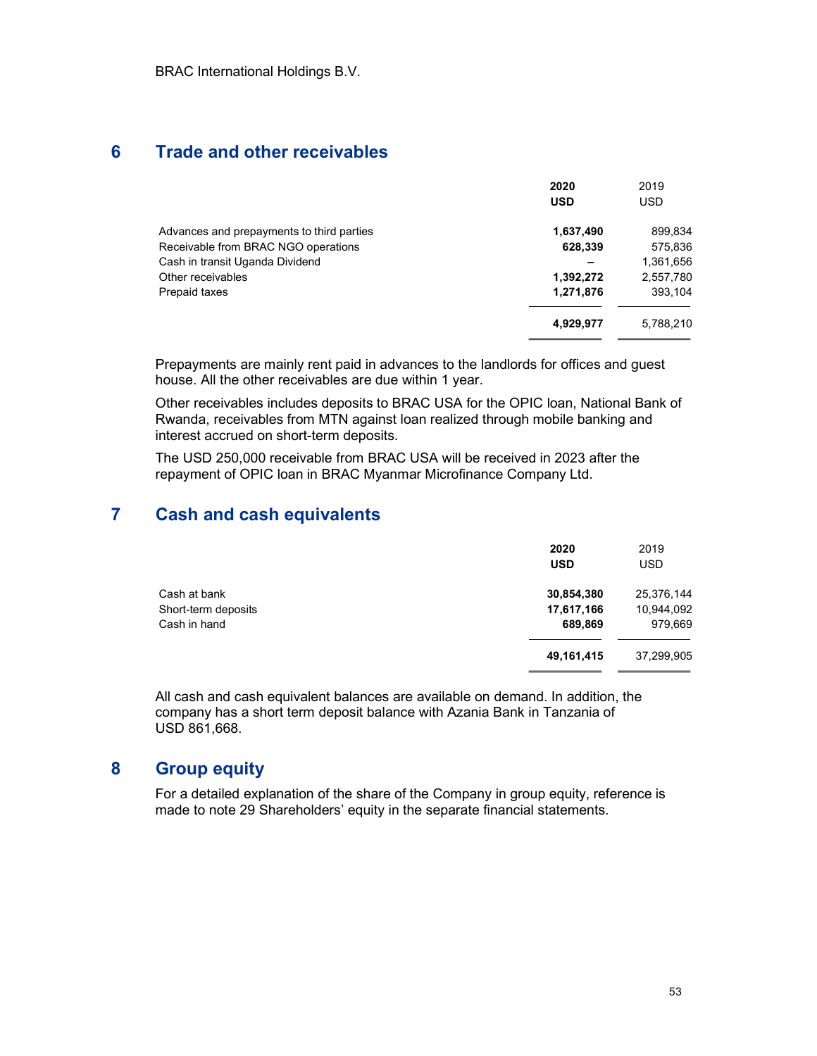## 6 Trade and other receivables

| | 2020 USD | 2019 USD |
|---|---|---|
| Advances and prepayments to third parties | **1,637,490** | 899,834 |
| Receivable from BRAC NGO operations | **628,339** | 575,836 |
| Cash in transit Uganda Dividend | **–** | 1,361,656 |
| Other receivables | **1,392,272** | 2,557,780 |
| Prepaid taxes | **1,271,876** | 393,104 |
| | **4,929,977** | 5,788,210 |

Prepayments are mainly rent paid in advances to the landlords for offices and guest house. All the other receivables are due within 1 year.

Other receivables includes deposits to BRAC USA for the OPIC loan, National Bank of Rwanda, receivables from MTN against loan realized through mobile banking and interest accrued on short-term deposits.

The USD 250,000 receivable from BRAC USA will be received in 2023 after the repayment of OPIC loan in BRAC Myanmar Microfinance Company Ltd.

## 7 Cash and cash equivalents

| | 2020 USD | 2019 USD |
|---|---|---|
| Cash at bank | **30,854,380** | 25,376,144 |
| Short-term deposits | **17,617,166** | 10,944,092 |
| Cash in hand | **689,869** | 979,669 |
| | **49,161,415** | 37,299,905 |

All cash and cash equivalent balances are available on demand. In addition, the company has a short term deposit balance with Azania Bank in Tanzania of USD 861,668.

## 8 Group equity

For a detailed explanation of the share of the Company in group equity, reference is made to note 29 Shareholders' equity in the separate financial statements.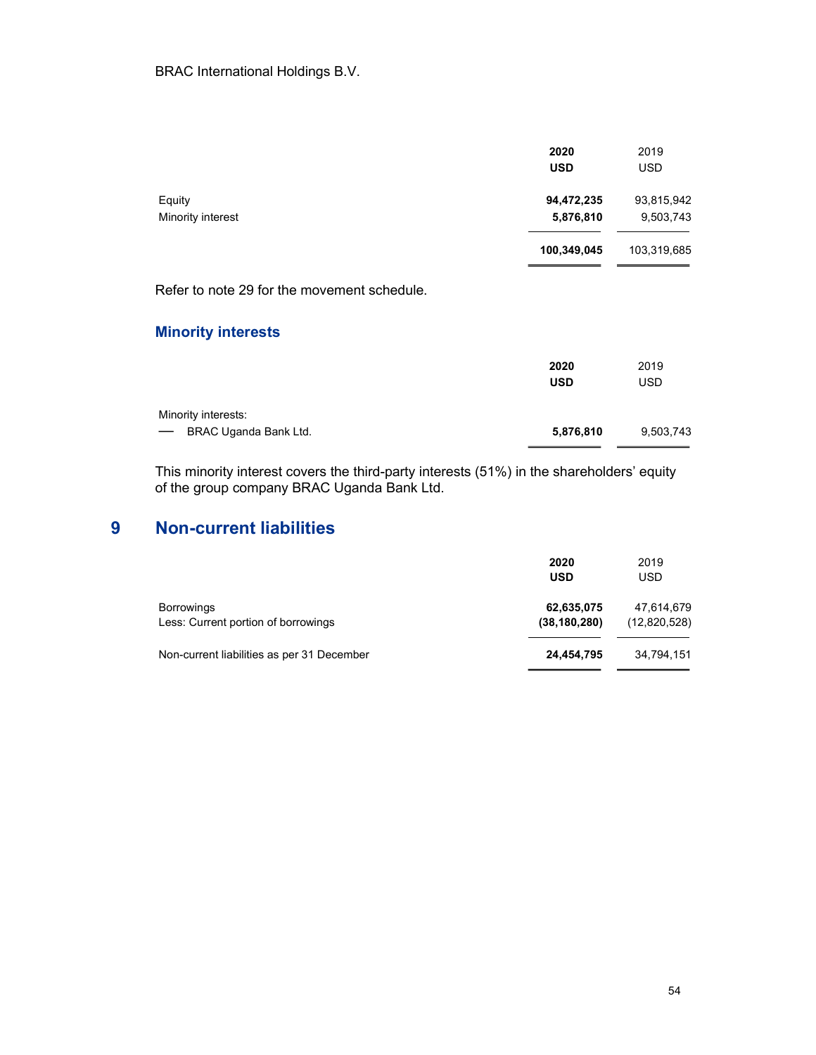BRAC International Holdings B.V.

| | **2020 USD** | 2019 USD |
|---|---|---|
| Equity | **94,472,235** | 93,815,942 |
| Minority interest | **5,876,810** | 9,503,743 |
| | **100,349,045** | 103,319,685 |

Refer to note 29 for the movement schedule.

### Minority interests

| | **2020 USD** | 2019 USD |
|---|---|---|
| Minority interests: | | |
| — BRAC Uganda Bank Ltd. | **5,876,810** | 9,503,743 |

This minority interest covers the third-party interests (51%) in the shareholders' equity of the group company BRAC Uganda Bank Ltd.

## 9 Non-current liabilities

| | **2020 USD** | 2019 USD |
|---|---|---|
| Borrowings | **62,635,075** | 47,614,679 |
| Less: Current portion of borrowings | **(38,180,280)** | (12,820,528) |
| Non-current liabilities as per 31 December | **24,454,795** | 34,794,151 |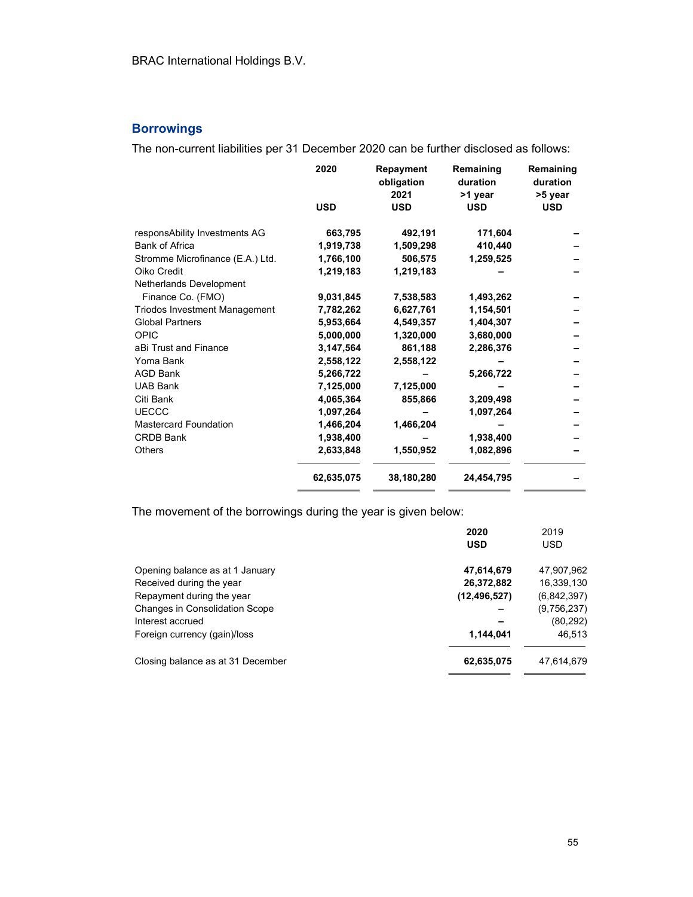## Borrowings

The non-current liabilities per 31 December 2020 can be further disclosed as follows:

| | 2020<br>USD | Repayment obligation 2021<br>USD | Remaining duration >1 year<br>USD | Remaining duration >5 year<br>USD |
|---|---|---|---|---|
| responsAbility Investments AG | 663,795 | 492,191 | 171,604 | – |
| Bank of Africa | 1,919,738 | 1,509,298 | 410,440 | – |
| Stromme Microfinance (E.A.) Ltd. | 1,766,100 | 506,575 | 1,259,525 | – |
| Oiko Credit | 1,219,183 | 1,219,183 | – | – |
| Netherlands Development Finance Co. (FMO) | 9,031,845 | 7,538,583 | 1,493,262 | – |
| Triodos Investment Management | 7,782,262 | 6,627,761 | 1,154,501 | – |
| Global Partners | 5,953,664 | 4,549,357 | 1,404,307 | – |
| OPIC | 5,000,000 | 1,320,000 | 3,680,000 | – |
| aBi Trust and Finance | 3,147,564 | 861,188 | 2,286,376 | – |
| Yoma Bank | 2,558,122 | 2,558,122 | – | – |
| AGD Bank | 5,266,722 | – | 5,266,722 | – |
| UAB Bank | 7,125,000 | 7,125,000 | – | – |
| Citi Bank | 4,065,364 | 855,866 | 3,209,498 | – |
| UECCC | 1,097,264 | – | 1,097,264 | – |
| Mastercard Foundation | 1,466,204 | 1,466,204 | – | – |
| CRDB Bank | 1,938,400 | – | 1,938,400 | – |
| Others | 2,633,848 | 1,550,952 | 1,082,896 | – |
| | **62,635,075** | **38,180,280** | **24,454,795** | – |

The movement of the borrowings during the year is given below:

| | 2020<br>USD | 2019<br>USD |
|---|---|---|
| Opening balance as at 1 January | **47,614,679** | 47,907,962 |
| Received during the year | **26,372,882** | 16,339,130 |
| Repayment during the year | **(12,496,527)** | (6,842,397) |
| Changes in Consolidation Scope | – | (9,756,237) |
| Interest accrued | – | (80,292) |
| Foreign currency (gain)/loss | **1,144,041** | 46,513 |
| Closing balance as at 31 December | **62,635,075** | 47,614,679 |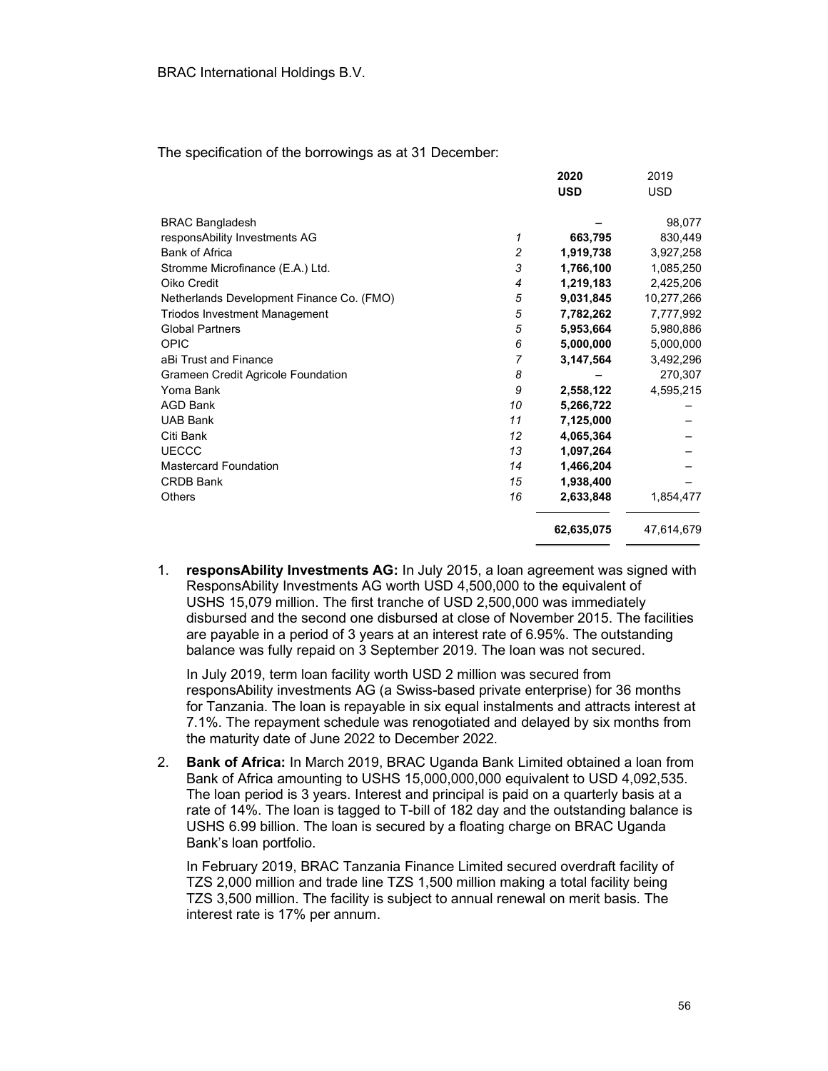BRAC International Holdings B.V.

The specification of the borrowings as at 31 December:

| | | 2020 | 2019 |
|---|---|---|---|
| | | **USD** | USD |
| BRAC Bangladesh | | – | 98,077 |
| responsAbility Investments AG | 1 | **663,795** | 830,449 |
| Bank of Africa | 2 | **1,919,738** | 3,927,258 |
| Stromme Microfinance (E.A.) Ltd. | 3 | **1,766,100** | 1,085,250 |
| Oiko Credit | 4 | **1,219,183** | 2,425,206 |
| Netherlands Development Finance Co. (FMO) | 5 | **9,031,845** | 10,277,266 |
| Triodos Investment Management | 5 | **7,782,262** | 7,777,992 |
| Global Partners | 5 | **5,953,664** | 5,980,886 |
| OPIC | 6 | **5,000,000** | 5,000,000 |
| aBi Trust and Finance | 7 | **3,147,564** | 3,492,296 |
| Grameen Credit Agricole Foundation | 8 | – | 270,307 |
| Yoma Bank | 9 | **2,558,122** | 4,595,215 |
| AGD Bank | 10 | **5,266,722** | – |
| UAB Bank | 11 | **7,125,000** | – |
| Citi Bank | 12 | **4,065,364** | – |
| UECCC | 13 | **1,097,264** | – |
| Mastercard Foundation | 14 | **1,466,204** | – |
| CRDB Bank | 15 | **1,938,400** | – |
| Others | 16 | **2,633,848** | 1,854,477 |
| | | **62,635,075** | 47,614,679 |

1. **responsAbility Investments AG:** In July 2015, a loan agreement was signed with ResponsAbility Investments AG worth USD 4,500,000 to the equivalent of USHS 15,079 million. The first tranche of USD 2,500,000 was immediately disbursed and the second one disbursed at close of November 2015. The facilities are payable in a period of 3 years at an interest rate of 6.95%. The outstanding balance was fully repaid on 3 September 2019. The loan was not secured.

   In July 2019, term loan facility worth USD 2 million was secured from responsAbility investments AG (a Swiss-based private enterprise) for 36 months for Tanzania. The loan is repayable in six equal instalments and attracts interest at 7.1%. The repayment schedule was renogotiated and delayed by six months from the maturity date of June 2022 to December 2022.

2. **Bank of Africa:** In March 2019, BRAC Uganda Bank Limited obtained a loan from Bank of Africa amounting to USHS 15,000,000,000 equivalent to USD 4,092,535. The loan period is 3 years. Interest and principal is paid on a quarterly basis at a rate of 14%. The loan is tagged to T-bill of 182 day and the outstanding balance is USHS 6.99 billion. The loan is secured by a floating charge on BRAC Uganda Bank's loan portfolio.

   In February 2019, BRAC Tanzania Finance Limited secured overdraft facility of TZS 2,000 million and trade line TZS 1,500 million making a total facility being TZS 3,500 million. The facility is subject to annual renewal on merit basis. The interest rate is 17% per annum.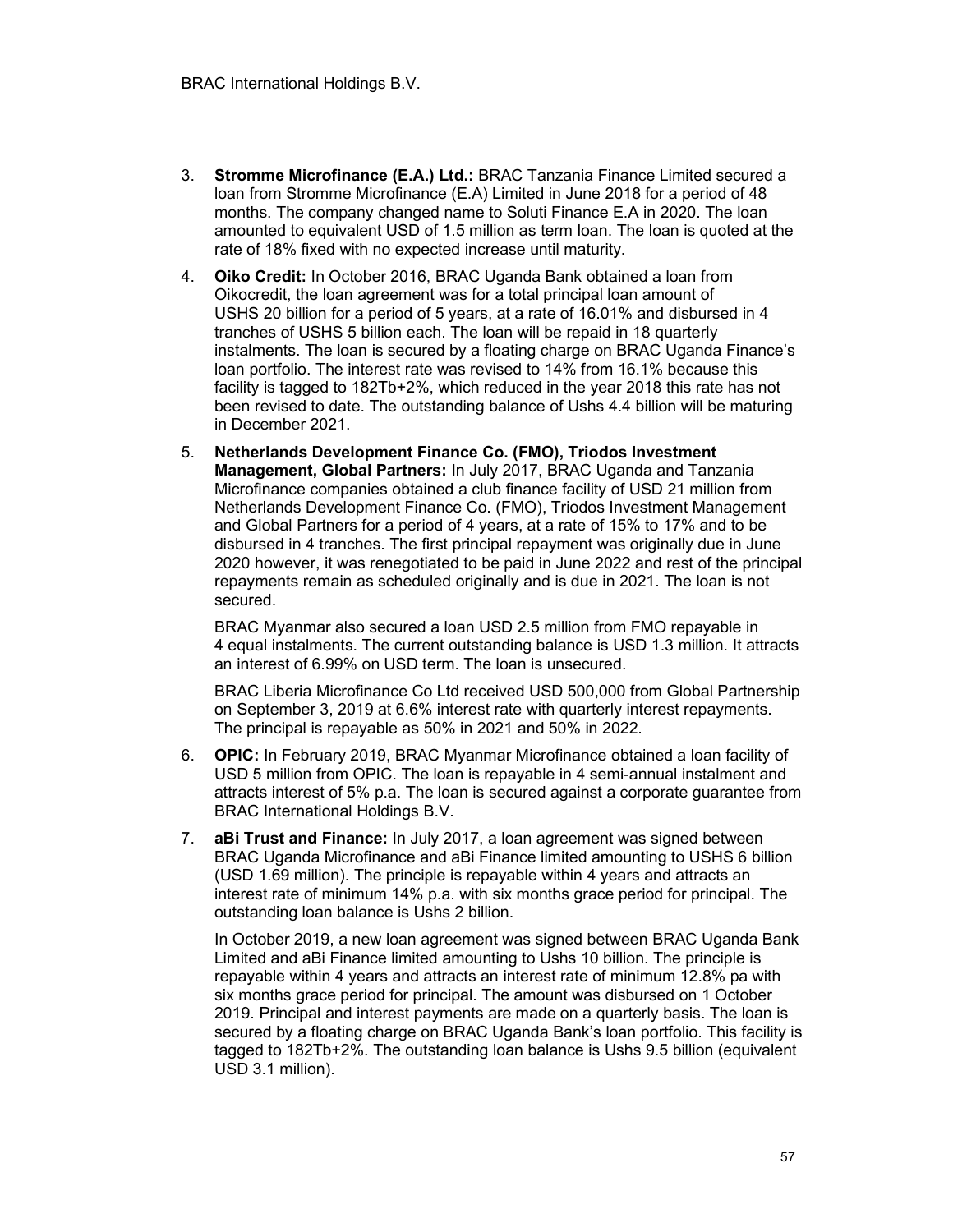3. **Stromme Microfinance (E.A.) Ltd.:** BRAC Tanzania Finance Limited secured a loan from Stromme Microfinance (E.A) Limited in June 2018 for a period of 48 months. The company changed name to Soluti Finance E.A in 2020. The loan amounted to equivalent USD of 1.5 million as term loan. The loan is quoted at the rate of 18% fixed with no expected increase until maturity.

4. **Oiko Credit:** In October 2016, BRAC Uganda Bank obtained a loan from Oikocredit, the loan agreement was for a total principal loan amount of USHS 20 billion for a period of 5 years, at a rate of 16.01% and disbursed in 4 tranches of USHS 5 billion each. The loan will be repaid in 18 quarterly instalments. The loan is secured by a floating charge on BRAC Uganda Finance's loan portfolio. The interest rate was revised to 14% from 16.1% because this facility is tagged to 182Tb+2%, which reduced in the year 2018 this rate has not been revised to date. The outstanding balance of Ushs 4.4 billion will be maturing in December 2021.

5. **Netherlands Development Finance Co. (FMO), Triodos Investment Management, Global Partners:** In July 2017, BRAC Uganda and Tanzania Microfinance companies obtained a club finance facility of USD 21 million from Netherlands Development Finance Co. (FMO), Triodos Investment Management and Global Partners for a period of 4 years, at a rate of 15% to 17% and to be disbursed in 4 tranches. The first principal repayment was originally due in June 2020 however, it was renegotiated to be paid in June 2022 and rest of the principal repayments remain as scheduled originally and is due in 2021. The loan is not secured.

   BRAC Myanmar also secured a loan USD 2.5 million from FMO repayable in 4 equal instalments. The current outstanding balance is USD 1.3 million. It attracts an interest of 6.99% on USD term. The loan is unsecured.

   BRAC Liberia Microfinance Co Ltd received USD 500,000 from Global Partnership on September 3, 2019 at 6.6% interest rate with quarterly interest repayments. The principal is repayable as 50% in 2021 and 50% in 2022.

6. **OPIC:** In February 2019, BRAC Myanmar Microfinance obtained a loan facility of USD 5 million from OPIC. The loan is repayable in 4 semi-annual instalment and attracts interest of 5% p.a. The loan is secured against a corporate guarantee from BRAC International Holdings B.V.

7. **aBi Trust and Finance:** In July 2017, a loan agreement was signed between BRAC Uganda Microfinance and aBi Finance limited amounting to USHS 6 billion (USD 1.69 million). The principle is repayable within 4 years and attracts an interest rate of minimum 14% p.a. with six months grace period for principal. The outstanding loan balance is Ushs 2 billion.

   In October 2019, a new loan agreement was signed between BRAC Uganda Bank Limited and aBi Finance limited amounting to Ushs 10 billion. The principle is repayable within 4 years and attracts an interest rate of minimum 12.8% pa with six months grace period for principal. The amount was disbursed on 1 October 2019. Principal and interest payments are made on a quarterly basis. The loan is secured by a floating charge on BRAC Uganda Bank's loan portfolio. This facility is tagged to 182Tb+2%. The outstanding loan balance is Ushs 9.5 billion (equivalent USD 3.1 million).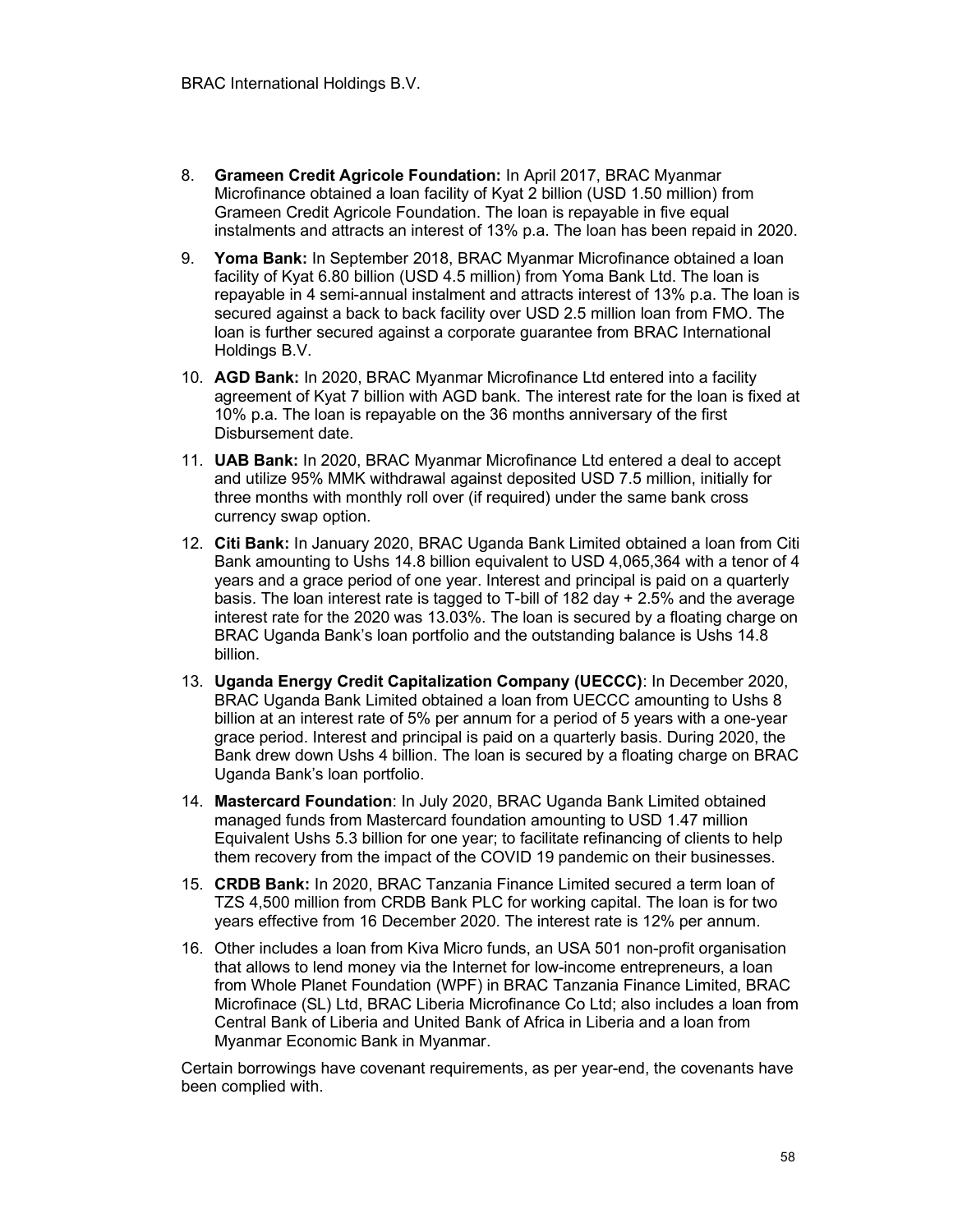8. **Grameen Credit Agricole Foundation:** In April 2017, BRAC Myanmar Microfinance obtained a loan facility of Kyat 2 billion (USD 1.50 million) from Grameen Credit Agricole Foundation. The loan is repayable in five equal instalments and attracts an interest of 13% p.a. The loan has been repaid in 2020.

9. **Yoma Bank:** In September 2018, BRAC Myanmar Microfinance obtained a loan facility of Kyat 6.80 billion (USD 4.5 million) from Yoma Bank Ltd. The loan is repayable in 4 semi-annual instalment and attracts interest of 13% p.a. The loan is secured against a back to back facility over USD 2.5 million loan from FMO. The loan is further secured against a corporate guarantee from BRAC International Holdings B.V.

10. **AGD Bank:** In 2020, BRAC Myanmar Microfinance Ltd entered into a facility agreement of Kyat 7 billion with AGD bank. The interest rate for the loan is fixed at 10% p.a. The loan is repayable on the 36 months anniversary of the first Disbursement date.

11. **UAB Bank:** In 2020, BRAC Myanmar Microfinance Ltd entered a deal to accept and utilize 95% MMK withdrawal against deposited USD 7.5 million, initially for three months with monthly roll over (if required) under the same bank cross currency swap option.

12. **Citi Bank:** In January 2020, BRAC Uganda Bank Limited obtained a loan from Citi Bank amounting to Ushs 14.8 billion equivalent to USD 4,065,364 with a tenor of 4 years and a grace period of one year. Interest and principal is paid on a quarterly basis. The loan interest rate is tagged to T-bill of 182 day + 2.5% and the average interest rate for the 2020 was 13.03%. The loan is secured by a floating charge on BRAC Uganda Bank's loan portfolio and the outstanding balance is Ushs 14.8 billion.

13. **Uganda Energy Credit Capitalization Company (UECCC)**: In December 2020, BRAC Uganda Bank Limited obtained a loan from UECCC amounting to Ushs 8 billion at an interest rate of 5% per annum for a period of 5 years with a one-year grace period. Interest and principal is paid on a quarterly basis. During 2020, the Bank drew down Ushs 4 billion. The loan is secured by a floating charge on BRAC Uganda Bank's loan portfolio.

14. **Mastercard Foundation**: In July 2020, BRAC Uganda Bank Limited obtained managed funds from Mastercard foundation amounting to USD 1.47 million Equivalent Ushs 5.3 billion for one year; to facilitate refinancing of clients to help them recovery from the impact of the COVID 19 pandemic on their businesses.

15. **CRDB Bank:** In 2020, BRAC Tanzania Finance Limited secured a term loan of TZS 4,500 million from CRDB Bank PLC for working capital. The loan is for two years effective from 16 December 2020. The interest rate is 12% per annum.

16. Other includes a loan from Kiva Micro funds, an USA 501 non-profit organisation that allows to lend money via the Internet for low-income entrepreneurs, a loan from Whole Planet Foundation (WPF) in BRAC Tanzania Finance Limited, BRAC Microfinace (SL) Ltd, BRAC Liberia Microfinance Co Ltd; also includes a loan from Central Bank of Liberia and United Bank of Africa in Liberia and a loan from Myanmar Economic Bank in Myanmar.

Certain borrowings have covenant requirements, as per year-end, the covenants have been complied with.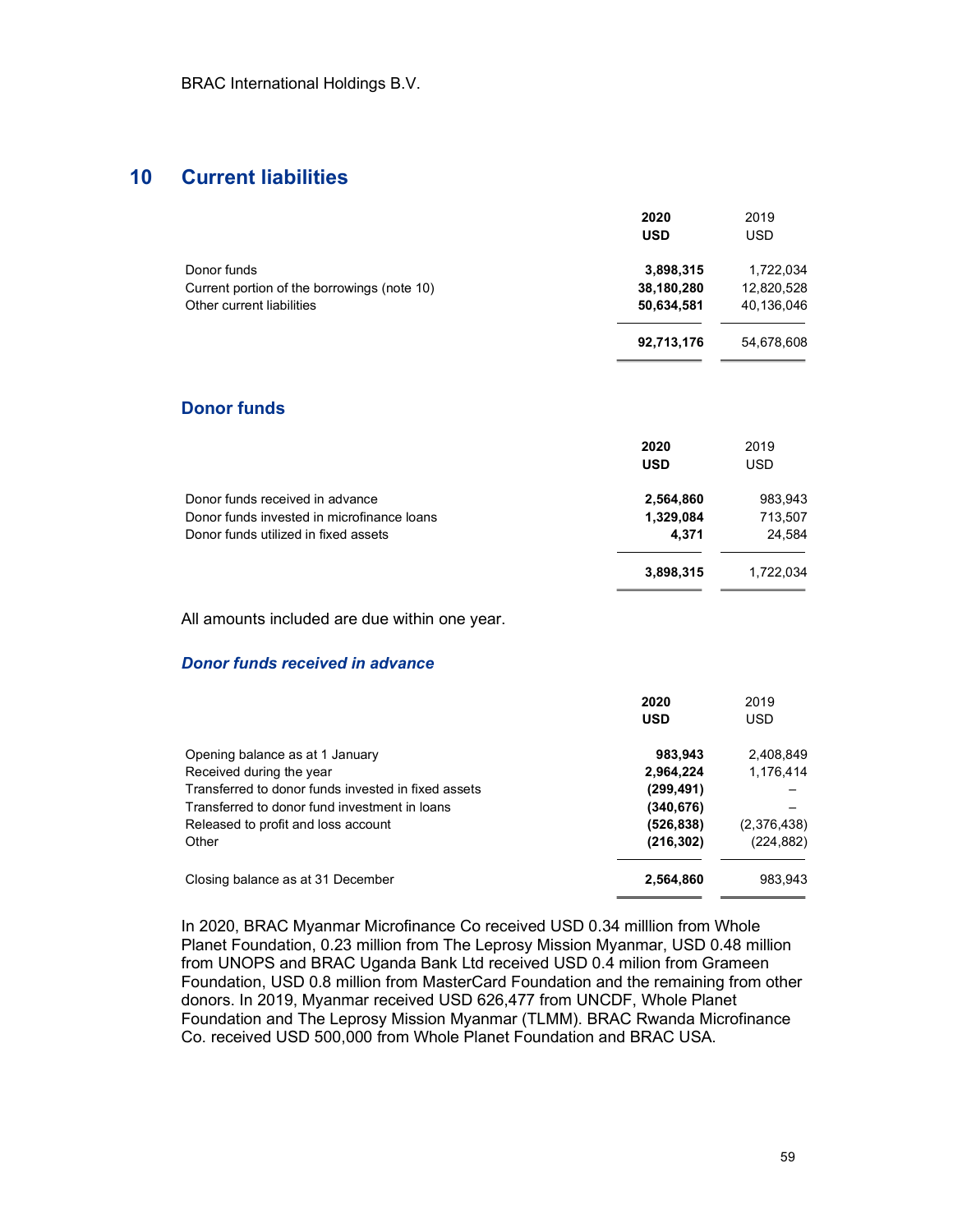## 10 Current liabilities

| | 2020 USD | 2019 USD |
|---|---|---|
| Donor funds | **3,898,315** | 1,722,034 |
| Current portion of the borrowings (note 10) | **38,180,280** | 12,820,528 |
| Other current liabilities | **50,634,581** | 40,136,046 |
| | **92,713,176** | 54,678,608 |

### Donor funds

| | 2020 USD | 2019 USD |
|---|---|---|
| Donor funds received in advance | **2,564,860** | 983,943 |
| Donor funds invested in microfinance loans | **1,329,084** | 713,507 |
| Donor funds utilized in fixed assets | **4,371** | 24,584 |
| | **3,898,315** | 1,722,034 |

All amounts included are due within one year.

#### *Donor funds received in advance*

| | 2020 USD | 2019 USD |
|---|---|---|
| Opening balance as at 1 January | **983,943** | 2,408,849 |
| Received during the year | **2,964,224** | 1,176,414 |
| Transferred to donor funds invested in fixed assets | **(299,491)** | – |
| Transferred to donor fund investment in loans | **(340,676)** | – |
| Released to profit and loss account | **(526,838)** | (2,376,438) |
| Other | **(216,302)** | (224,882) |
| Closing balance as at 31 December | **2,564,860** | 983,943 |

In 2020, BRAC Myanmar Microfinance Co received USD 0.34 milllion from Whole Planet Foundation, 0.23 million from The Leprosy Mission Myanmar, USD 0.48 million from UNOPS and BRAC Uganda Bank Ltd received USD 0.4 milion from Grameen Foundation, USD 0.8 million from MasterCard Foundation and the remaining from other donors. In 2019, Myanmar received USD 626,477 from UNCDF, Whole Planet Foundation and The Leprosy Mission Myanmar (TLMM). BRAC Rwanda Microfinance Co. received USD 500,000 from Whole Planet Foundation and BRAC USA.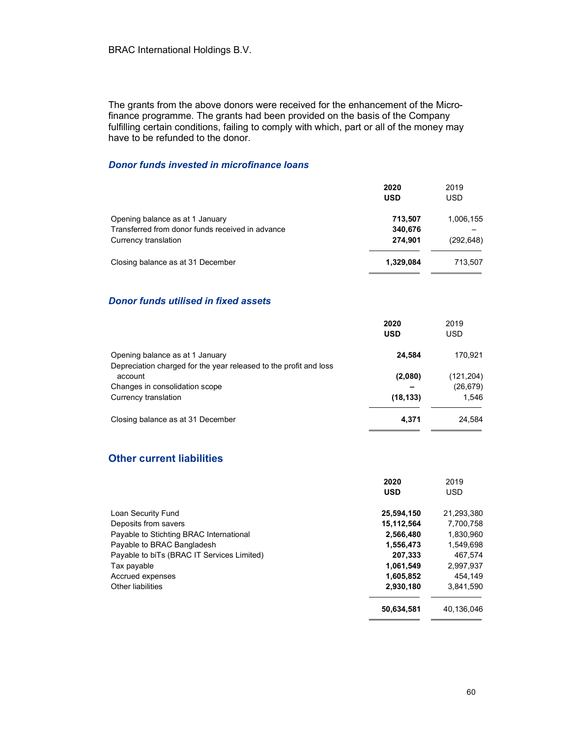The grants from the above donors were received for the enhancement of the Micro-finance programme. The grants had been provided on the basis of the Company fulfilling certain conditions, failing to comply with which, part or all of the money may have to be refunded to the donor.

### *Donor funds invested in microfinance loans*

| | **2020 USD** | 2019 USD |
|---|---|---|
| Opening balance as at 1 January | **713,507** | 1,006,155 |
| Transferred from donor funds received in advance | **340,676** | – |
| Currency translation | **274,901** | (292,648) |
| Closing balance as at 31 December | **1,329,084** | 713,507 |

### *Donor funds utilised in fixed assets*

| | **2020 USD** | 2019 USD |
|---|---|---|
| Opening balance as at 1 January | **24,584** | 170,921 |
| Depreciation charged for the year released to the profit and loss account | **(2,080)** | (121,204) |
| Changes in consolidation scope | **–** | (26,679) |
| Currency translation | **(18,133)** | 1,546 |
| Closing balance as at 31 December | **4,371** | 24,584 |

## Other current liabilities

| | **2020 USD** | 2019 USD |
|---|---|---|
| Loan Security Fund | **25,594,150** | 21,293,380 |
| Deposits from savers | **15,112,564** | 7,700,758 |
| Payable to Stichting BRAC International | **2,566,480** | 1,830,960 |
| Payable to BRAC Bangladesh | **1,556,473** | 1,549,698 |
| Payable to biTs (BRAC IT Services Limited) | **207,333** | 467,574 |
| Tax payable | **1,061,549** | 2,997,937 |
| Accrued expenses | **1,605,852** | 454,149 |
| Other liabilities | **2,930,180** | 3,841,590 |
| | **50,634,581** | 40,136,046 |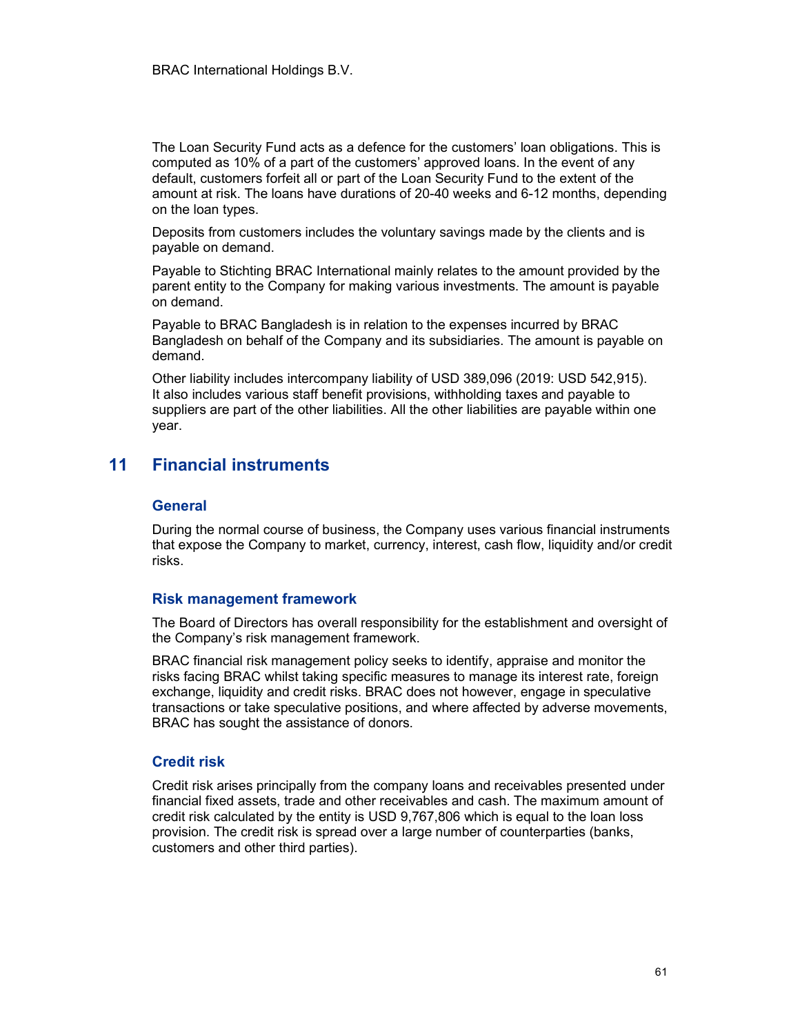The Loan Security Fund acts as a defence for the customers' loan obligations. This is computed as 10% of a part of the customers' approved loans. In the event of any default, customers forfeit all or part of the Loan Security Fund to the extent of the amount at risk. The loans have durations of 20-40 weeks and 6-12 months, depending on the loan types.

Deposits from customers includes the voluntary savings made by the clients and is payable on demand.

Payable to Stichting BRAC International mainly relates to the amount provided by the parent entity to the Company for making various investments. The amount is payable on demand.

Payable to BRAC Bangladesh is in relation to the expenses incurred by BRAC Bangladesh on behalf of the Company and its subsidiaries. The amount is payable on demand.

Other liability includes intercompany liability of USD 389,096 (2019: USD 542,915). It also includes various staff benefit provisions, withholding taxes and payable to suppliers are part of the other liabilities. All the other liabilities are payable within one year.

## 11 Financial instruments

### General

During the normal course of business, the Company uses various financial instruments that expose the Company to market, currency, interest, cash flow, liquidity and/or credit risks.

### Risk management framework

The Board of Directors has overall responsibility for the establishment and oversight of the Company's risk management framework.

BRAC financial risk management policy seeks to identify, appraise and monitor the risks facing BRAC whilst taking specific measures to manage its interest rate, foreign exchange, liquidity and credit risks. BRAC does not however, engage in speculative transactions or take speculative positions, and where affected by adverse movements, BRAC has sought the assistance of donors.

### Credit risk

Credit risk arises principally from the company loans and receivables presented under financial fixed assets, trade and other receivables and cash. The maximum amount of credit risk calculated by the entity is USD 9,767,806 which is equal to the loan loss provision. The credit risk is spread over a large number of counterparties (banks, customers and other third parties).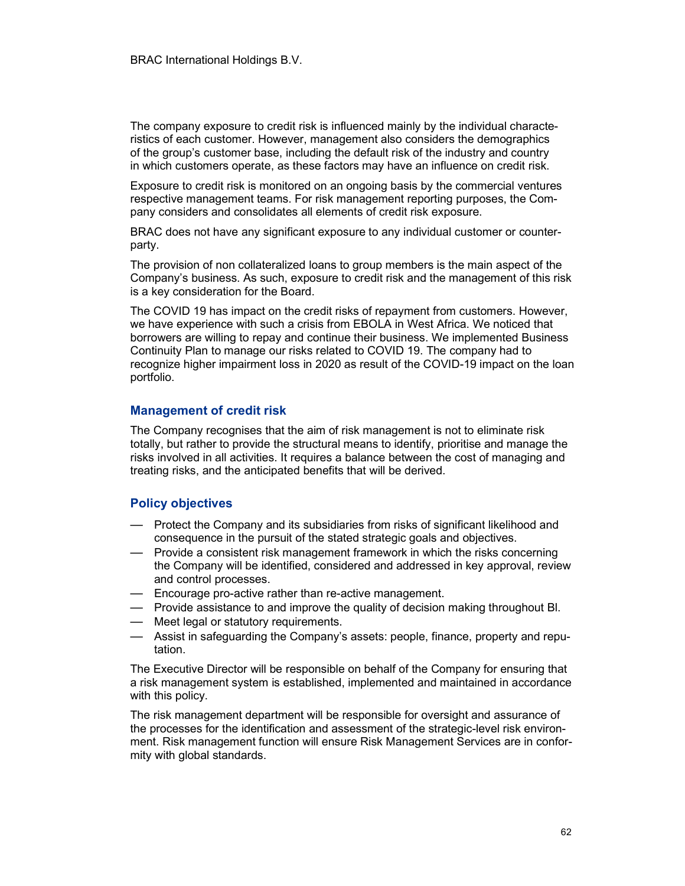The company exposure to credit risk is influenced mainly by the individual characteristics of each customer. However, management also considers the demographics of the group's customer base, including the default risk of the industry and country in which customers operate, as these factors may have an influence on credit risk.

Exposure to credit risk is monitored on an ongoing basis by the commercial ventures respective management teams. For risk management reporting purposes, the Company considers and consolidates all elements of credit risk exposure.

BRAC does not have any significant exposure to any individual customer or counterparty.

The provision of non collateralized loans to group members is the main aspect of the Company's business. As such, exposure to credit risk and the management of this risk is a key consideration for the Board.

The COVID 19 has impact on the credit risks of repayment from customers. However, we have experience with such a crisis from EBOLA in West Africa. We noticed that borrowers are willing to repay and continue their business. We implemented Business Continuity Plan to manage our risks related to COVID 19. The company had to recognize higher impairment loss in 2020 as result of the COVID-19 impact on the loan portfolio.

## Management of credit risk

The Company recognises that the aim of risk management is not to eliminate risk totally, but rather to provide the structural means to identify, prioritise and manage the risks involved in all activities. It requires a balance between the cost of managing and treating risks, and the anticipated benefits that will be derived.

## Policy objectives

- Protect the Company and its subsidiaries from risks of significant likelihood and consequence in the pursuit of the stated strategic goals and objectives.
- Provide a consistent risk management framework in which the risks concerning the Company will be identified, considered and addressed in key approval, review and control processes.
- Encourage pro-active rather than re-active management.
- Provide assistance to and improve the quality of decision making throughout BI.
- Meet legal or statutory requirements.
- Assist in safeguarding the Company's assets: people, finance, property and reputation.

The Executive Director will be responsible on behalf of the Company for ensuring that a risk management system is established, implemented and maintained in accordance with this policy.

The risk management department will be responsible for oversight and assurance of the processes for the identification and assessment of the strategic-level risk environment. Risk management function will ensure Risk Management Services are in conformity with global standards.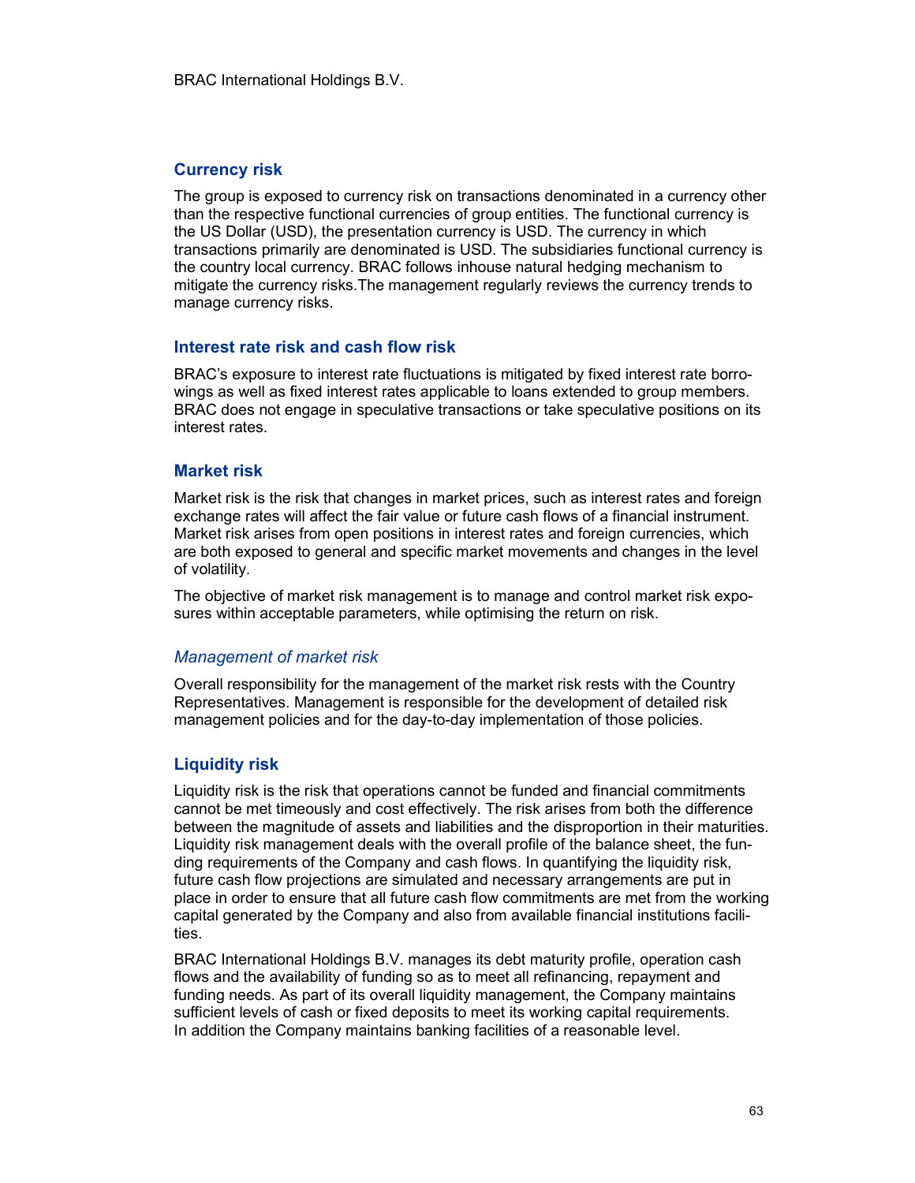## Currency risk

The group is exposed to currency risk on transactions denominated in a currency other than the respective functional currencies of group entities. The functional currency is the US Dollar (USD), the presentation currency is USD. The currency in which transactions primarily are denominated is USD. The subsidiaries functional currency is the country local currency. BRAC follows inhouse natural hedging mechanism to mitigate the currency risks.The management regularly reviews the currency trends to manage currency risks.

## Interest rate risk and cash flow risk

BRAC's exposure to interest rate fluctuations is mitigated by fixed interest rate borrowings as well as fixed interest rates applicable to loans extended to group members. BRAC does not engage in speculative transactions or take speculative positions on its interest rates.

## Market risk

Market risk is the risk that changes in market prices, such as interest rates and foreign exchange rates will affect the fair value or future cash flows of a financial instrument. Market risk arises from open positions in interest rates and foreign currencies, which are both exposed to general and specific market movements and changes in the level of volatility.

The objective of market risk management is to manage and control market risk exposures within acceptable parameters, while optimising the return on risk.

### *Management of market risk*

Overall responsibility for the management of the market risk rests with the Country Representatives. Management is responsible for the development of detailed risk management policies and for the day-to-day implementation of those policies.

## Liquidity risk

Liquidity risk is the risk that operations cannot be funded and financial commitments cannot be met timeously and cost effectively. The risk arises from both the difference between the magnitude of assets and liabilities and the disproportion in their maturities. Liquidity risk management deals with the overall profile of the balance sheet, the funding requirements of the Company and cash flows. In quantifying the liquidity risk, future cash flow projections are simulated and necessary arrangements are put in place in order to ensure that all future cash flow commitments are met from the working capital generated by the Company and also from available financial institutions facilities.

BRAC International Holdings B.V. manages its debt maturity profile, operation cash flows and the availability of funding so as to meet all refinancing, repayment and funding needs. As part of its overall liquidity management, the Company maintains sufficient levels of cash or fixed deposits to meet its working capital requirements. In addition the Company maintains banking facilities of a reasonable level.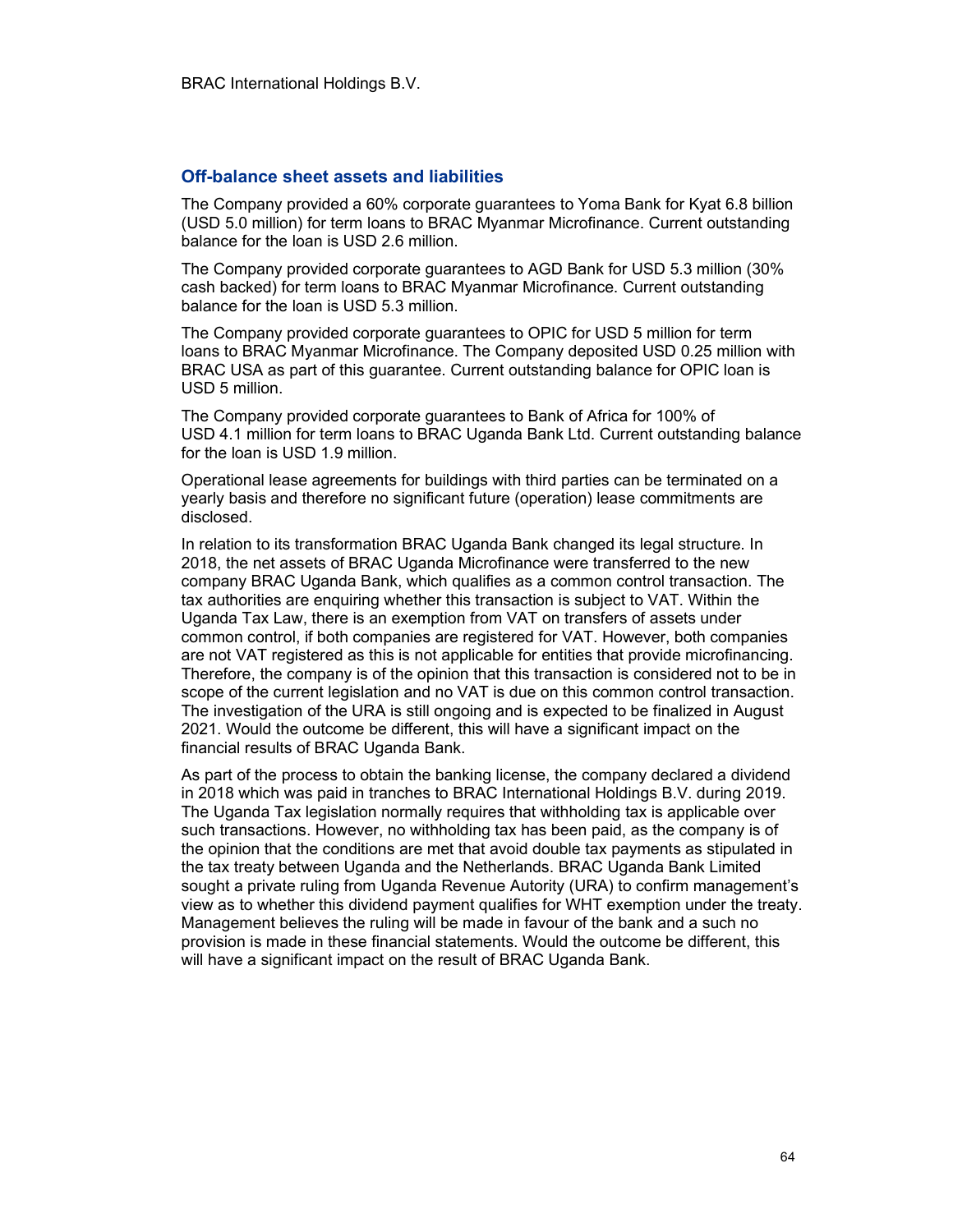## Off-balance sheet assets and liabilities

The Company provided a 60% corporate guarantees to Yoma Bank for Kyat 6.8 billion (USD 5.0 million) for term loans to BRAC Myanmar Microfinance. Current outstanding balance for the loan is USD 2.6 million.

The Company provided corporate guarantees to AGD Bank for USD 5.3 million (30% cash backed) for term loans to BRAC Myanmar Microfinance. Current outstanding balance for the loan is USD 5.3 million.

The Company provided corporate guarantees to OPIC for USD 5 million for term loans to BRAC Myanmar Microfinance. The Company deposited USD 0.25 million with BRAC USA as part of this guarantee. Current outstanding balance for OPIC loan is USD 5 million.

The Company provided corporate guarantees to Bank of Africa for 100% of USD 4.1 million for term loans to BRAC Uganda Bank Ltd. Current outstanding balance for the loan is USD 1.9 million.

Operational lease agreements for buildings with third parties can be terminated on a yearly basis and therefore no significant future (operation) lease commitments are disclosed.

In relation to its transformation BRAC Uganda Bank changed its legal structure. In 2018, the net assets of BRAC Uganda Microfinance were transferred to the new company BRAC Uganda Bank, which qualifies as a common control transaction. The tax authorities are enquiring whether this transaction is subject to VAT. Within the Uganda Tax Law, there is an exemption from VAT on transfers of assets under common control, if both companies are registered for VAT. However, both companies are not VAT registered as this is not applicable for entities that provide microfinancing. Therefore, the company is of the opinion that this transaction is considered not to be in scope of the current legislation and no VAT is due on this common control transaction. The investigation of the URA is still ongoing and is expected to be finalized in August 2021. Would the outcome be different, this will have a significant impact on the financial results of BRAC Uganda Bank.

As part of the process to obtain the banking license, the company declared a dividend in 2018 which was paid in tranches to BRAC International Holdings B.V. during 2019. The Uganda Tax legislation normally requires that withholding tax is applicable over such transactions. However, no withholding tax has been paid, as the company is of the opinion that the conditions are met that avoid double tax payments as stipulated in the tax treaty between Uganda and the Netherlands. BRAC Uganda Bank Limited sought a private ruling from Uganda Revenue Autority (URA) to confirm management's view as to whether this dividend payment qualifies for WHT exemption under the treaty. Management believes the ruling will be made in favour of the bank and a such no provision is made in these financial statements. Would the outcome be different, this will have a significant impact on the result of BRAC Uganda Bank.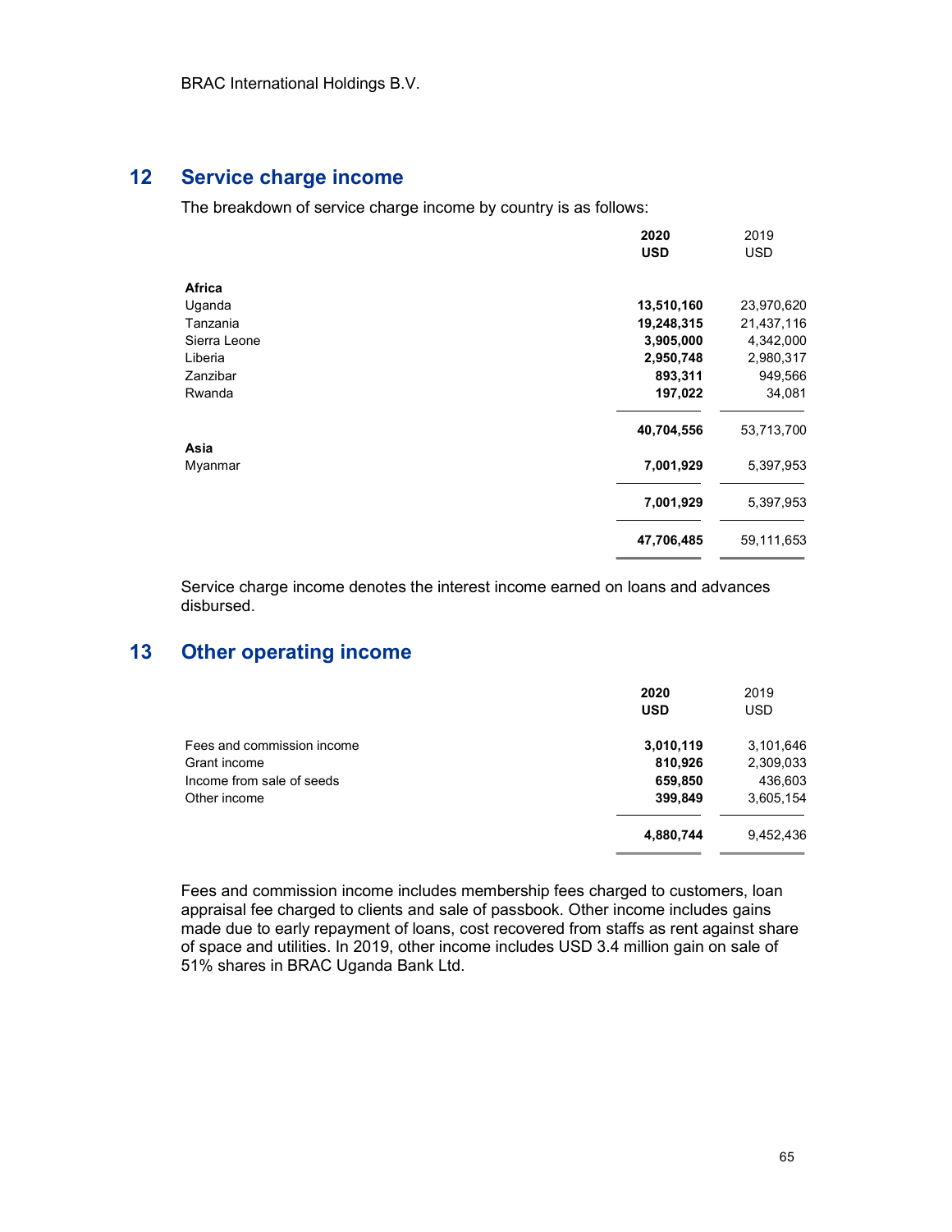## 12 Service charge income

The breakdown of service charge income by country is as follows:

| | **2020** | 2019 |
|---|---|---|
| | **USD** | USD |
| **Africa** | | |
| Uganda | **13,510,160** | 23,970,620 |
| Tanzania | **19,248,315** | 21,437,116 |
| Sierra Leone | **3,905,000** | 4,342,000 |
| Liberia | **2,950,748** | 2,980,317 |
| Zanzibar | **893,311** | 949,566 |
| Rwanda | **197,022** | 34,081 |
| | **40,704,556** | 53,713,700 |
| **Asia** | | |
| Myanmar | **7,001,929** | 5,397,953 |
| | **7,001,929** | 5,397,953 |
| | **47,706,485** | 59,111,653 |

Service charge income denotes the interest income earned on loans and advances disbursed.

## 13 Other operating income

| | **2020** | 2019 |
|---|---|---|
| | **USD** | USD |
| Fees and commission income | **3,010,119** | 3,101,646 |
| Grant income | **810,926** | 2,309,033 |
| Income from sale of seeds | **659,850** | 436,603 |
| Other income | **399,849** | 3,605,154 |
| | **4,880,744** | 9,452,436 |

Fees and commission income includes membership fees charged to customers, loan appraisal fee charged to clients and sale of passbook. Other income includes gains made due to early repayment of loans, cost recovered from staffs as rent against share of space and utilities. In 2019, other income includes USD 3.4 million gain on sale of 51% shares in BRAC Uganda Bank Ltd.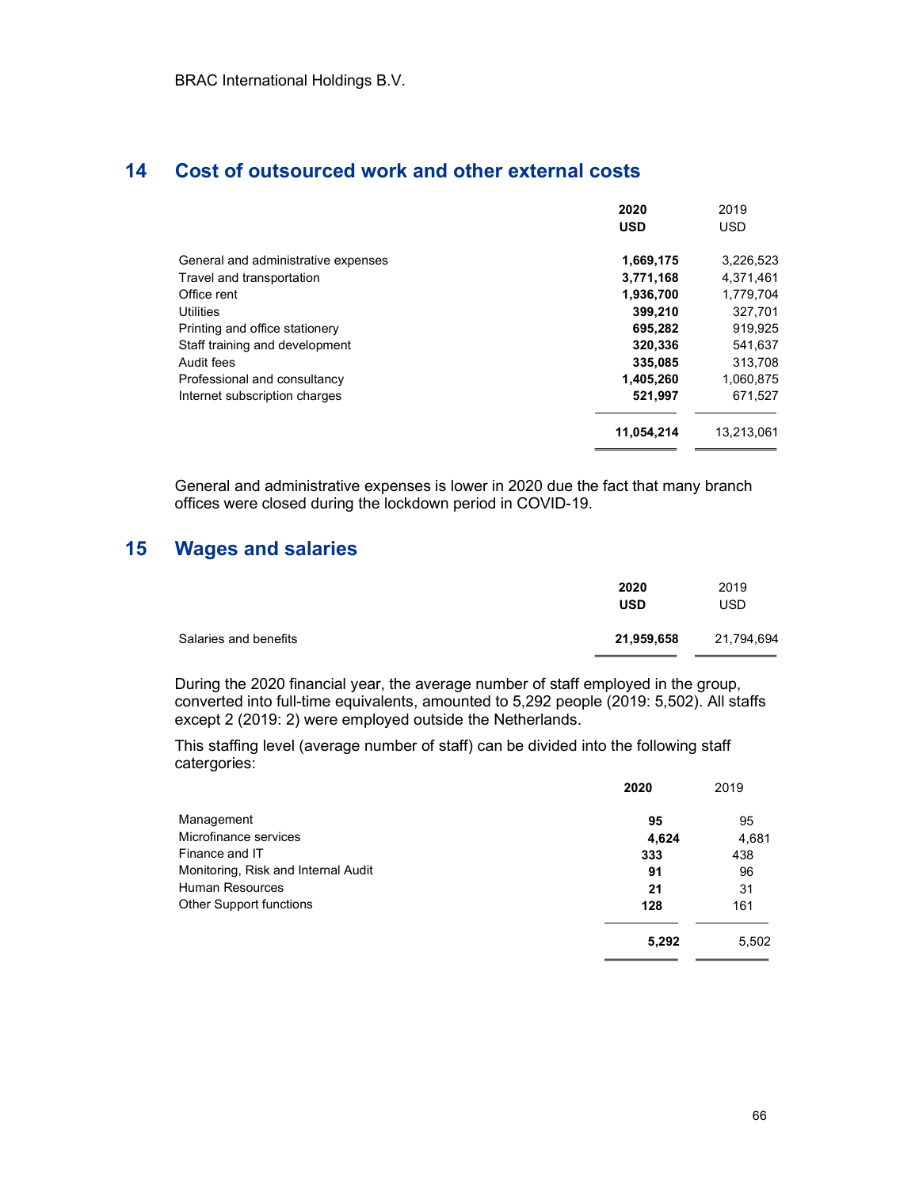## 14 Cost of outsourced work and other external costs

| | 2020 USD | 2019 USD |
|---|---|---|
| General and administrative expenses | **1,669,175** | 3,226,523 |
| Travel and transportation | **3,771,168** | 4,371,461 |
| Office rent | **1,936,700** | 1,779,704 |
| Utilities | **399,210** | 327,701 |
| Printing and office stationery | **695,282** | 919,925 |
| Staff training and development | **320,336** | 541,637 |
| Audit fees | **335,085** | 313,708 |
| Professional and consultancy | **1,405,260** | 1,060,875 |
| Internet subscription charges | **521,997** | 671,527 |
| | **11,054,214** | 13,213,061 |

General and administrative expenses is lower in 2020 due the fact that many branch offices were closed during the lockdown period in COVID-19.

## 15 Wages and salaries

| | 2020 USD | 2019 USD |
|---|---|---|
| Salaries and benefits | **21,959,658** | 21,794,694 |

During the 2020 financial year, the average number of staff employed in the group, converted into full-time equivalents, amounted to 5,292 people (2019: 5,502). All staffs except 2 (2019: 2) were employed outside the Netherlands.

This staffing level (average number of staff) can be divided into the following staff catergories:

| | 2020 | 2019 |
|---|---|---|
| Management | **95** | 95 |
| Microfinance services | **4,624** | 4,681 |
| Finance and IT | **333** | 438 |
| Monitoring, Risk and Internal Audit | **91** | 96 |
| Human Resources | **21** | 31 |
| Other Support functions | **128** | 161 |
| | **5,292** | 5,502 |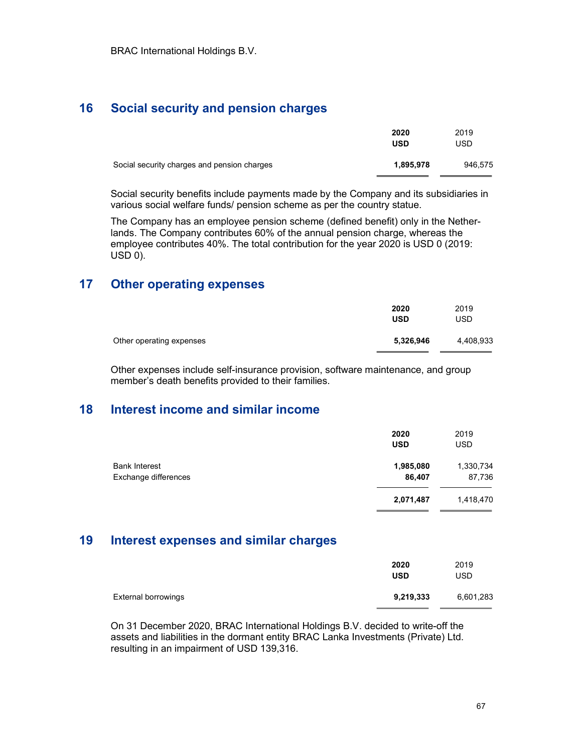## 16 Social security and pension charges

| | **2020** | 2019 |
|---|---|---|
| | **USD** | USD |
| Social security charges and pension charges | **1,895,978** | 946,575 |

Social security benefits include payments made by the Company and its subsidiaries in various social welfare funds/ pension scheme as per the country statue.

The Company has an employee pension scheme (defined benefit) only in the Netherlands. The Company contributes 60% of the annual pension charge, whereas the employee contributes 40%. The total contribution for the year 2020 is USD 0 (2019: USD 0).

## 17 Other operating expenses

| | **2020** | 2019 |
|---|---|---|
| | **USD** | USD |
| Other operating expenses | **5,326,946** | 4,408,933 |

Other expenses include self-insurance provision, software maintenance, and group member's death benefits provided to their families.

## 18 Interest income and similar income

| | **2020** | 2019 |
|---|---|---|
| | **USD** | USD |
| Bank Interest | **1,985,080** | 1,330,734 |
| Exchange differences | **86,407** | 87,736 |
| | **2,071,487** | 1,418,470 |

## 19 Interest expenses and similar charges

| | **2020** | 2019 |
|---|---|---|
| | **USD** | USD |
| External borrowings | **9,219,333** | 6,601,283 |

On 31 December 2020, BRAC International Holdings B.V. decided to write-off the assets and liabilities in the dormant entity BRAC Lanka Investments (Private) Ltd. resulting in an impairment of USD 139,316.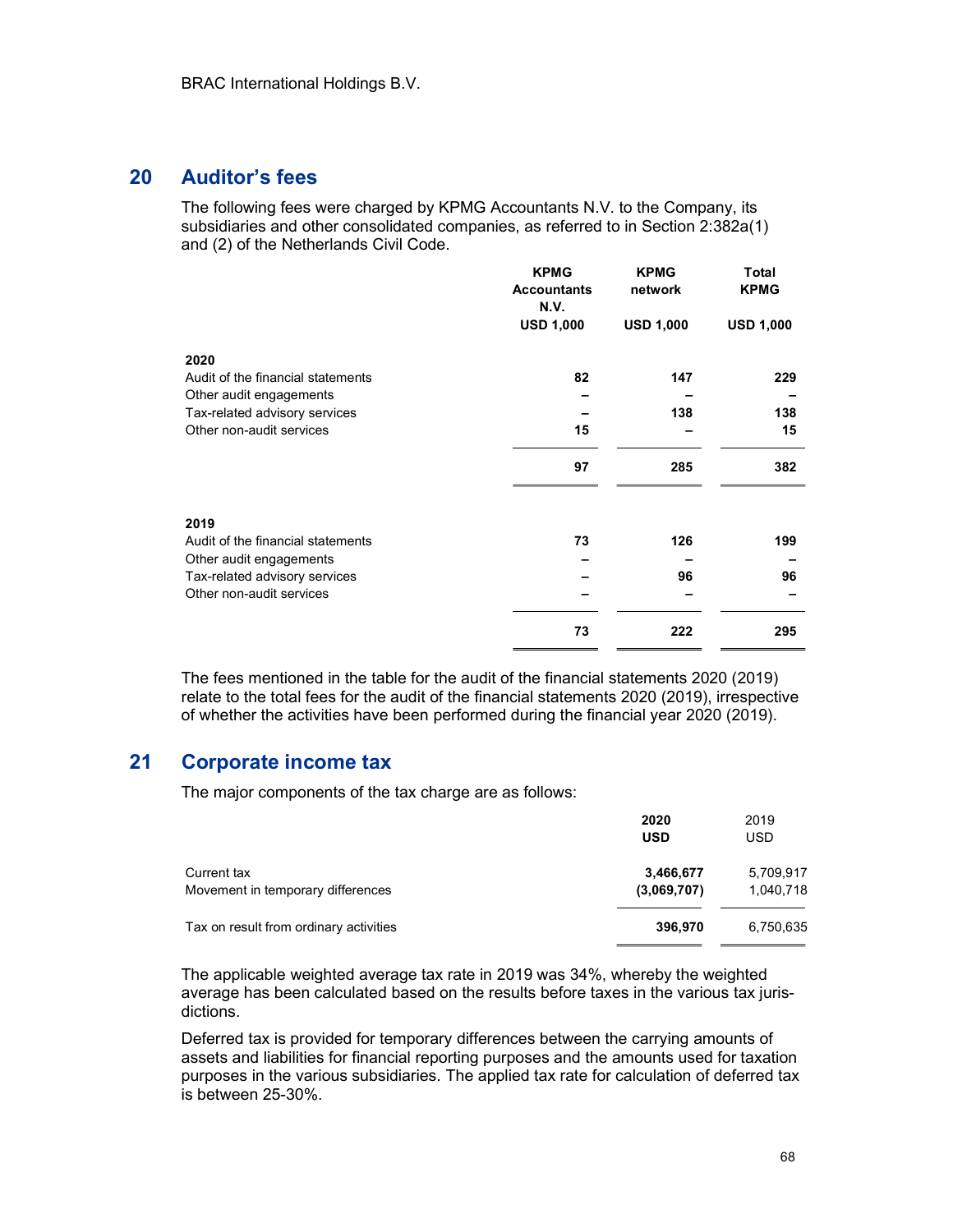## 20 Auditor's fees

The following fees were charged by KPMG Accountants N.V. to the Company, its subsidiaries and other consolidated companies, as referred to in Section 2:382a(1) and (2) of the Netherlands Civil Code.

| | KPMG Accountants N.V. | KPMG network | Total KPMG |
|---|---|---|---|
| | USD 1,000 | USD 1,000 | USD 1,000 |
| **2020** | | | |
| Audit of the financial statements | **82** | **147** | **229** |
| Other audit engagements | **–** | **–** | **–** |
| Tax-related advisory services | **–** | **138** | **138** |
| Other non-audit services | **15** | **–** | **15** |
| | **97** | **285** | **382** |
| **2019** | | | |
| Audit of the financial statements | **73** | **126** | **199** |
| Other audit engagements | **–** | **–** | **–** |
| Tax-related advisory services | **–** | **96** | **96** |
| Other non-audit services | **–** | **–** | **–** |
| | **73** | **222** | **295** |

The fees mentioned in the table for the audit of the financial statements 2020 (2019) relate to the total fees for the audit of the financial statements 2020 (2019), irrespective of whether the activities have been performed during the financial year 2020 (2019).

## 21 Corporate income tax

The major components of the tax charge are as follows:

| | **2020** | 2019 |
|---|---|---|
| | **USD** | USD |
| Current tax | **3,466,677** | 5,709,917 |
| Movement in temporary differences | **(3,069,707)** | 1,040,718 |
| Tax on result from ordinary activities | **396,970** | 6,750,635 |

The applicable weighted average tax rate in 2019 was 34%, whereby the weighted average has been calculated based on the results before taxes in the various tax jurisdictions.

Deferred tax is provided for temporary differences between the carrying amounts of assets and liabilities for financial reporting purposes and the amounts used for taxation purposes in the various subsidiaries. The applied tax rate for calculation of deferred tax is between 25-30%.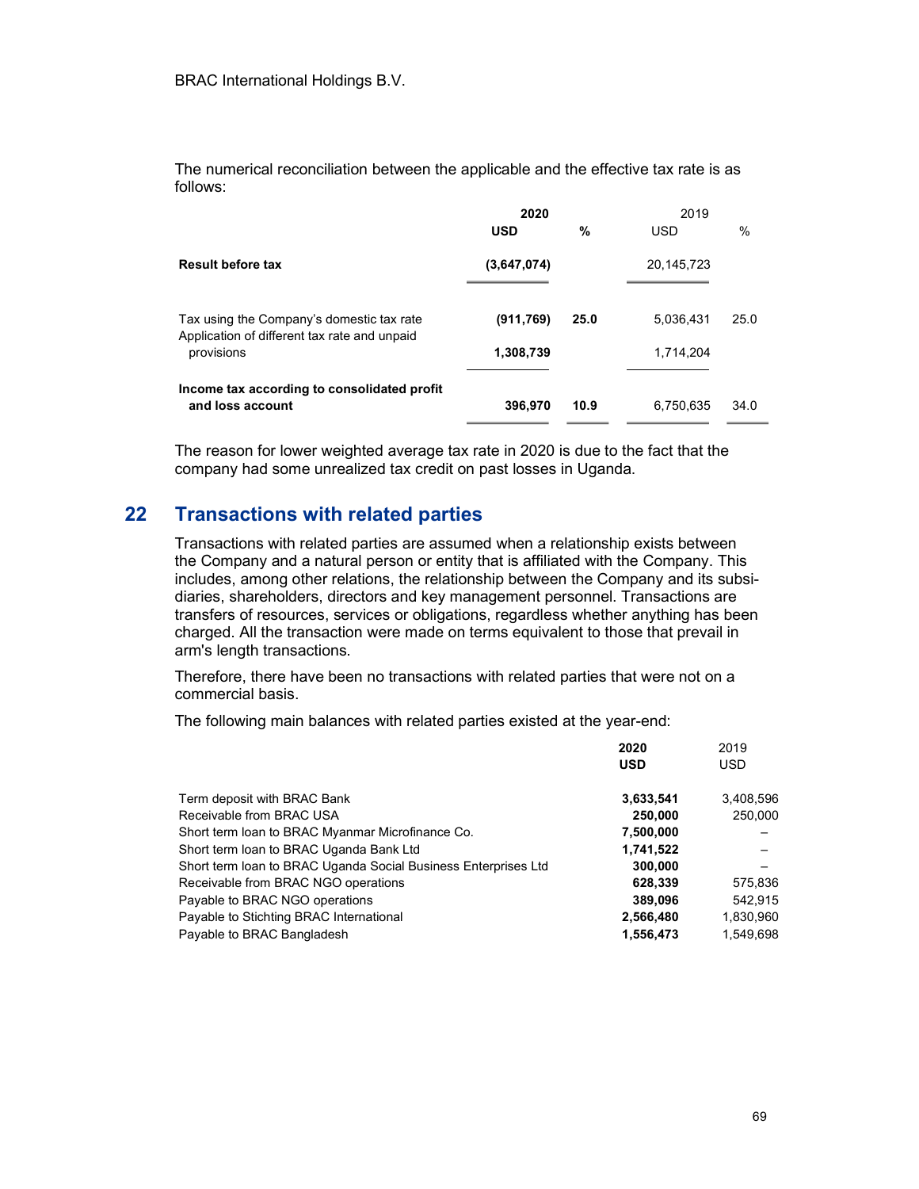The numerical reconciliation between the applicable and the effective tax rate is as follows:

| | **2020** | | 2019 | |
|---|---|---|---|---|
| | **USD** | **%** | USD | % |
| **Result before tax** | **(3,647,074)** | | 20,145,723 | |
| Tax using the Company's domestic tax rate | **(911,769)** | **25.0** | 5,036,431 | 25.0 |
| Application of different tax rate and unpaid provisions | **1,308,739** | | 1,714,204 | |
| **Income tax according to consolidated profit and loss account** | **396,970** | **10.9** | 6,750,635 | 34.0 |

The reason for lower weighted average tax rate in 2020 is due to the fact that the company had some unrealized tax credit on past losses in Uganda.

## 22 Transactions with related parties

Transactions with related parties are assumed when a relationship exists between the Company and a natural person or entity that is affiliated with the Company. This includes, among other relations, the relationship between the Company and its subsidiaries, shareholders, directors and key management personnel. Transactions are transfers of resources, services or obligations, regardless whether anything has been charged. All the transaction were made on terms equivalent to those that prevail in arm's length transactions.

Therefore, there have been no transactions with related parties that were not on a commercial basis.

The following main balances with related parties existed at the year-end:

| | **2020** | 2019 |
|---|---|---|
| | **USD** | USD |
| Term deposit with BRAC Bank | **3,633,541** | 3,408,596 |
| Receivable from BRAC USA | **250,000** | 250,000 |
| Short term loan to BRAC Myanmar Microfinance Co. | **7,500,000** | – |
| Short term loan to BRAC Uganda Bank Ltd | **1,741,522** | – |
| Short term loan to BRAC Uganda Social Business Enterprises Ltd | **300,000** | – |
| Receivable from BRAC NGO operations | **628,339** | 575,836 |
| Payable to BRAC NGO operations | **389,096** | 542,915 |
| Payable to Stichting BRAC International | **2,566,480** | 1,830,960 |
| Payable to BRAC Bangladesh | **1,556,473** | 1,549,698 |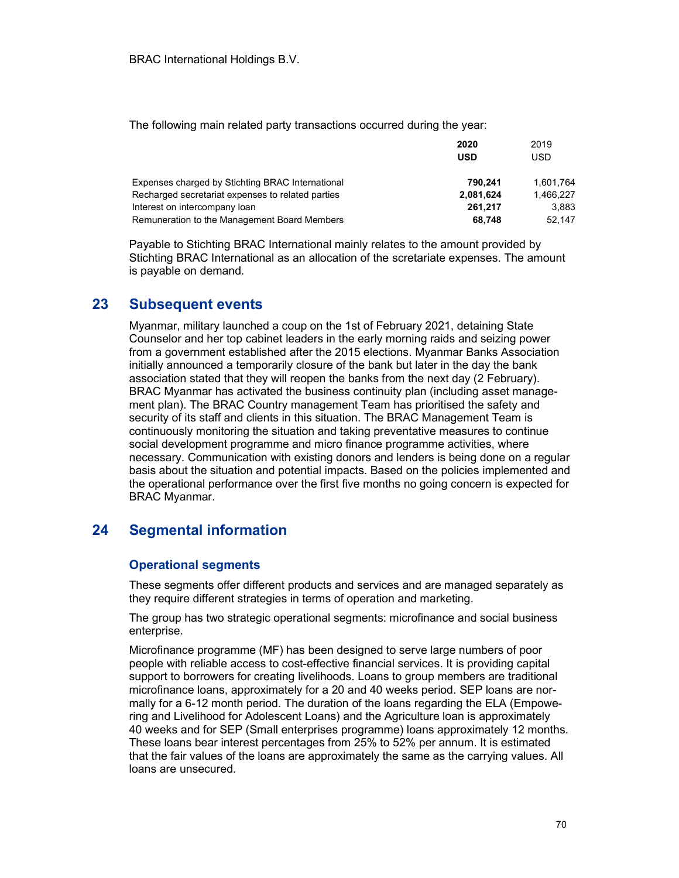The following main related party transactions occurred during the year:

| | 2020 USD | 2019 USD |
|---|---|---|
| Expenses charged by Stichting BRAC International | **790,241** | 1,601,764 |
| Recharged secretariat expenses to related parties | **2,081,624** | 1,466,227 |
| Interest on intercompany loan | **261,217** | 3,883 |
| Remuneration to the Management Board Members | **68,748** | 52,147 |

Payable to Stichting BRAC International mainly relates to the amount provided by Stichting BRAC International as an allocation of the scretariate expenses. The amount is payable on demand.

## 23 Subsequent events

Myanmar, military launched a coup on the 1st of February 2021, detaining State Counselor and her top cabinet leaders in the early morning raids and seizing power from a government established after the 2015 elections. Myanmar Banks Association initially announced a temporarily closure of the bank but later in the day the bank association stated that they will reopen the banks from the next day (2 February). BRAC Myanmar has activated the business continuity plan (including asset management plan). The BRAC Country management Team has prioritised the safety and security of its staff and clients in this situation. The BRAC Management Team is continuously monitoring the situation and taking preventative measures to continue social development programme and micro finance programme activities, where necessary. Communication with existing donors and lenders is being done on a regular basis about the situation and potential impacts. Based on the policies implemented and the operational performance over the first five months no going concern is expected for BRAC Myanmar.

## 24 Segmental information

### Operational segments

These segments offer different products and services and are managed separately as they require different strategies in terms of operation and marketing.

The group has two strategic operational segments: microfinance and social business enterprise.

Microfinance programme (MF) has been designed to serve large numbers of poor people with reliable access to cost-effective financial services. It is providing capital support to borrowers for creating livelihoods. Loans to group members are traditional microfinance loans, approximately for a 20 and 40 weeks period. SEP loans are normally for a 6-12 month period. The duration of the loans regarding the ELA (Empowering and Livelihood for Adolescent Loans) and the Agriculture loan is approximately 40 weeks and for SEP (Small enterprises programme) loans approximately 12 months. These loans bear interest percentages from 25% to 52% per annum. It is estimated that the fair values of the loans are approximately the same as the carrying values. All loans are unsecured.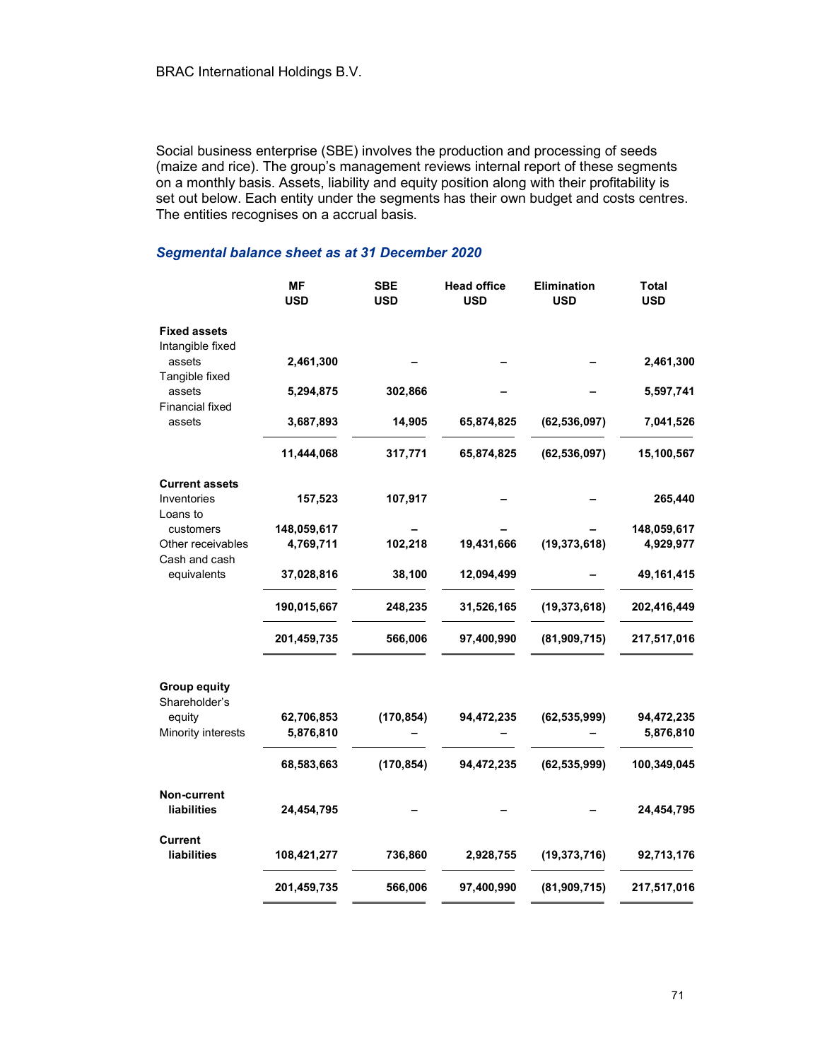Social business enterprise (SBE) involves the production and processing of seeds (maize and rice). The group's management reviews internal report of these segments on a monthly basis. Assets, liability and equity position along with their profitability is set out below. Each entity under the segments has their own budget and costs centres. The entities recognises on a accrual basis.

### *Segmental balance sheet as at 31 December 2020*

| | MF USD | SBE USD | Head office USD | Elimination USD | Total USD |
|---|---|---|---|---|---|
| **Fixed assets** | | | | | |
| Intangible fixed assets | **2,461,300** | **–** | **–** | **–** | **2,461,300** |
| Tangible fixed assets | **5,294,875** | **302,866** | **–** | **–** | **5,597,741** |
| Financial fixed assets | **3,687,893** | **14,905** | **65,874,825** | **(62,536,097)** | **7,041,526** |
| | **11,444,068** | **317,771** | **65,874,825** | **(62,536,097)** | **15,100,567** |
| **Current assets** | | | | | |
| Inventories | **157,523** | **107,917** | **–** | **–** | **265,440** |
| Loans to customers | **148,059,617** | **–** | **–** | **–** | **148,059,617** |
| Other receivables | **4,769,711** | **102,218** | **19,431,666** | **(19,373,618)** | **4,929,977** |
| Cash and cash equivalents | **37,028,816** | **38,100** | **12,094,499** | **–** | **49,161,415** |
| | **190,015,667** | **248,235** | **31,526,165** | **(19,373,618)** | **202,416,449** |
| | **201,459,735** | **566,006** | **97,400,990** | **(81,909,715)** | **217,517,016** |
| **Group equity** | | | | | |
| Shareholder's equity | **62,706,853** | **(170,854)** | **94,472,235** | **(62,535,999)** | **94,472,235** |
| Minority interests | **5,876,810** | **–** | **–** | **–** | **5,876,810** |
| | **68,583,663** | **(170,854)** | **94,472,235** | **(62,535,999)** | **100,349,045** |
| **Non-current liabilities** | **24,454,795** | **–** | **–** | **–** | **24,454,795** |
| **Current liabilities** | **108,421,277** | **736,860** | **2,928,755** | **(19,373,716)** | **92,713,176** |
| | **201,459,735** | **566,006** | **97,400,990** | **(81,909,715)** | **217,517,016** |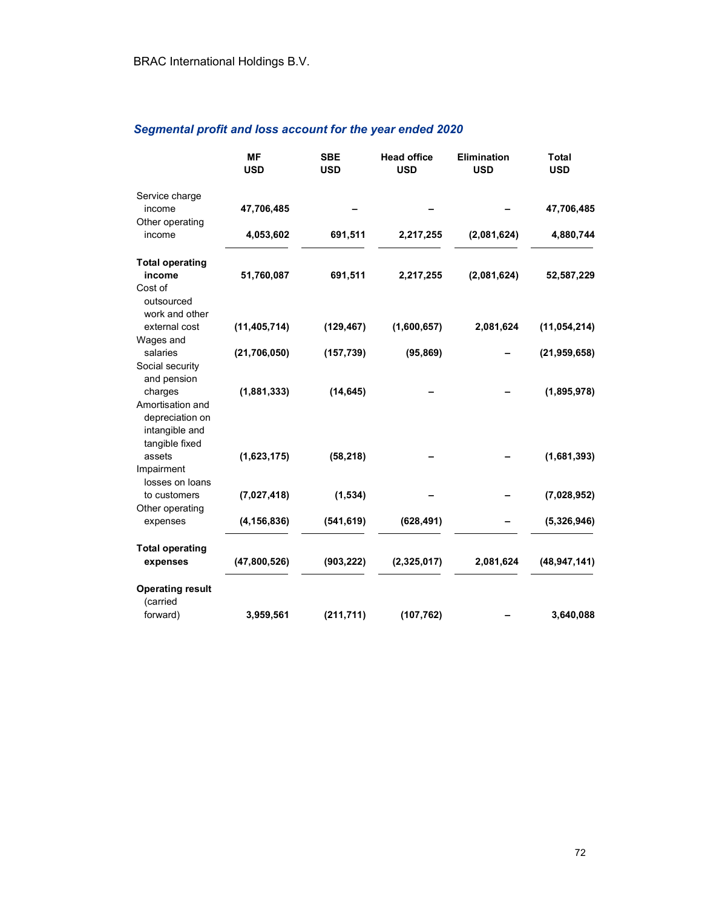*Segmental profit and loss account for the year ended 2020*

| | MF USD | SBE USD | Head office USD | Elimination USD | Total USD |
|---|---|---|---|---|---|
| Service charge income | 47,706,485 | – | – | – | 47,706,485 |
| Other operating income | 4,053,602 | 691,511 | 2,217,255 | (2,081,624) | 4,880,744 |
| **Total operating income** | **51,760,087** | **691,511** | **2,217,255** | **(2,081,624)** | **52,587,229** |
| Cost of outsourced work and other external cost | (11,405,714) | (129,467) | (1,600,657) | 2,081,624 | (11,054,214) |
| Wages and salaries | (21,706,050) | (157,739) | (95,869) | – | (21,959,658) |
| Social security and pension charges | (1,881,333) | (14,645) | – | – | (1,895,978) |
| Amortisation and depreciation on intangible and tangible fixed assets | (1,623,175) | (58,218) | – | – | (1,681,393) |
| Impairment losses on loans to customers | (7,027,418) | (1,534) | – | – | (7,028,952) |
| Other operating expenses | (4,156,836) | (541,619) | (628,491) | – | (5,326,946) |
| **Total operating expenses** | **(47,800,526)** | **(903,222)** | **(2,325,017)** | **2,081,624** | **(48,947,141)** |
| **Operating result** (carried forward) | **3,959,561** | **(211,711)** | **(107,762)** | **–** | **3,640,088** |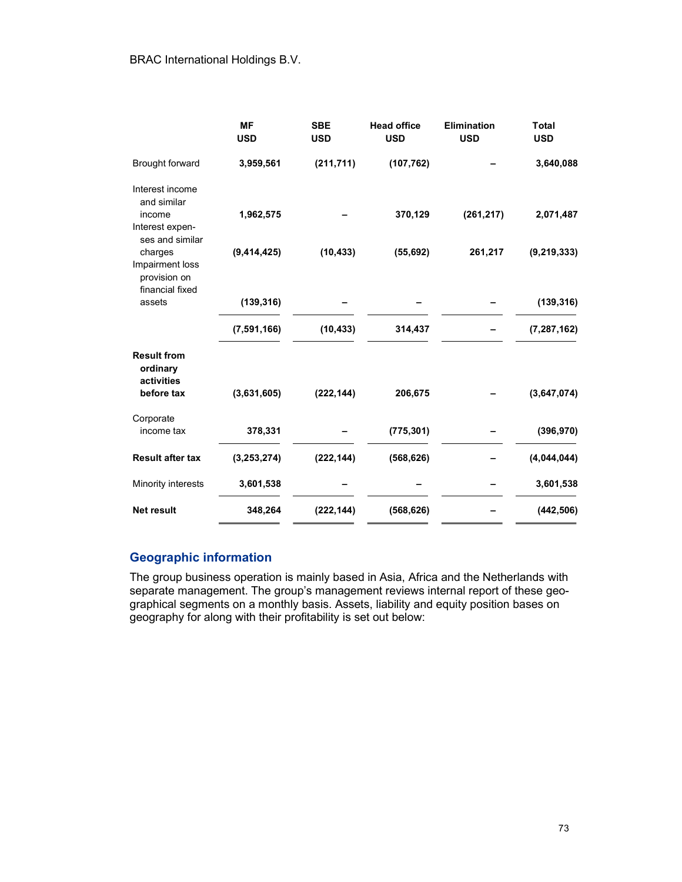|  | MF USD | SBE USD | Head office USD | Elimination USD | Total USD |
|---|---|---|---|---|---|
| Brought forward | **3,959,561** | **(211,711)** | **(107,762)** | **–** | **3,640,088** |
| Interest income and similar income | **1,962,575** | **–** | **370,129** | **(261,217)** | **2,071,487** |
| Interest expenses and similar charges | **(9,414,425)** | **(10,433)** | **(55,692)** | **261,217** | **(9,219,333)** |
| Impairment loss provision on financial fixed assets | **(139,316)** | **–** | **–** | **–** | **(139,316)** |
|  | **(7,591,166)** | **(10,433)** | **314,437** | **–** | **(7,287,162)** |
| **Result from ordinary activities before tax** | **(3,631,605)** | **(222,144)** | **206,675** | **–** | **(3,647,074)** |
| Corporate income tax | **378,331** | **–** | **(775,301)** | **–** | **(396,970)** |
| **Result after tax** | **(3,253,274)** | **(222,144)** | **(568,626)** | **–** | **(4,044,044)** |
| Minority interests | **3,601,538** | **–** | **–** | **–** | **3,601,538** |
| **Net result** | **348,264** | **(222,144)** | **(568,626)** | **–** | **(442,506)** |

## Geographic information

The group business operation is mainly based in Asia, Africa and the Netherlands with separate management. The group's management reviews internal report of these geographical segments on a monthly basis. Assets, liability and equity position bases on geography for along with their profitability is set out below: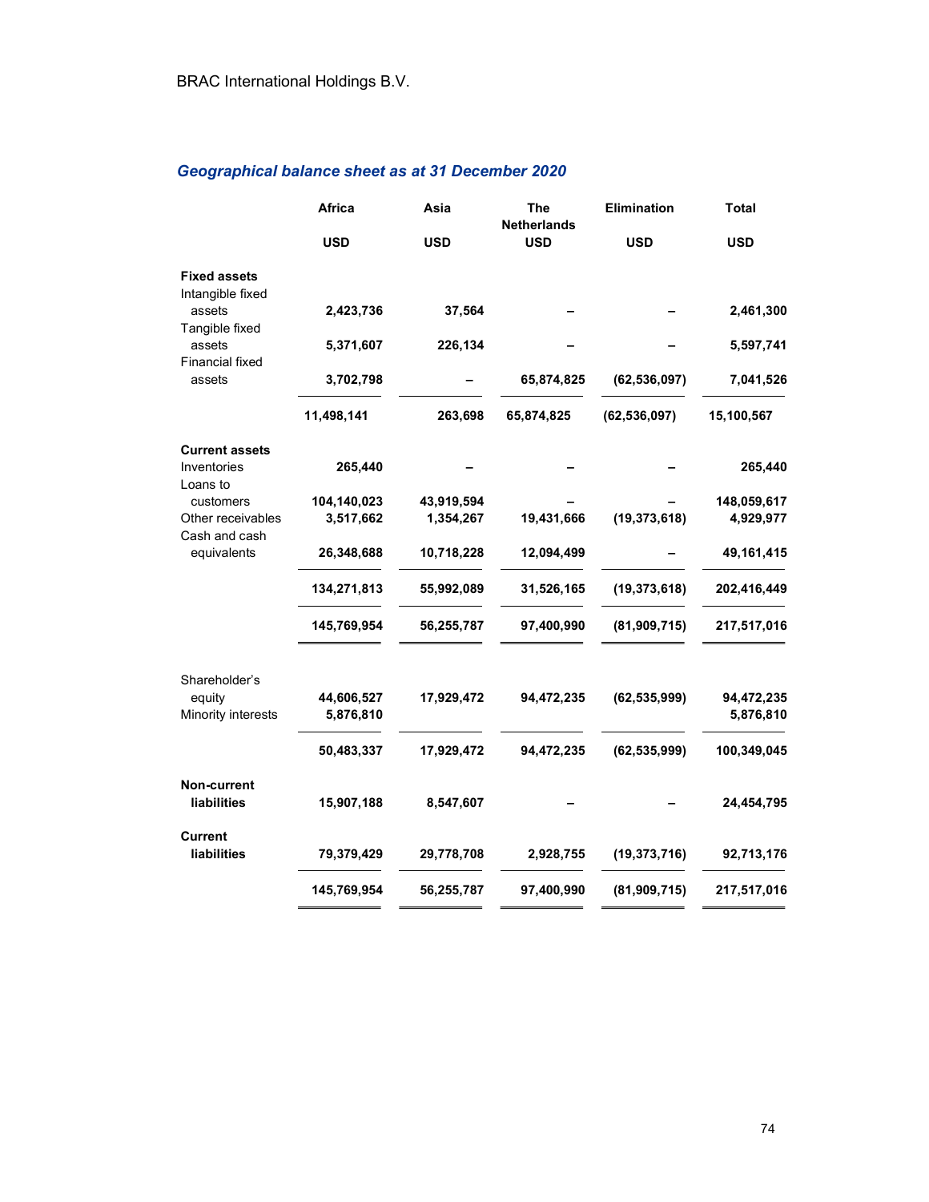BRAC International Holdings B.V.

## *Geographical balance sheet as at 31 December 2020*

| | Africa | Asia | The Netherlands | Elimination | Total |
|---|---|---|---|---|---|
| | USD | USD | USD | USD | USD |
| **Fixed assets** | | | | | |
| Intangible fixed assets | 2,423,736 | 37,564 | – | – | 2,461,300 |
| Tangible fixed assets | 5,371,607 | 226,134 | – | – | 5,597,741 |
| Financial fixed assets | 3,702,798 | – | 65,874,825 | (62,536,097) | 7,041,526 |
| | 11,498,141 | 263,698 | 65,874,825 | (62,536,097) | 15,100,567 |
| **Current assets** | | | | | |
| Inventories | 265,440 | – | – | – | 265,440 |
| Loans to customers | 104,140,023 | 43,919,594 | – | – | 148,059,617 |
| Other receivables | 3,517,662 | 1,354,267 | 19,431,666 | (19,373,618) | 4,929,977 |
| Cash and cash equivalents | 26,348,688 | 10,718,228 | 12,094,499 | – | 49,161,415 |
| | 134,271,813 | 55,992,089 | 31,526,165 | (19,373,618) | 202,416,449 |
| | 145,769,954 | 56,255,787 | 97,400,990 | (81,909,715) | 217,517,016 |
| | | | | | |
| Shareholder's equity | 44,606,527 | 17,929,472 | 94,472,235 | (62,535,999) | 94,472,235 |
| Minority interests | 5,876,810 | | | | 5,876,810 |
| | 50,483,337 | 17,929,472 | 94,472,235 | (62,535,999) | 100,349,045 |
| **Non-current liabilities** | 15,907,188 | 8,547,607 | – | – | 24,454,795 |
| **Current liabilities** | 79,379,429 | 29,778,708 | 2,928,755 | (19,373,716) | 92,713,176 |
| | 145,769,954 | 56,255,787 | 97,400,990 | (81,909,715) | 217,517,016 |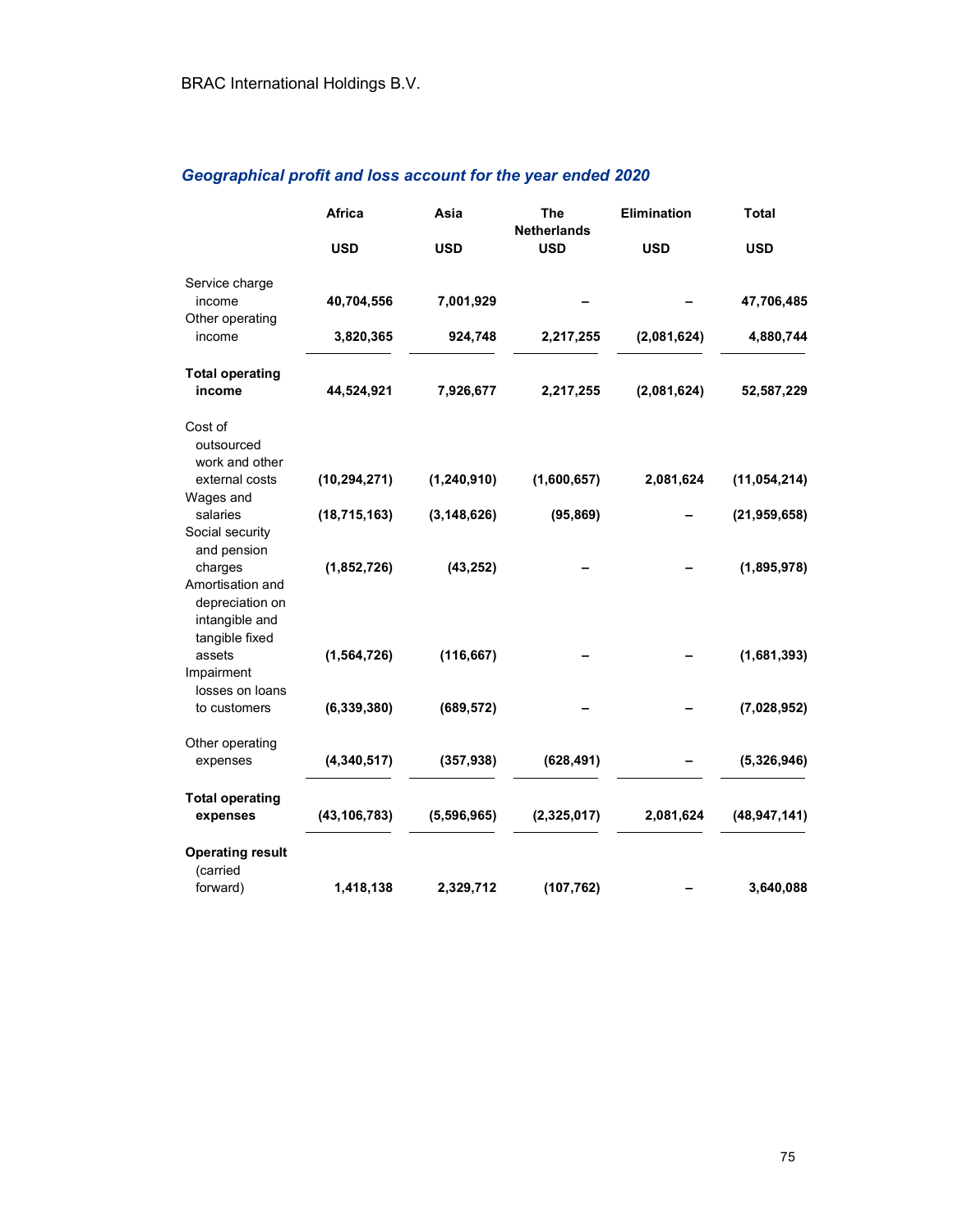## *Geographical profit and loss account for the year ended 2020*

| | Africa | Asia | The Netherlands | Elimination | Total |
|---|---|---|---|---|---|
| | USD | USD | USD | USD | USD |
| Service charge income | **40,704,556** | **7,001,929** | **–** | **–** | **47,706,485** |
| Other operating income | **3,820,365** | **924,748** | **2,217,255** | **(2,081,624)** | **4,880,744** |
| **Total operating income** | **44,524,921** | **7,926,677** | **2,217,255** | **(2,081,624)** | **52,587,229** |
| Cost of outsourced work and other external costs | **(10,294,271)** | **(1,240,910)** | **(1,600,657)** | **2,081,624** | **(11,054,214)** |
| Wages and salaries | **(18,715,163)** | **(3,148,626)** | **(95,869)** | **–** | **(21,959,658)** |
| Social security and pension charges | **(1,852,726)** | **(43,252)** | **–** | **–** | **(1,895,978)** |
| Amortisation and depreciation on intangible and tangible fixed assets | **(1,564,726)** | **(116,667)** | **–** | **–** | **(1,681,393)** |
| Impairment losses on loans to customers | **(6,339,380)** | **(689,572)** | **–** | **–** | **(7,028,952)** |
| Other operating expenses | **(4,340,517)** | **(357,938)** | **(628,491)** | **–** | **(5,326,946)** |
| **Total operating expenses** | **(43,106,783)** | **(5,596,965)** | **(2,325,017)** | **2,081,624** | **(48,947,141)** |
| **Operating result** (carried forward) | **1,418,138** | **2,329,712** | **(107,762)** | **–** | **3,640,088** |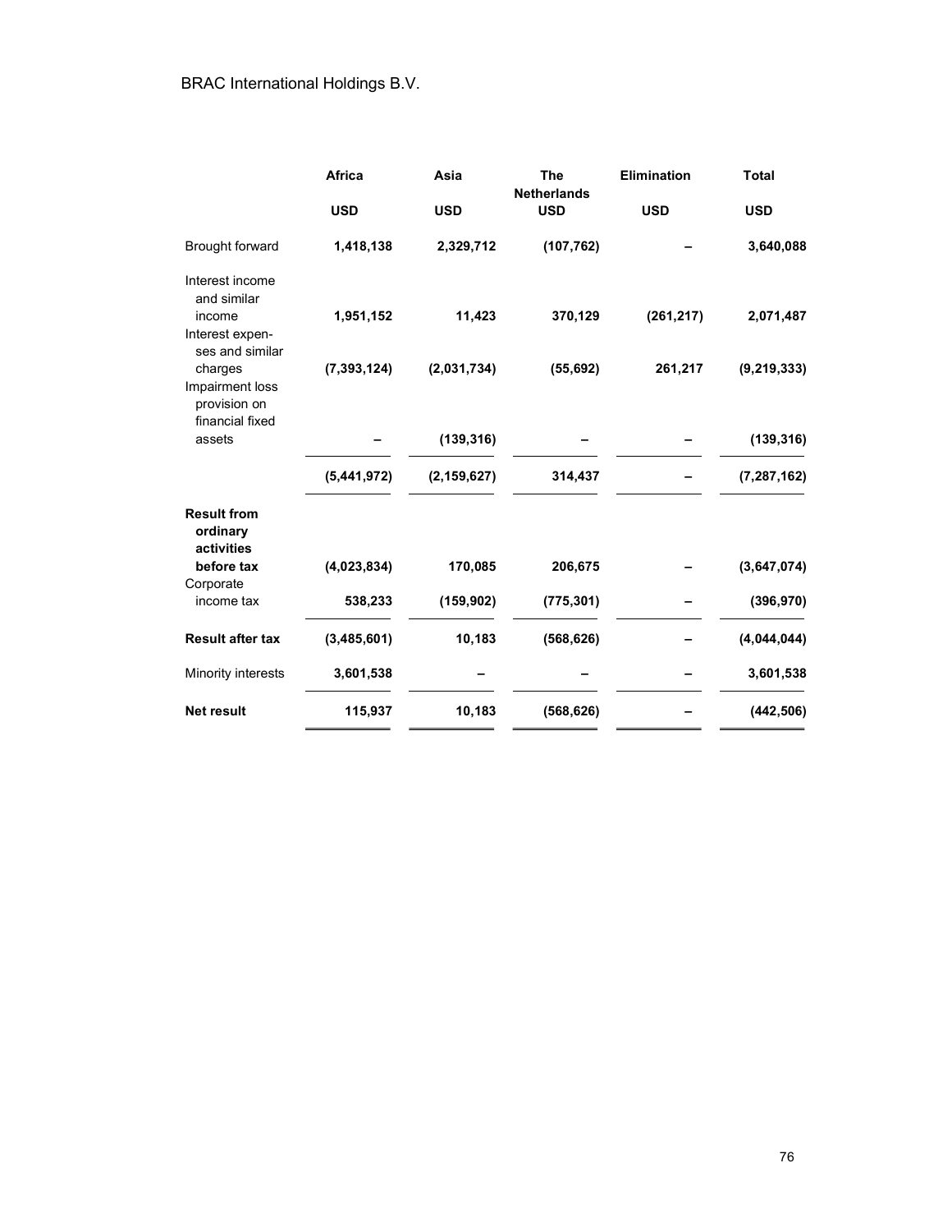BRAC International Holdings B.V.

| | Africa | Asia | The Netherlands | Elimination | Total |
|---|---|---|---|---|---|
| | USD | USD | USD | USD | USD |
| Brought forward | **1,418,138** | **2,329,712** | **(107,762)** | **–** | **3,640,088** |
| Interest income and similar income | 1,951,152 | 11,423 | 370,129 | (261,217) | 2,071,487 |
| Interest expenses and similar charges | (7,393,124) | (2,031,734) | (55,692) | 261,217 | (9,219,333) |
| Impairment loss provision on financial fixed assets | – | (139,316) | – | – | (139,316) |
| | (5,441,972) | (2,159,627) | 314,437 | – | (7,287,162) |
| **Result from ordinary activities before tax** | **(4,023,834)** | **170,085** | **206,675** | **–** | **(3,647,074)** |
| Corporate income tax | 538,233 | (159,902) | (775,301) | – | (396,970) |
| **Result after tax** | **(3,485,601)** | **10,183** | **(568,626)** | **–** | **(4,044,044)** |
| Minority interests | 3,601,538 | – | – | – | 3,601,538 |
| **Net result** | **115,937** | **10,183** | **(568,626)** | **–** | **(442,506)** |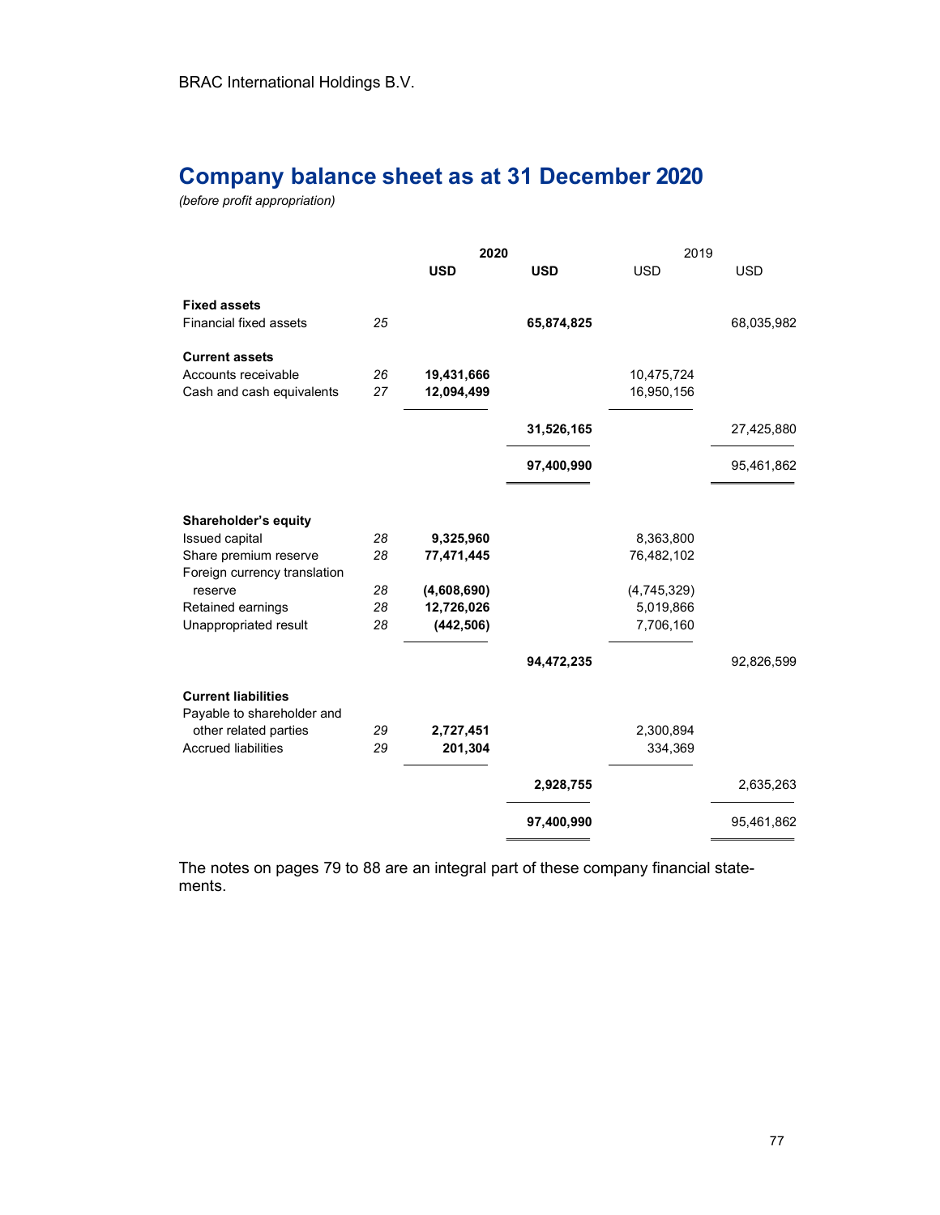BRAC International Holdings B.V.

# Company balance sheet as at 31 December 2020

*(before profit appropriation)*

| | | 2020 | | 2019 | |
|---|---|---|---|---|---|
| | | **USD** | **USD** | USD | USD |
| **Fixed assets** | | | | | |
| Financial fixed assets | *25* | | **65,874,825** | | 68,035,982 |
| **Current assets** | | | | | |
| Accounts receivable | *26* | **19,431,666** | | 10,475,724 | |
| Cash and cash equivalents | *27* | **12,094,499** | | 16,950,156 | |
| | | | **31,526,165** | | 27,425,880 |
| | | | **97,400,990** | | 95,461,862 |
| **Shareholder's equity** | | | | | |
| Issued capital | *28* | **9,325,960** | | 8,363,800 | |
| Share premium reserve | *28* | **77,471,445** | | 76,482,102 | |
| Foreign currency translation reserve | *28* | **(4,608,690)** | | (4,745,329) | |
| Retained earnings | *28* | **12,726,026** | | 5,019,866 | |
| Unappropriated result | *28* | **(442,506)** | | 7,706,160 | |
| | | | **94,472,235** | | 92,826,599 |
| **Current liabilities** | | | | | |
| Payable to shareholder and other related parties | *29* | **2,727,451** | | 2,300,894 | |
| Accrued liabilities | *29* | **201,304** | | 334,369 | |
| | | | **2,928,755** | | 2,635,263 |
| | | | **97,400,990** | | 95,461,862 |

The notes on pages 79 to 88 are an integral part of these company financial statements.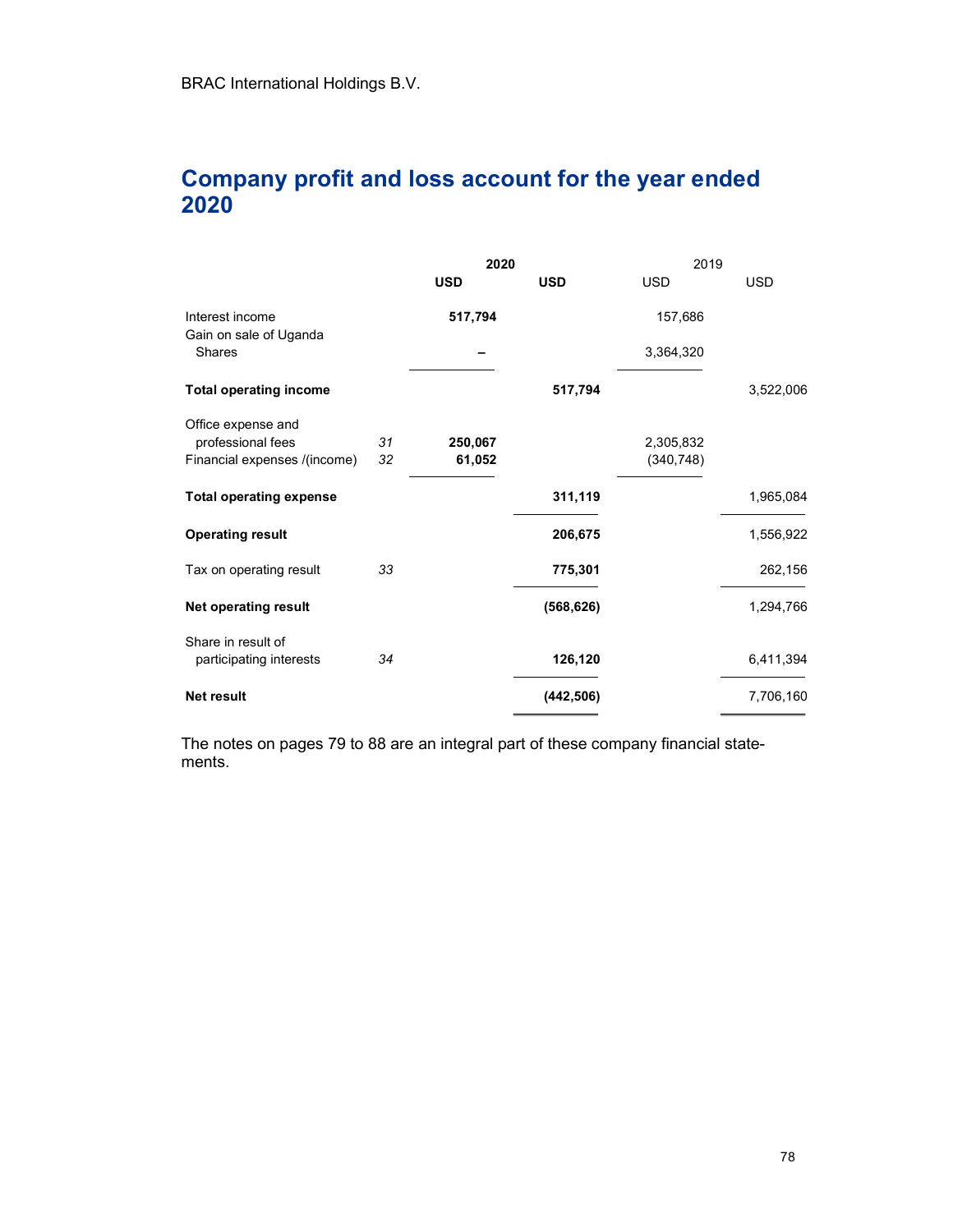# Company profit and loss account for the year ended 2020

| | | 2020 | | 2019 | |
|---|---|---|---|---|---|
| | | **USD** | **USD** | USD | USD |
| Interest income | | **517,794** | | 157,686 | |
| Gain on sale of Uganda Shares | | **–** | | 3,364,320 | |
| **Total operating income** | | | **517,794** | | 3,522,006 |
| Office expense and professional fees | *31* | **250,067** | | 2,305,832 | |
| Financial expenses /(income) | *32* | **61,052** | | (340,748) | |
| **Total operating expense** | | | **311,119** | | 1,965,084 |
| **Operating result** | | | **206,675** | | 1,556,922 |
| Tax on operating result | *33* | | **775,301** | | 262,156 |
| **Net operating result** | | | **(568,626)** | | 1,294,766 |
| Share in result of participating interests | *34* | | **126,120** | | 6,411,394 |
| **Net result** | | | **(442,506)** | | 7,706,160 |

The notes on pages 79 to 88 are an integral part of these company financial statements.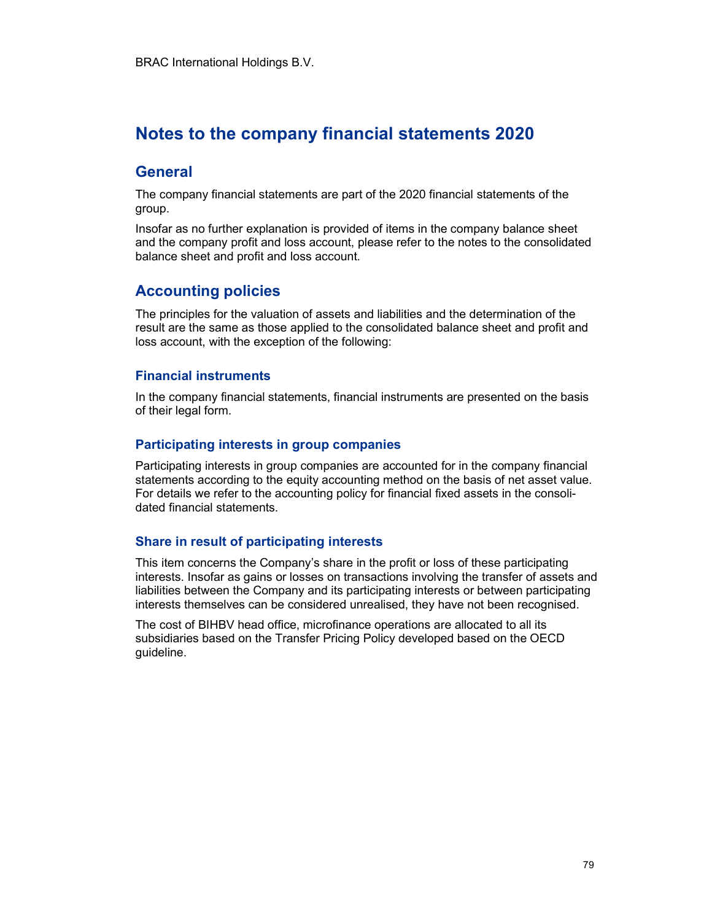# Notes to the company financial statements 2020

## General

The company financial statements are part of the 2020 financial statements of the group.

Insofar as no further explanation is provided of items in the company balance sheet and the company profit and loss account, please refer to the notes to the consolidated balance sheet and profit and loss account.

## Accounting policies

The principles for the valuation of assets and liabilities and the determination of the result are the same as those applied to the consolidated balance sheet and profit and loss account, with the exception of the following:

### Financial instruments

In the company financial statements, financial instruments are presented on the basis of their legal form.

### Participating interests in group companies

Participating interests in group companies are accounted for in the company financial statements according to the equity accounting method on the basis of net asset value. For details we refer to the accounting policy for financial fixed assets in the consolidated financial statements.

### Share in result of participating interests

This item concerns the Company's share in the profit or loss of these participating interests. Insofar as gains or losses on transactions involving the transfer of assets and liabilities between the Company and its participating interests or between participating interests themselves can be considered unrealised, they have not been recognised.

The cost of BIHBV head office, microfinance operations are allocated to all its subsidiaries based on the Transfer Pricing Policy developed based on the OECD guideline.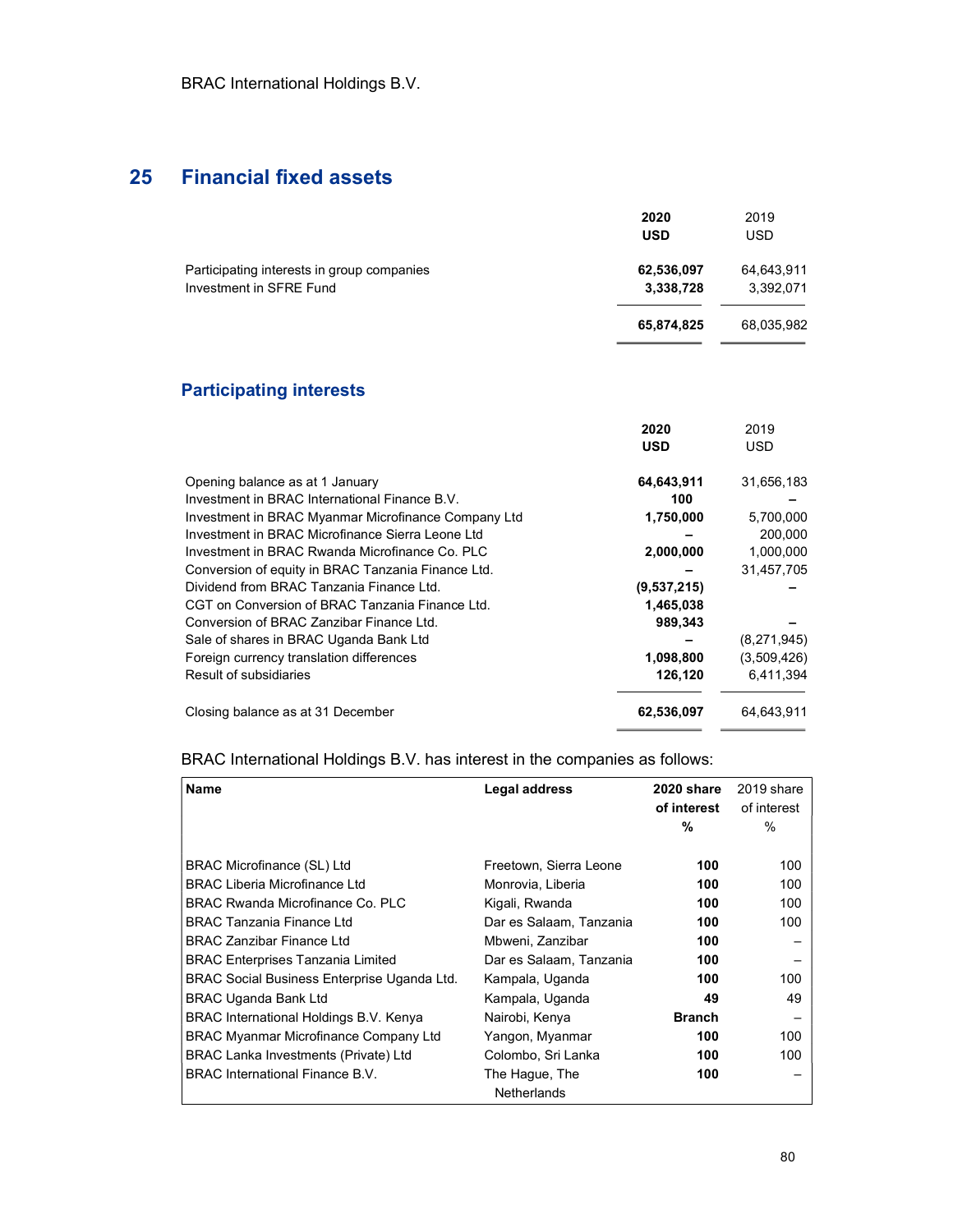## 25 Financial fixed assets

| | 2020 USD | 2019 USD |
|---|---|---|
| Participating interests in group companies | **62,536,097** | 64,643,911 |
| Investment in SFRE Fund | **3,338,728** | 3,392,071 |
| | **65,874,825** | 68,035,982 |

### Participating interests

| | 2020 USD | 2019 USD |
|---|---|---|
| Opening balance as at 1 January | **64,643,911** | 31,656,183 |
| Investment in BRAC International Finance B.V. | **100** | – |
| Investment in BRAC Myanmar Microfinance Company Ltd | **1,750,000** | 5,700,000 |
| Investment in BRAC Microfinance Sierra Leone Ltd | **–** | 200,000 |
| Investment in BRAC Rwanda Microfinance Co. PLC | **2,000,000** | 1,000,000 |
| Conversion of equity in BRAC Tanzania Finance Ltd. | **–** | 31,457,705 |
| Dividend from BRAC Tanzania Finance Ltd. | **(9,537,215)** | – |
| CGT on Conversion of BRAC Tanzania Finance Ltd. | **1,465,038** | |
| Conversion of BRAC Zanzibar Finance Ltd. | **989,343** | – |
| Sale of shares in BRAC Uganda Bank Ltd | **–** | (8,271,945) |
| Foreign currency translation differences | **1,098,800** | (3,509,426) |
| Result of subsidiaries | **126,120** | 6,411,394 |
| Closing balance as at 31 December | **62,536,097** | 64,643,911 |

BRAC International Holdings B.V. has interest in the companies as follows:

| Name | Legal address | 2020 share of interest % | 2019 share of interest % |
|---|---|---|---|
| BRAC Microfinance (SL) Ltd | Freetown, Sierra Leone | **100** | 100 |
| BRAC Liberia Microfinance Ltd | Monrovia, Liberia | **100** | 100 |
| BRAC Rwanda Microfinance Co. PLC | Kigali, Rwanda | **100** | 100 |
| BRAC Tanzania Finance Ltd | Dar es Salaam, Tanzania | **100** | 100 |
| BRAC Zanzibar Finance Ltd | Mbweni, Zanzibar | **100** | – |
| BRAC Enterprises Tanzania Limited | Dar es Salaam, Tanzania | **100** | – |
| BRAC Social Business Enterprise Uganda Ltd. | Kampala, Uganda | **100** | 100 |
| BRAC Uganda Bank Ltd | Kampala, Uganda | **49** | 49 |
| BRAC International Holdings B.V. Kenya | Nairobi, Kenya | **Branch** | – |
| BRAC Myanmar Microfinance Company Ltd | Yangon, Myanmar | **100** | 100 |
| BRAC Lanka Investments (Private) Ltd | Colombo, Sri Lanka | **100** | 100 |
| BRAC International Finance B.V. | The Hague, The Netherlands | **100** | – |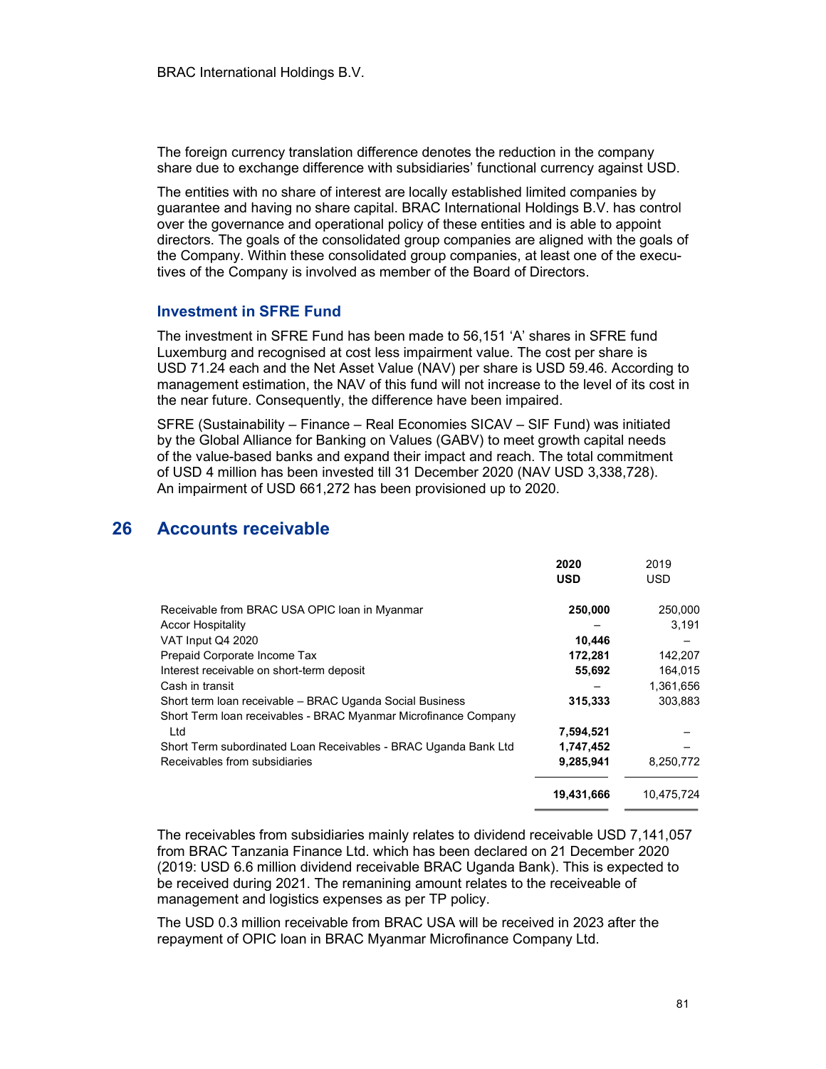The foreign currency translation difference denotes the reduction in the company share due to exchange difference with subsidiaries' functional currency against USD.

The entities with no share of interest are locally established limited companies by guarantee and having no share capital. BRAC International Holdings B.V. has control over the governance and operational policy of these entities and is able to appoint directors. The goals of the consolidated group companies are aligned with the goals of the Company. Within these consolidated group companies, at least one of the executives of the Company is involved as member of the Board of Directors.

### Investment in SFRE Fund

The investment in SFRE Fund has been made to 56,151 'A' shares in SFRE fund Luxemburg and recognised at cost less impairment value. The cost per share is USD 71.24 each and the Net Asset Value (NAV) per share is USD 59.46. According to management estimation, the NAV of this fund will not increase to the level of its cost in the near future. Consequently, the difference have been impaired.

SFRE (Sustainability – Finance – Real Economies SICAV – SIF Fund) was initiated by the Global Alliance for Banking on Values (GABV) to meet growth capital needs of the value-based banks and expand their impact and reach. The total commitment of USD 4 million has been invested till 31 December 2020 (NAV USD 3,338,728). An impairment of USD 661,272 has been provisioned up to 2020.

## 26 Accounts receivable

| | 2020<br>USD | 2019<br>USD |
|---|---|---|
| Receivable from BRAC USA OPIC loan in Myanmar | **250,000** | 250,000 |
| Accor Hospitality | – | 3,191 |
| VAT Input Q4 2020 | **10,446** | – |
| Prepaid Corporate Income Tax | **172,281** | 142,207 |
| Interest receivable on short-term deposit | **55,692** | 164,015 |
| Cash in transit | – | 1,361,656 |
| Short term loan receivable – BRAC Uganda Social Business | **315,333** | 303,883 |
| Short Term loan receivables - BRAC Myanmar Microfinance Company Ltd | **7,594,521** | – |
| Short Term subordinated Loan Receivables - BRAC Uganda Bank Ltd | **1,747,452** | – |
| Receivables from subsidiaries | **9,285,941** | 8,250,772 |
| | **19,431,666** | 10,475,724 |

The receivables from subsidiaries mainly relates to dividend receivable USD 7,141,057 from BRAC Tanzania Finance Ltd. which has been declared on 21 December 2020 (2019: USD 6.6 million dividend receivable BRAC Uganda Bank). This is expected to be received during 2021. The remaining amount relates to the receiveable of management and logistics expenses as per TP policy.

The USD 0.3 million receivable from BRAC USA will be received in 2023 after the repayment of OPIC loan in BRAC Myanmar Microfinance Company Ltd.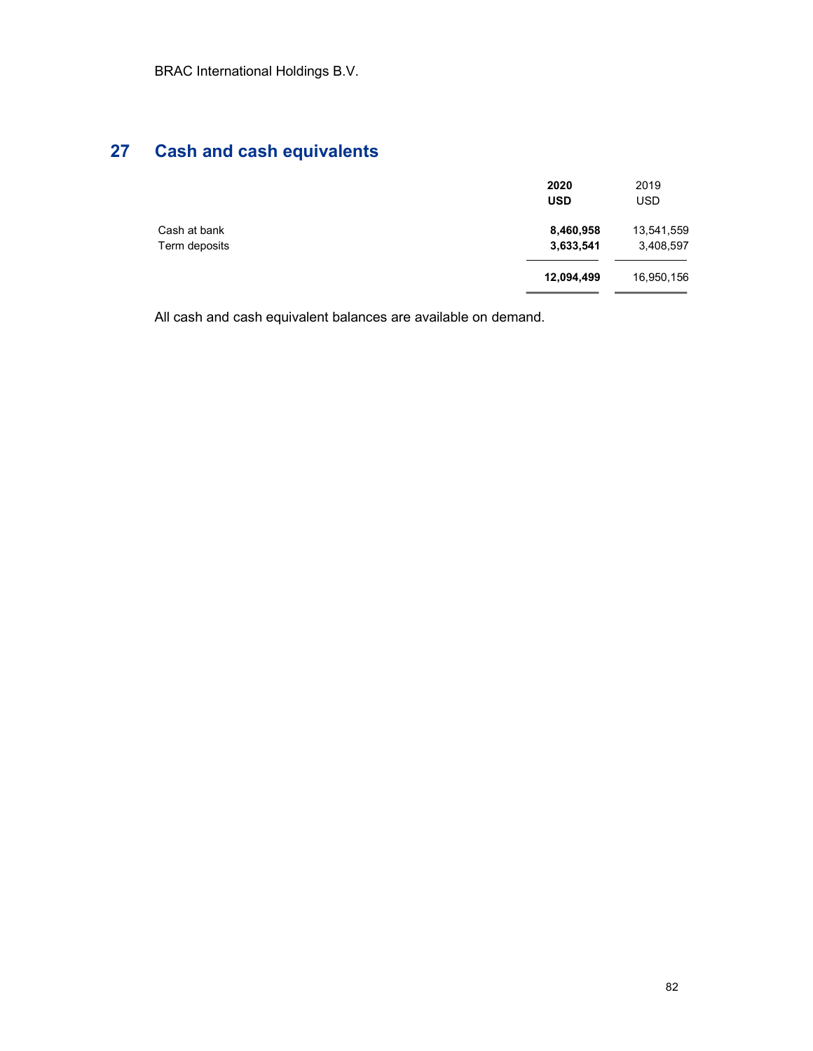## 27 Cash and cash equivalents

| | 2020 USD | 2019 USD |
|---|---|---|
| Cash at bank | **8,460,958** | 13,541,559 |
| Term deposits | **3,633,541** | 3,408,597 |
| | **12,094,499** | 16,950,156 |

All cash and cash equivalent balances are available on demand.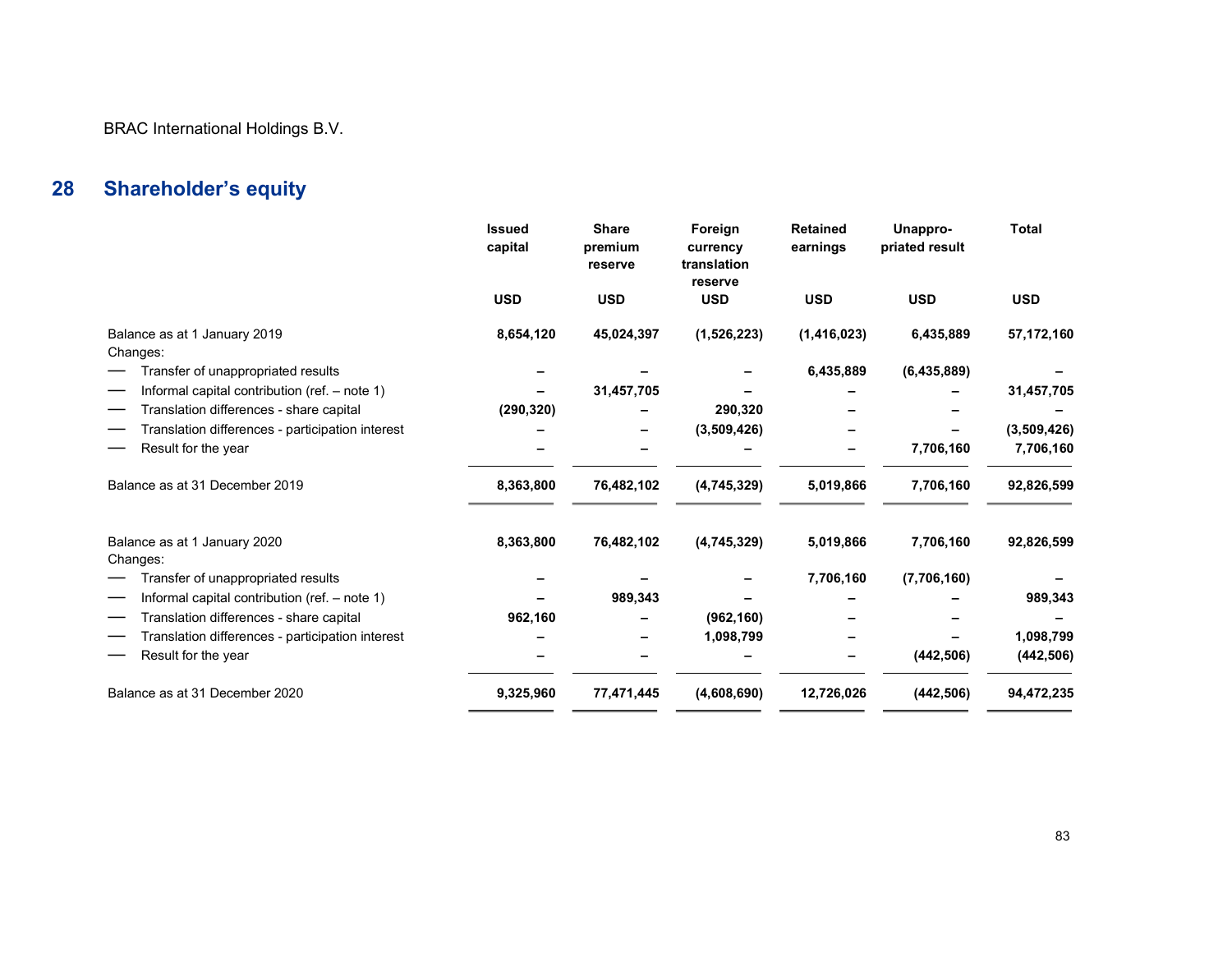BRAC International Holdings B.V.

## 28 Shareholder's equity

| | Issued capital | Share premium reserve | Foreign currency translation reserve | Retained earnings | Unappro-priated result | Total |
|---|---|---|---|---|---|---|
| | **USD** | **USD** | **USD** | **USD** | **USD** | **USD** |
| Balance as at 1 January 2019 | **8,654,120** | **45,024,397** | **(1,526,223)** | **(1,416,023)** | **6,435,889** | **57,172,160** |
| Changes: | | | | | | |
| — Transfer of unappropriated results | **–** | **–** | **–** | **6,435,889** | **(6,435,889)** | **–** |
| — Informal capital contribution (ref. – note 1) | **–** | **31,457,705** | **–** | **–** | **–** | **31,457,705** |
| — Translation differences - share capital | **(290,320)** | **–** | **290,320** | **–** | **–** | **–** |
| — Translation differences - participation interest | **–** | **–** | **(3,509,426)** | **–** | **–** | **(3,509,426)** |
| — Result for the year | **–** | **–** | **–** | **–** | **7,706,160** | **7,706,160** |
| Balance as at 31 December 2019 | **8,363,800** | **76,482,102** | **(4,745,329)** | **5,019,866** | **7,706,160** | **92,826,599** |
| | | | | | | |
| Balance as at 1 January 2020 | **8,363,800** | **76,482,102** | **(4,745,329)** | **5,019,866** | **7,706,160** | **92,826,599** |
| Changes: | | | | | | |
| — Transfer of unappropriated results | **–** | **–** | **–** | **7,706,160** | **(7,706,160)** | **–** |
| — Informal capital contribution (ref. – note 1) | **–** | **989,343** | **–** | **–** | **–** | **989,343** |
| — Translation differences - share capital | **962,160** | **–** | **(962,160)** | **–** | **–** | **–** |
| — Translation differences - participation interest | **–** | **–** | **1,098,799** | **–** | **–** | **1,098,799** |
| — Result for the year | **–** | **–** | **–** | **–** | **(442,506)** | **(442,506)** |
| Balance as at 31 December 2020 | **9,325,960** | **77,471,445** | **(4,608,690)** | **12,726,026** | **(442,506)** | **94,472,235** |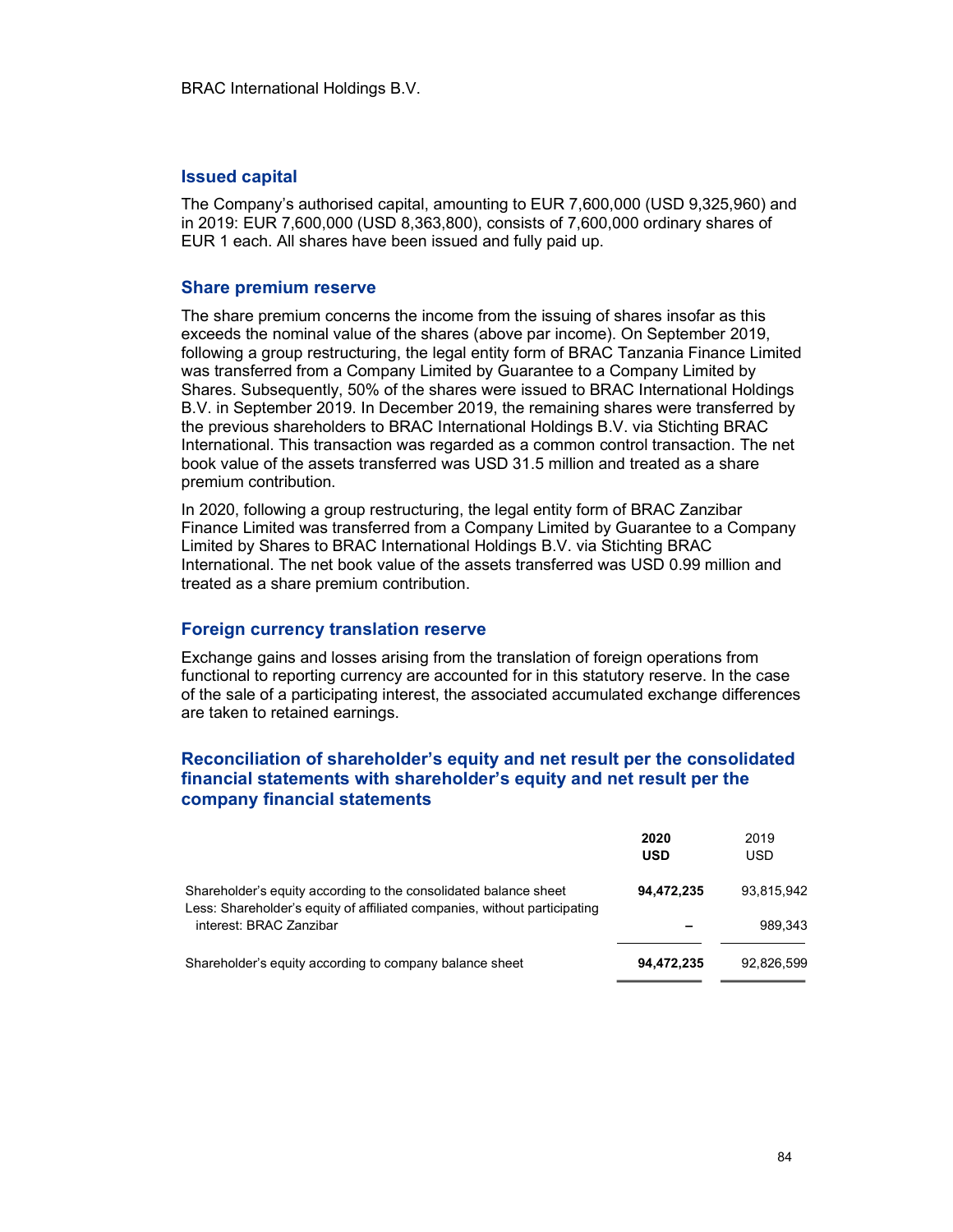BRAC International Holdings B.V.

## Issued capital

The Company's authorised capital, amounting to EUR 7,600,000 (USD 9,325,960) and in 2019: EUR 7,600,000 (USD 8,363,800), consists of 7,600,000 ordinary shares of EUR 1 each. All shares have been issued and fully paid up.

## Share premium reserve

The share premium concerns the income from the issuing of shares insofar as this exceeds the nominal value of the shares (above par income). On September 2019, following a group restructuring, the legal entity form of BRAC Tanzania Finance Limited was transferred from a Company Limited by Guarantee to a Company Limited by Shares. Subsequently, 50% of the shares were issued to BRAC International Holdings B.V. in September 2019. In December 2019, the remaining shares were transferred by the previous shareholders to BRAC International Holdings B.V. via Stichting BRAC International. This transaction was regarded as a common control transaction. The net book value of the assets transferred was USD 31.5 million and treated as a share premium contribution.

In 2020, following a group restructuring, the legal entity form of BRAC Zanzibar Finance Limited was transferred from a Company Limited by Guarantee to a Company Limited by Shares to BRAC International Holdings B.V. via Stichting BRAC International. The net book value of the assets transferred was USD 0.99 million and treated as a share premium contribution.

## Foreign currency translation reserve

Exchange gains and losses arising from the translation of foreign operations from functional to reporting currency are accounted for in this statutory reserve. In the case of the sale of a participating interest, the associated accumulated exchange differences are taken to retained earnings.

## Reconciliation of shareholder's equity and net result per the consolidated financial statements with shareholder's equity and net result per the company financial statements

| | **2020 USD** | 2019 USD |
|---|---|---|
| Shareholder's equity according to the consolidated balance sheet | **94,472,235** | 93,815,942 |
| Less: Shareholder's equity of affiliated companies, without participating interest: BRAC Zanzibar | **–** | 989,343 |
| Shareholder's equity according to company balance sheet | **94,472,235** | 92,826,599 |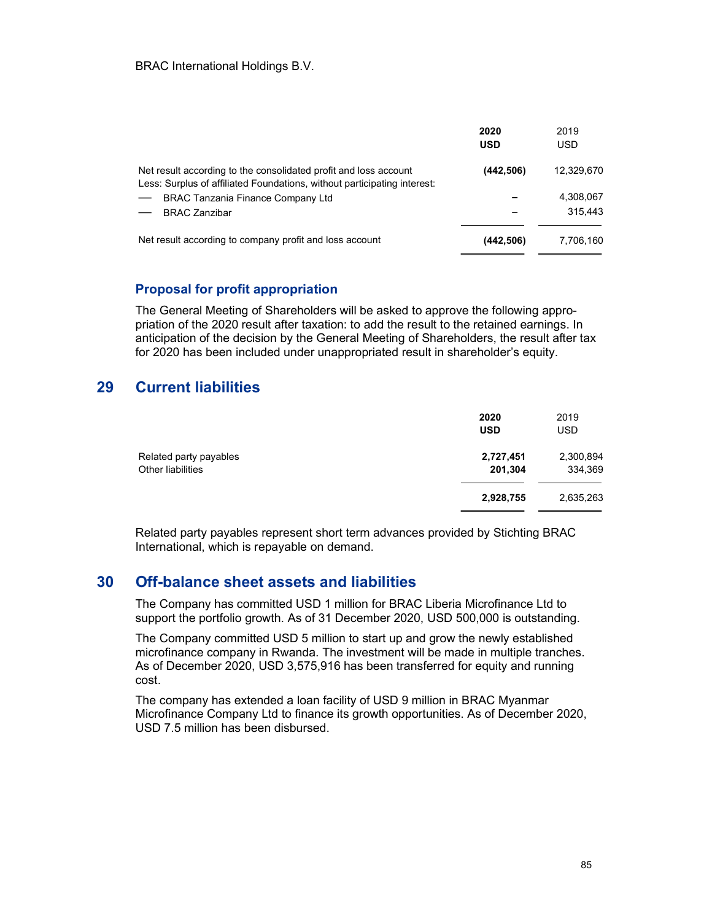| | 2020<br>USD | 2019<br>USD |
|---|---|---|
| Net result according to the consolidated profit and loss account | **(442,506)** | 12,329,670 |
| Less: Surplus of affiliated Foundations, without participating interest: | | |
| — BRAC Tanzania Finance Company Ltd | – | 4,308,067 |
| — BRAC Zanzibar | – | 315,443 |
| Net result according to company profit and loss account | **(442,506)** | 7,706,160 |

### Proposal for profit appropriation

The General Meeting of Shareholders will be asked to approve the following appropriation of the 2020 result after taxation: to add the result to the retained earnings. In anticipation of the decision by the General Meeting of Shareholders, the result after tax for 2020 has been included under unappropriated result in shareholder's equity.

## 29 Current liabilities

| | 2020<br>USD | 2019<br>USD |
|---|---|---|
| Related party payables | **2,727,451** | 2,300,894 |
| Other liabilities | **201,304** | 334,369 |
| | **2,928,755** | 2,635,263 |

Related party payables represent short term advances provided by Stichting BRAC International, which is repayable on demand.

## 30 Off-balance sheet assets and liabilities

The Company has committed USD 1 million for BRAC Liberia Microfinance Ltd to support the portfolio growth. As of 31 December 2020, USD 500,000 is outstanding.

The Company committed USD 5 million to start up and grow the newly established microfinance company in Rwanda. The investment will be made in multiple tranches. As of December 2020, USD 3,575,916 has been transferred for equity and running cost.

The company has extended a loan facility of USD 9 million in BRAC Myanmar Microfinance Company Ltd to finance its growth opportunities. As of December 2020, USD 7.5 million has been disbursed.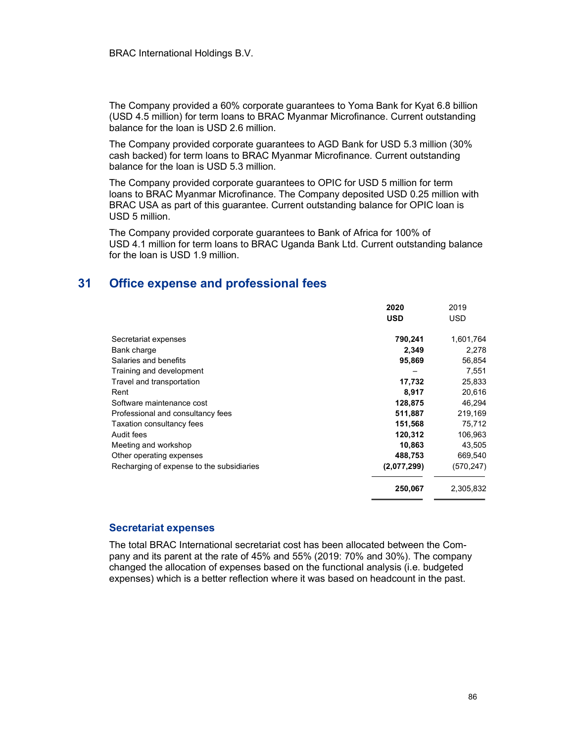The Company provided a 60% corporate guarantees to Yoma Bank for Kyat 6.8 billion (USD 4.5 million) for term loans to BRAC Myanmar Microfinance. Current outstanding balance for the loan is USD 2.6 million.

The Company provided corporate guarantees to AGD Bank for USD 5.3 million (30% cash backed) for term loans to BRAC Myanmar Microfinance. Current outstanding balance for the loan is USD 5.3 million.

The Company provided corporate guarantees to OPIC for USD 5 million for term loans to BRAC Myanmar Microfinance. The Company deposited USD 0.25 million with BRAC USA as part of this guarantee. Current outstanding balance for OPIC loan is USD 5 million.

The Company provided corporate guarantees to Bank of Africa for 100% of USD 4.1 million for term loans to BRAC Uganda Bank Ltd. Current outstanding balance for the loan is USD 1.9 million.

## 31 Office expense and professional fees

| | **2020** | 2019 |
|---|---|---|
| | **USD** | USD |
| Secretariat expenses | **790,241** | 1,601,764 |
| Bank charge | **2,349** | 2,278 |
| Salaries and benefits | **95,869** | 56,854 |
| Training and development | – | 7,551 |
| Travel and transportation | **17,732** | 25,833 |
| Rent | **8,917** | 20,616 |
| Software maintenance cost | **128,875** | 46,294 |
| Professional and consultancy fees | **511,887** | 219,169 |
| Taxation consultancy fees | **151,568** | 75,712 |
| Audit fees | **120,312** | 106,963 |
| Meeting and workshop | **10,863** | 43,505 |
| Other operating expenses | **488,753** | 669,540 |
| Recharging of expense to the subsidiaries | **(2,077,299)** | (570,247) |
| | **250,067** | 2,305,832 |

### Secretariat expenses

The total BRAC International secretariat cost has been allocated between the Company and its parent at the rate of 45% and 55% (2019: 70% and 30%). The company changed the allocation of expenses based on the functional analysis (i.e. budgeted expenses) which is a better reflection where it was based on headcount in the past.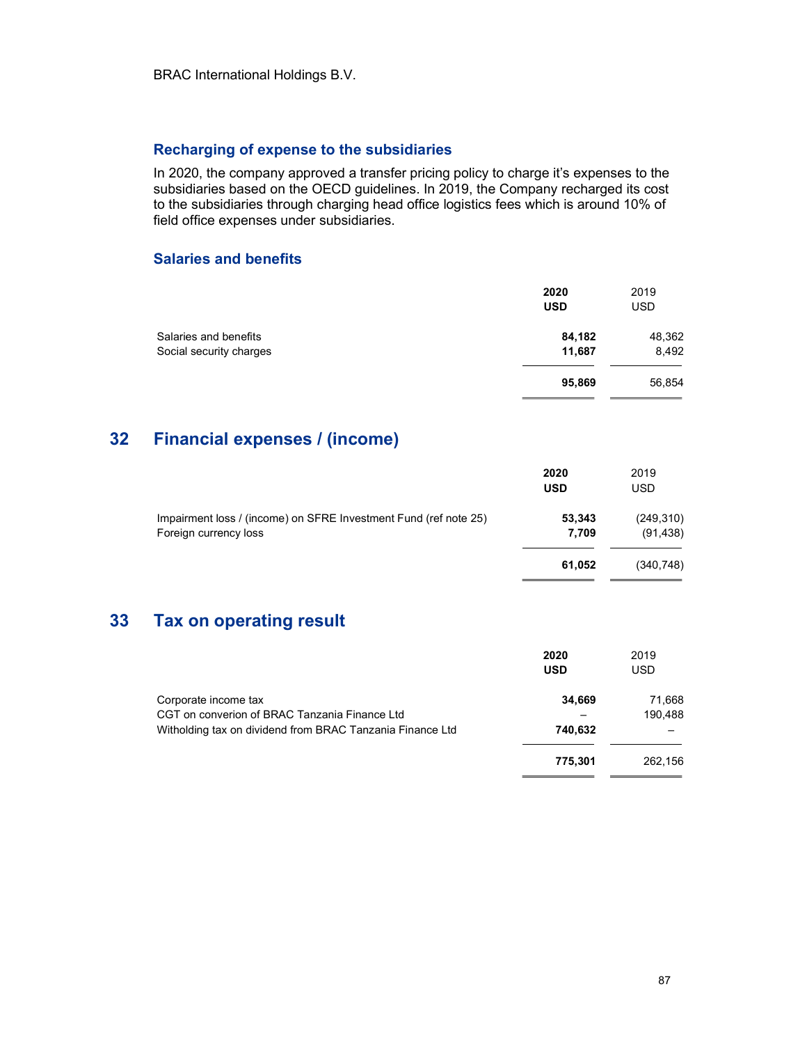### Recharging of expense to the subsidiaries

In 2020, the company approved a transfer pricing policy to charge it's expenses to the subsidiaries based on the OECD guidelines. In 2019, the Company recharged its cost to the subsidiaries through charging head office logistics fees which is around 10% of field office expenses under subsidiaries.

### Salaries and benefits

| | **2020 USD** | 2019 USD |
|---|---|---|
| Salaries and benefits | **84,182** | 48,362 |
| Social security charges | **11,687** | 8,492 |
| | **95,869** | 56,854 |

## 32 Financial expenses / (income)

| | **2020 USD** | 2019 USD |
|---|---|---|
| Impairment loss / (income) on SFRE Investment Fund (ref note 25) | **53,343** | (249,310) |
| Foreign currency loss | **7,709** | (91,438) |
| | **61,052** | (340,748) |

## 33 Tax on operating result

| | **2020 USD** | 2019 USD |
|---|---|---|
| Corporate income tax | **34,669** | 71,668 |
| CGT on converion of BRAC Tanzania Finance Ltd | – | 190,488 |
| Witholding tax on dividend from BRAC Tanzania Finance Ltd | **740,632** | – |
| | **775,301** | 262,156 |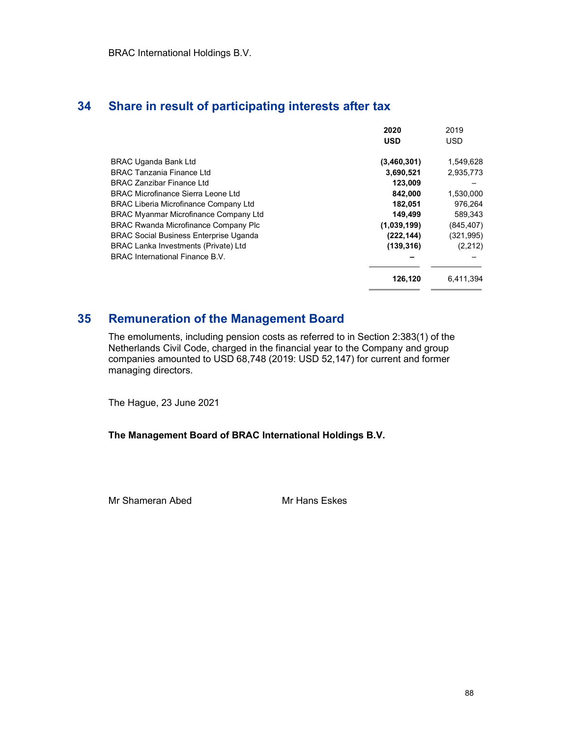## 34 Share in result of participating interests after tax

| | **2020** | 2019 |
|---|---|---|
| | **USD** | USD |
| BRAC Uganda Bank Ltd | **(3,460,301)** | 1,549,628 |
| BRAC Tanzania Finance Ltd | **3,690,521** | 2,935,773 |
| BRAC Zanzibar Finance Ltd | **123,009** | – |
| BRAC Microfinance Sierra Leone Ltd | **842,000** | 1,530,000 |
| BRAC Liberia Microfinance Company Ltd | **182,051** | 976,264 |
| BRAC Myanmar Microfinance Company Ltd | **149,499** | 589,343 |
| BRAC Rwanda Microfinance Company Plc | **(1,039,199)** | (845,407) |
| BRAC Social Business Enterprise Uganda | **(222,144)** | (321,995) |
| BRAC Lanka Investments (Private) Ltd | **(139,316)** | (2,212) |
| BRAC International Finance B.V. | **–** | – |
| | **126,120** | 6,411,394 |

## 35 Remuneration of the Management Board

The emoluments, including pension costs as referred to in Section 2:383(1) of the Netherlands Civil Code, charged in the financial year to the Company and group companies amounted to USD 68,748 (2019: USD 52,147) for current and former managing directors.

The Hague, 23 June 2021

**The Management Board of BRAC International Holdings B.V.**

Mr Shameran Abed　　　　Mr Hans Eskes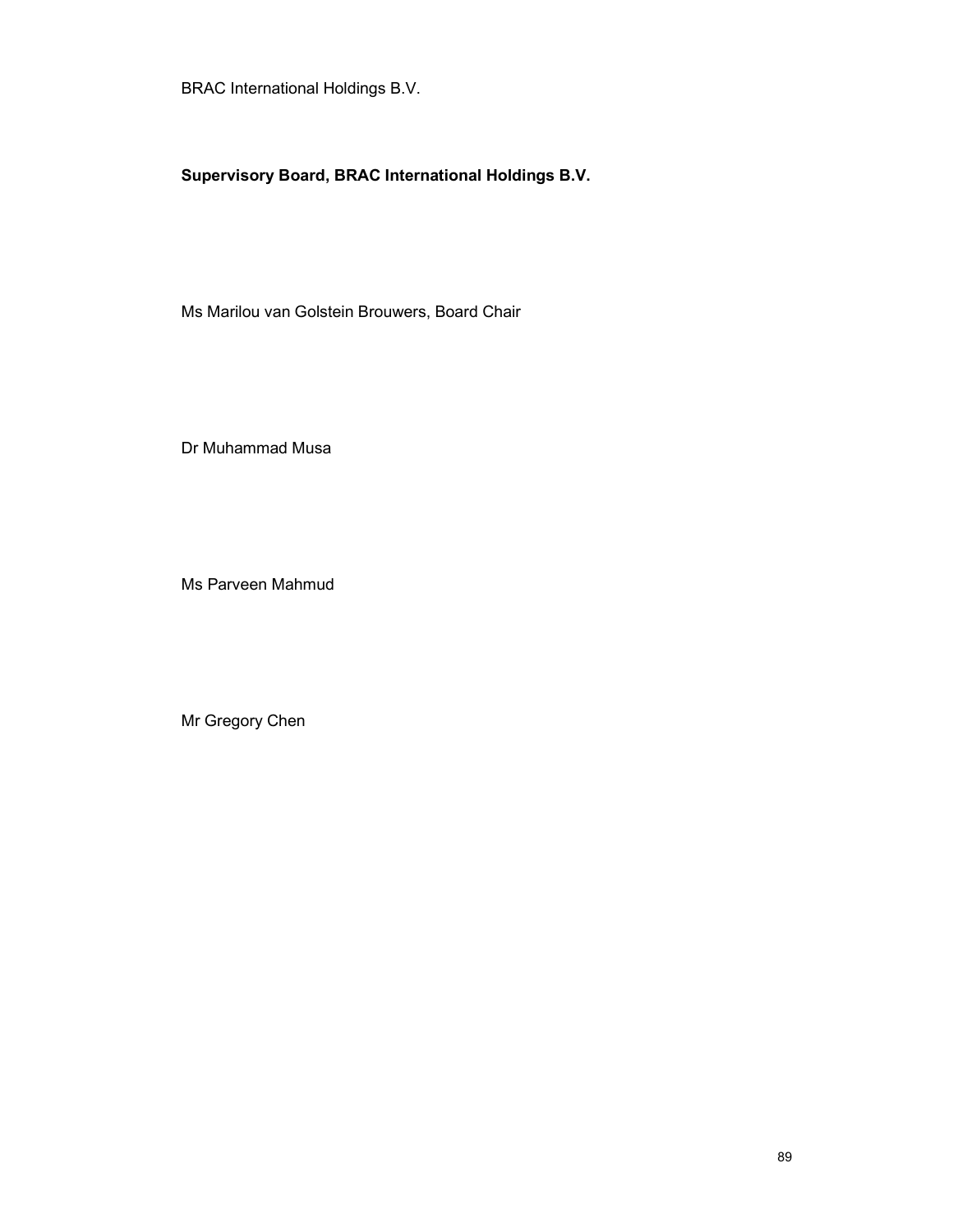BRAC International Holdings B.V.

**Supervisory Board, BRAC International Holdings B.V.**

Ms Marilou van Golstein Brouwers, Board Chair

Dr Muhammad Musa

Ms Parveen Mahmud

Mr Gregory Chen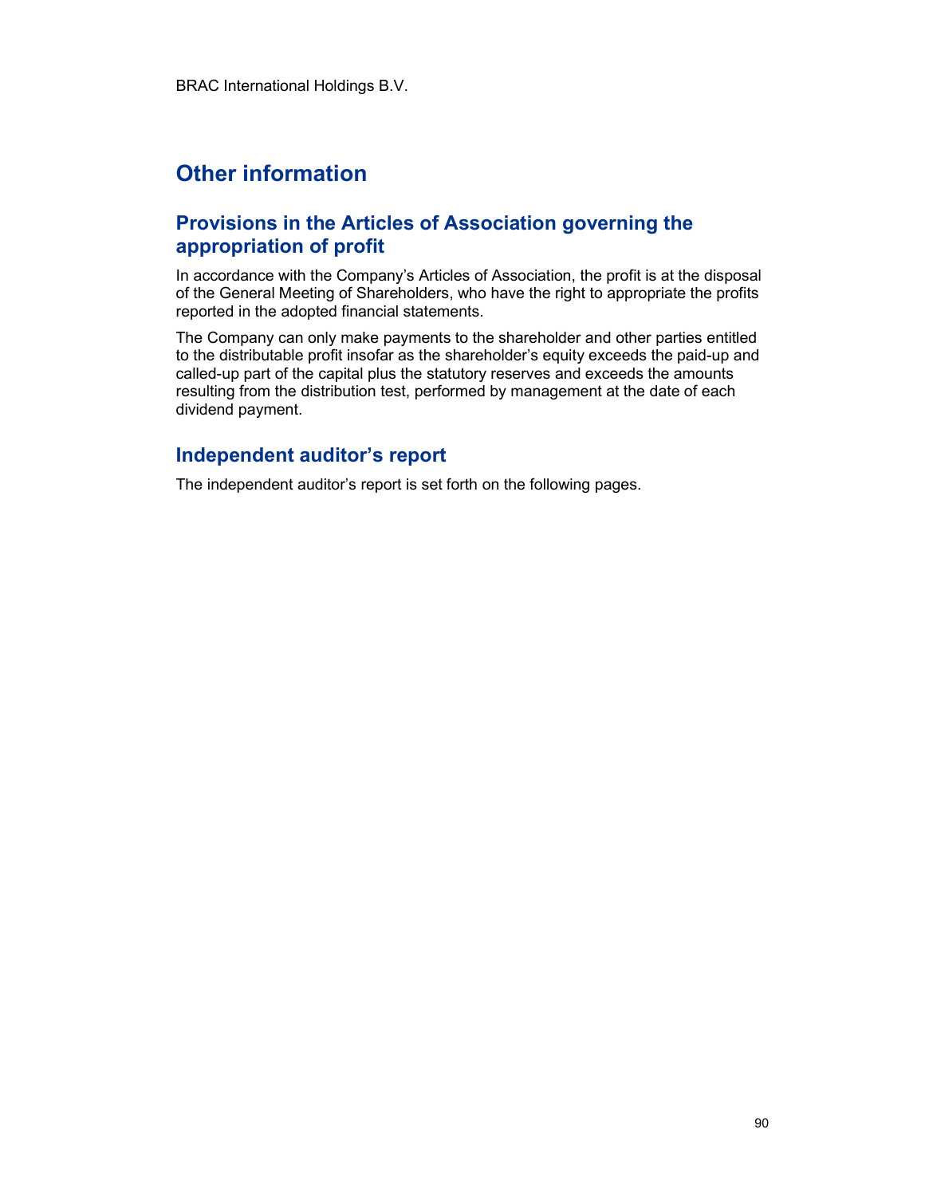# Other information

## Provisions in the Articles of Association governing the appropriation of profit

In accordance with the Company's Articles of Association, the profit is at the disposal of the General Meeting of Shareholders, who have the right to appropriate the profits reported in the adopted financial statements.

The Company can only make payments to the shareholder and other parties entitled to the distributable profit insofar as the shareholder's equity exceeds the paid-up and called-up part of the capital plus the statutory reserves and exceeds the amounts resulting from the distribution test, performed by management at the date of each dividend payment.

## Independent auditor's report

The independent auditor's report is set forth on the following pages.